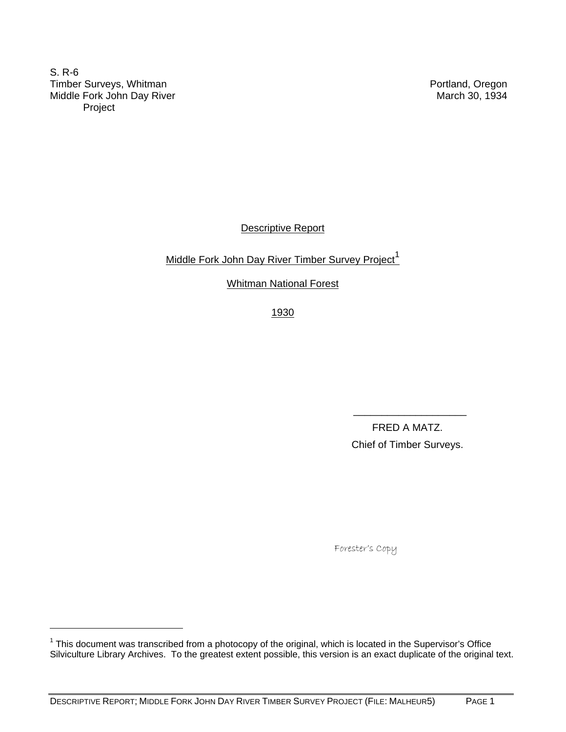S. R-6
Timber Surveys, Whitman
Middle Fork John Day River
Project

Portland, Oregon
March 30, 1934

# Descriptive Report

## Middle Fork John Day River Timber Survey Project[1]

## Whitman National Forest

## 1930

\_\_\_\_\_\_\_\_\_\_\_\_\_\_\_\_\_\_\_\_

FRED A MATZ.
Chief of Timber Surveys.

Forester's Copy

[1] This document was transcribed from a photocopy of the original, which is located in the Supervisor's Office Silviculture Library Archives. To the greatest extent possible, this version is an exact duplicate of the original text.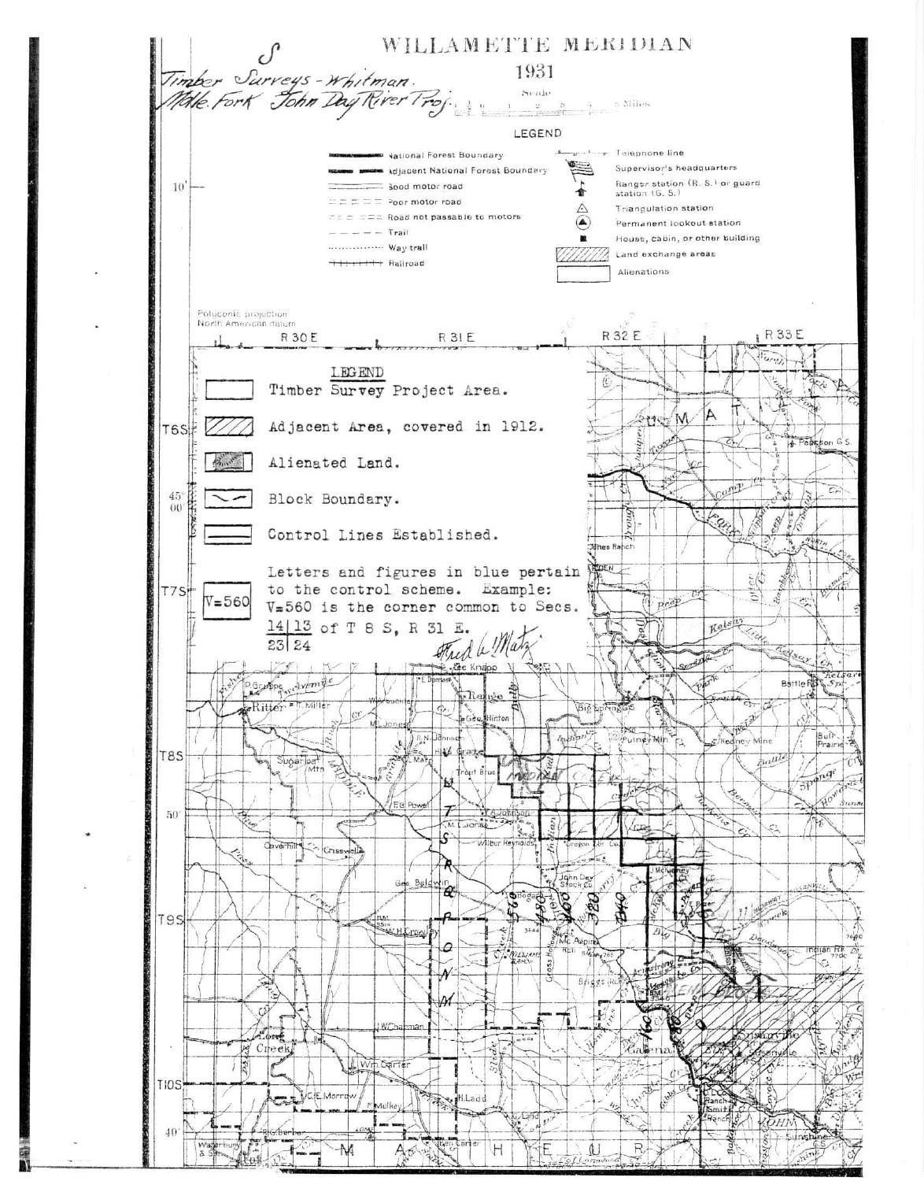# WILLAMETTE MERIDIAN

1931

Timber Surveys - Whitman.
Mdle. Fork John Day River Proj.

Scale

5 Miles

## LEGEND

- National Forest Boundary
- Adjacent National Forest Boundary
- Good motor road
- Poor motor road
- Road not passable to motors
- Trail
- Way trail
- Railroad
- Telephone line
- Supervisor's headquarters
- Ranger station (R. S.) or guard station (G. S.)
- Triangulation station
- Permanent lookout station
- House, cabin, or other building
- Land exchange areas
- Alienations

Polyconic projection
North American datum

## LEGEND

- Timber Survey Project Area.
- Adjacent Area, covered in 1912.
- Alienated Land.
- Block Boundary.
- Control Lines Established.

Letters and figures in blue pertain to the control scheme. Example: V=560 is the corner common to Secs. 14|13 / 23|24 of T 8 S, R 31 E.

Fred W. Matz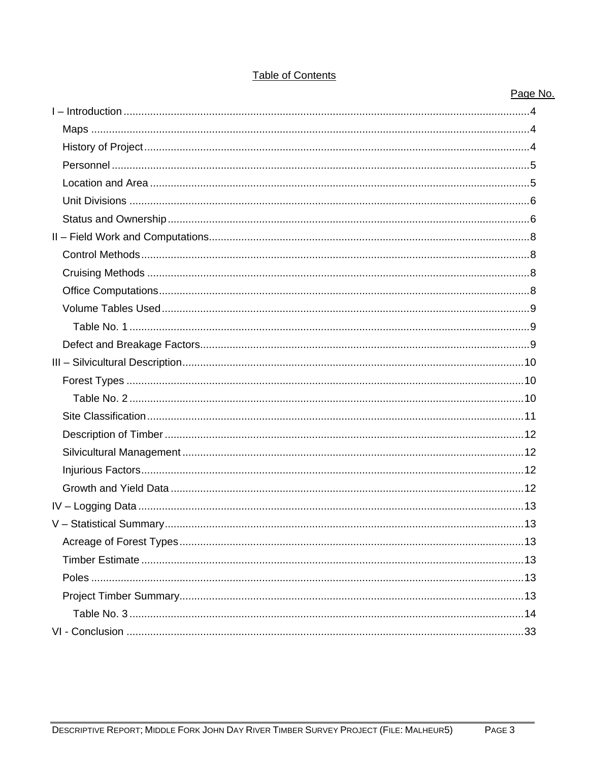# Table of Contents

Page No.

- I – Introduction ..... 4
  - Maps ..... 4
  - History of Project ..... 4
  - Personnel ..... 5
  - Location and Area ..... 5
  - Unit Divisions ..... 6
  - Status and Ownership ..... 6
- II – Field Work and Computations ..... 8
  - Control Methods ..... 8
  - Cruising Methods ..... 8
  - Office Computations ..... 8
  - Volume Tables Used ..... 9
    - Table No. 1 ..... 9
  - Defect and Breakage Factors ..... 9
- III – Silvicultural Description ..... 10
  - Forest Types ..... 10
    - Table No. 2 ..... 10
  - Site Classification ..... 11
  - Description of Timber ..... 12
  - Silvicultural Management ..... 12
  - Injurious Factors ..... 12
  - Growth and Yield Data ..... 12
- IV – Logging Data ..... 13
- V – Statistical Summary ..... 13
  - Acreage of Forest Types ..... 13
  - Timber Estimate ..... 13
  - Poles ..... 13
  - Project Timber Summary ..... 13
    - Table No. 3 ..... 14
- VI - Conclusion ..... 33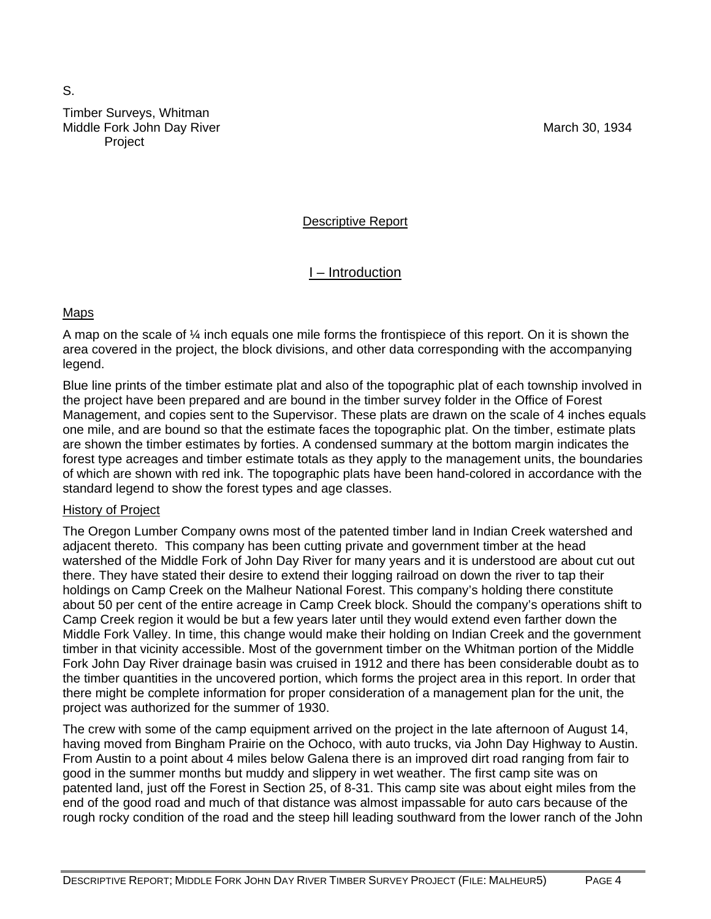S.

Timber Surveys, Whitman
Middle Fork John Day River
Project

March 30, 1934

## Descriptive Report

## I – Introduction

### Maps

A map on the scale of ¼ inch equals one mile forms the frontispiece of this report. On it is shown the area covered in the project, the block divisions, and other data corresponding with the accompanying legend.

Blue line prints of the timber estimate plat and also of the topographic plat of each township involved in the project have been prepared and are bound in the timber survey folder in the Office of Forest Management, and copies sent to the Supervisor. These plats are drawn on the scale of 4 inches equals one mile, and are bound so that the estimate faces the topographic plat. On the timber, estimate plats are shown the timber estimates by forties. A condensed summary at the bottom margin indicates the forest type acreages and timber estimate totals as they apply to the management units, the boundaries of which are shown with red ink. The topographic plats have been hand-colored in accordance with the standard legend to show the forest types and age classes.

### History of Project

The Oregon Lumber Company owns most of the patented timber land in Indian Creek watershed and adjacent thereto. This company has been cutting private and government timber at the head watershed of the Middle Fork of John Day River for many years and it is understood are about cut out there. They have stated their desire to extend their logging railroad on down the river to tap their holdings on Camp Creek on the Malheur National Forest. This company's holding there constitute about 50 per cent of the entire acreage in Camp Creek block. Should the company's operations shift to Camp Creek region it would be but a few years later until they would extend even farther down the Middle Fork Valley. In time, this change would make their holding on Indian Creek and the government timber in that vicinity accessible. Most of the government timber on the Whitman portion of the Middle Fork John Day River drainage basin was cruised in 1912 and there has been considerable doubt as to the timber quantities in the uncovered portion, which forms the project area in this report. In order that there might be complete information for proper consideration of a management plan for the unit, the project was authorized for the summer of 1930.

The crew with some of the camp equipment arrived on the project in the late afternoon of August 14, having moved from Bingham Prairie on the Ochoco, with auto trucks, via John Day Highway to Austin. From Austin to a point about 4 miles below Galena there is an improved dirt road ranging from fair to good in the summer months but muddy and slippery in wet weather. The first camp site was on patented land, just off the Forest in Section 25, of 8-31. This camp site was about eight miles from the end of the good road and much of that distance was almost impassable for auto cars because of the rough rocky condition of the road and the steep hill leading southward from the lower ranch of the John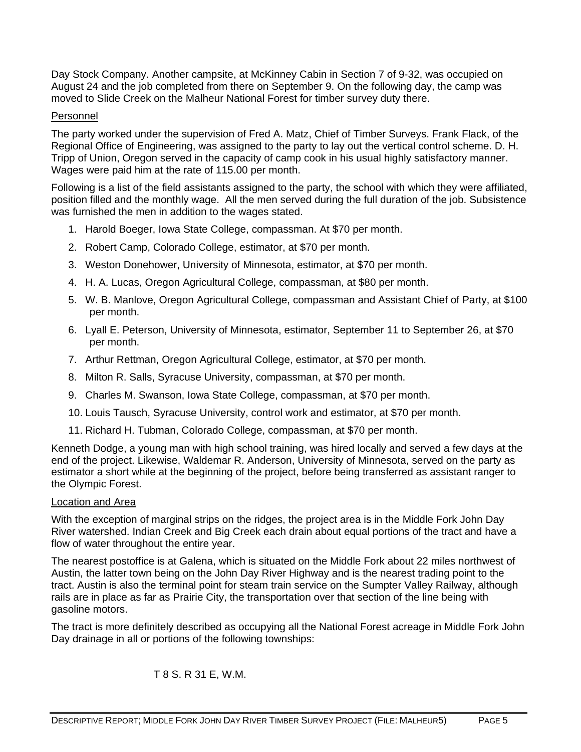Day Stock Company. Another campsite, at McKinney Cabin in Section 7 of 9-32, was occupied on August 24 and the job completed from there on September 9. On the following day, the camp was moved to Slide Creek on the Malheur National Forest for timber survey duty there.

<u>Personnel</u>

The party worked under the supervision of Fred A. Matz, Chief of Timber Surveys. Frank Flack, of the Regional Office of Engineering, was assigned to the party to lay out the vertical control scheme. D. H. Tripp of Union, Oregon served in the capacity of camp cook in his usual highly satisfactory manner. Wages were paid him at the rate of 115.00 per month.

Following is a list of the field assistants assigned to the party, the school with which they were affiliated, position filled and the monthly wage. All the men served during the full duration of the job. Subsistence was furnished the men in addition to the wages stated.

1. Harold Boeger, Iowa State College, compassman. At $70 per month.
2. Robert Camp, Colorado College, estimator, at $70 per month.
3. Weston Donehower, University of Minnesota, estimator, at $70 per month.
4. H. A. Lucas, Oregon Agricultural College, compassman, at $80 per month.
5. W. B. Manlove, Oregon Agricultural College, compassman and Assistant Chief of Party, at $100 per month.
6. Lyall E. Peterson, University of Minnesota, estimator, September 11 to September 26, at $70 per month.
7. Arthur Rettman, Oregon Agricultural College, estimator, at $70 per month.
8. Milton R. Salls, Syracuse University, compassman, at $70 per month.
9. Charles M. Swanson, Iowa State College, compassman, at $70 per month.
10. Louis Tausch, Syracuse University, control work and estimator, at $70 per month.
11. Richard H. Tubman, Colorado College, compassman, at $70 per month.

Kenneth Dodge, a young man with high school training, was hired locally and served a few days at the end of the project. Likewise, Waldemar R. Anderson, University of Minnesota, served on the party as estimator a short while at the beginning of the project, before being transferred as assistant ranger to the Olympic Forest.

<u>Location and Area</u>

With the exception of marginal strips on the ridges, the project area is in the Middle Fork John Day River watershed. Indian Creek and Big Creek each drain about equal portions of the tract and have a flow of water throughout the entire year.

The nearest postoffice is at Galena, which is situated on the Middle Fork about 22 miles northwest of Austin, the latter town being on the John Day River Highway and is the nearest trading point to the tract. Austin is also the terminal point for steam train service on the Sumpter Valley Railway, although rails are in place as far as Prairie City, the transportation over that section of the line being with gasoline motors.

The tract is more definitely described as occupying all the National Forest acreage in Middle Fork John Day drainage in all or portions of the following townships:

T 8 S. R 31 E, W.M.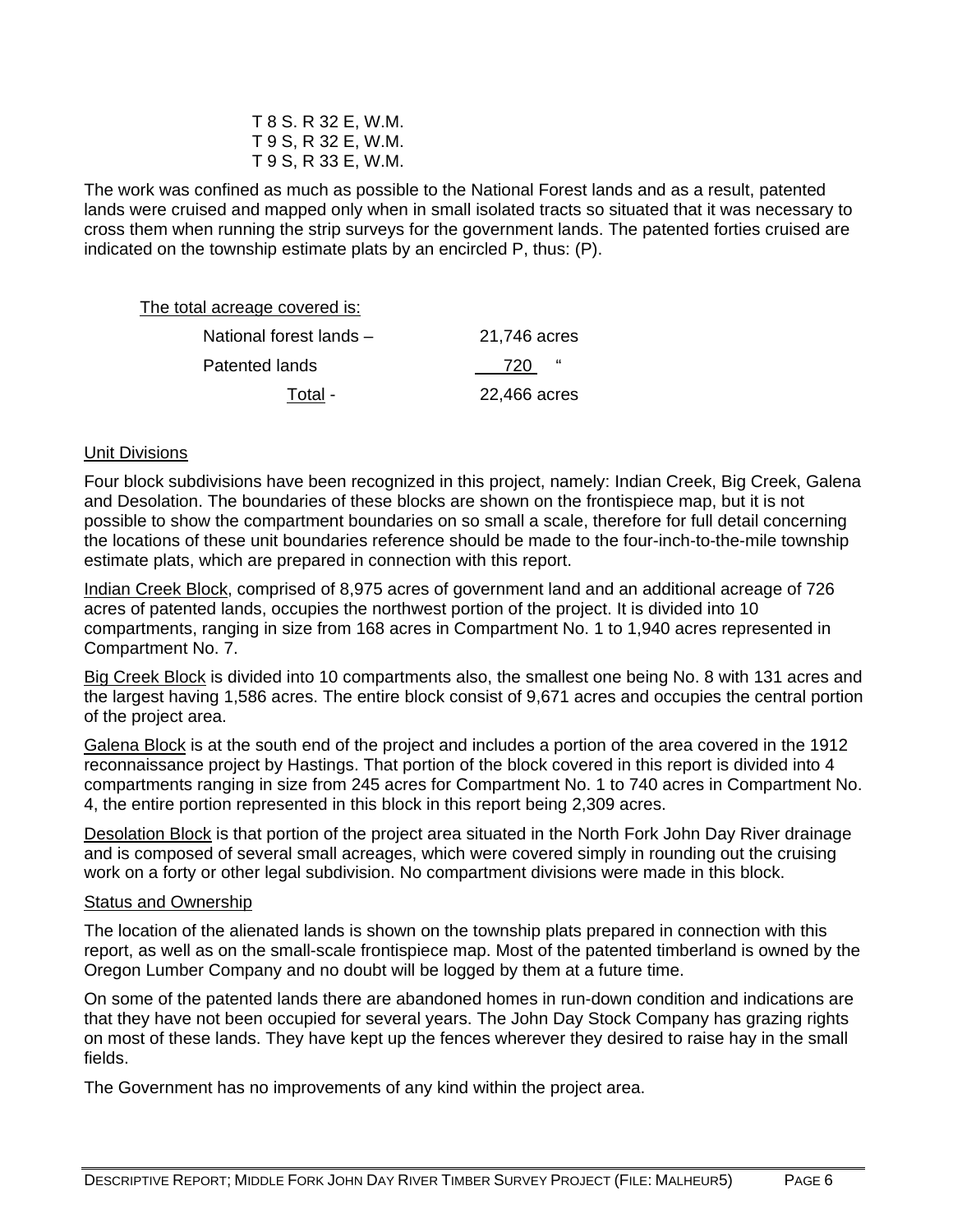T 8 S. R 32 E, W.M.
T 9 S, R 32 E, W.M.
T 9 S, R 33 E, W.M.

The work was confined as much as possible to the National Forest lands and as a result, patented lands were cruised and mapped only when in small isolated tracts so situated that it was necessary to cross them when running the strip surveys for the government lands. The patented forties cruised are indicated on the township estimate plats by an encircled P, thus: (P).

The total acreage covered is:

| | |
|---|---|
| National forest lands – | 21,746 acres |
| Patented lands | 720 " |
| Total - | 22,466 acres |

Unit Divisions

Four block subdivisions have been recognized in this project, namely: Indian Creek, Big Creek, Galena and Desolation. The boundaries of these blocks are shown on the frontispiece map, but it is not possible to show the compartment boundaries on so small a scale, therefore for full detail concerning the locations of these unit boundaries reference should be made to the four-inch-to-the-mile township estimate plats, which are prepared in connection with this report.

Indian Creek Block, comprised of 8,975 acres of government land and an additional acreage of 726 acres of patented lands, occupies the northwest portion of the project. It is divided into 10 compartments, ranging in size from 168 acres in Compartment No. 1 to 1,940 acres represented in Compartment No. 7.

Big Creek Block is divided into 10 compartments also, the smallest one being No. 8 with 131 acres and the largest having 1,586 acres. The entire block consist of 9,671 acres and occupies the central portion of the project area.

Galena Block is at the south end of the project and includes a portion of the area covered in the 1912 reconnaissance project by Hastings. That portion of the block covered in this report is divided into 4 compartments ranging in size from 245 acres for Compartment No. 1 to 740 acres in Compartment No. 4, the entire portion represented in this block in this report being 2,309 acres.

Desolation Block is that portion of the project area situated in the North Fork John Day River drainage and is composed of several small acreages, which were covered simply in rounding out the cruising work on a forty or other legal subdivision. No compartment divisions were made in this block.

Status and Ownership

The location of the alienated lands is shown on the township plats prepared in connection with this report, as well as on the small-scale frontispiece map. Most of the patented timberland is owned by the Oregon Lumber Company and no doubt will be logged by them at a future time.

On some of the patented lands there are abandoned homes in run-down condition and indications are that they have not been occupied for several years. The John Day Stock Company has grazing rights on most of these lands. They have kept up the fences wherever they desired to raise hay in the small fields.

The Government has no improvements of any kind within the project area.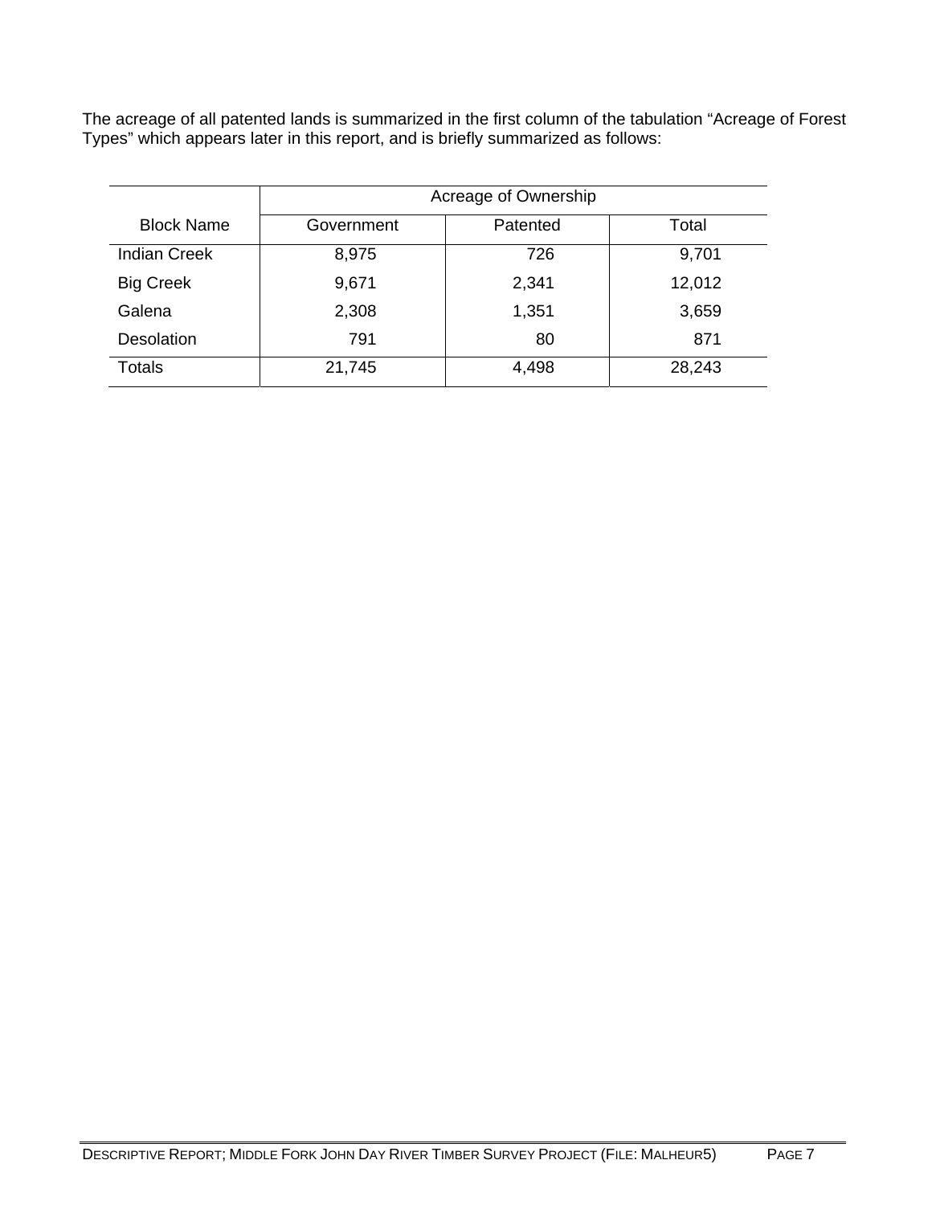The acreage of all patented lands is summarized in the first column of the tabulation "Acreage of Forest Types" which appears later in this report, and is briefly summarized as follows:

| | Acreage of Ownership | | |
|---|---|---|---|
| Block Name | Government | Patented | Total |
| Indian Creek | 8,975 | 726 | 9,701 |
| Big Creek | 9,671 | 2,341 | 12,012 |
| Galena | 2,308 | 1,351 | 3,659 |
| Desolation | 791 | 80 | 871 |
| Totals | 21,745 | 4,498 | 28,243 |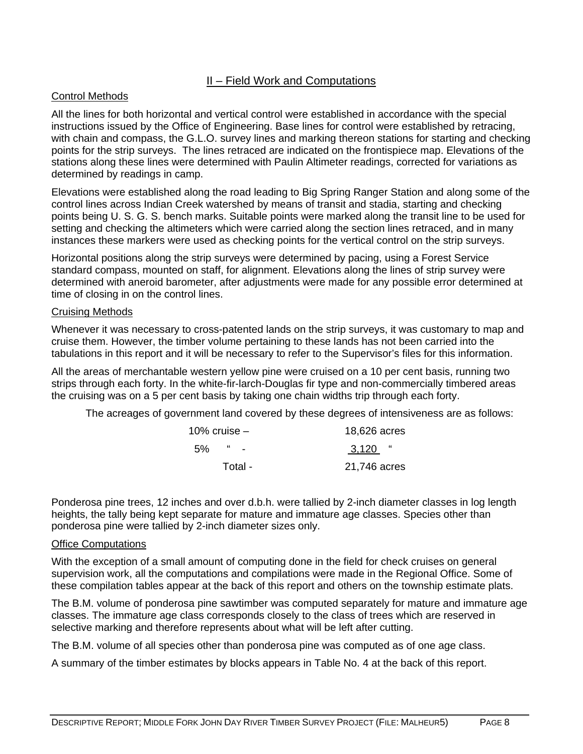## II – Field Work and Computations

### Control Methods

All the lines for both horizontal and vertical control were established in accordance with the special instructions issued by the Office of Engineering. Base lines for control were established by retracing, with chain and compass, the G.L.O. survey lines and marking thereon stations for starting and checking points for the strip surveys. The lines retraced are indicated on the frontispiece map. Elevations of the stations along these lines were determined with Paulin Altimeter readings, corrected for variations as determined by readings in camp.

Elevations were established along the road leading to Big Spring Ranger Station and along some of the control lines across Indian Creek watershed by means of transit and stadia, starting and checking points being U. S. G. S. bench marks. Suitable points were marked along the transit line to be used for setting and checking the altimeters which were carried along the section lines retraced, and in many instances these markers were used as checking points for the vertical control on the strip surveys.

Horizontal positions along the strip surveys were determined by pacing, using a Forest Service standard compass, mounted on staff, for alignment. Elevations along the lines of strip survey were determined with aneroid barometer, after adjustments were made for any possible error determined at time of closing in on the control lines.

### Cruising Methods

Whenever it was necessary to cross-patented lands on the strip surveys, it was customary to map and cruise them. However, the timber volume pertaining to these lands has not been carried into the tabulations in this report and it will be necessary to refer to the Supervisor's files for this information.

All the areas of merchantable western yellow pine were cruised on a 10 per cent basis, running two strips through each forty. In the white-fir-larch-Douglas fir type and non-commercially timbered areas the cruising was on a 5 per cent basis by taking one chain widths trip through each forty.

The acreages of government land covered by these degrees of intensiveness are as follows:

| | |
|---|---|
| 10% cruise – | 18,626 acres |
| 5% " - | 3,120 " |
| Total - | 21,746 acres |

Ponderosa pine trees, 12 inches and over d.b.h. were tallied by 2-inch diameter classes in log length heights, the tally being kept separate for mature and immature age classes. Species other than ponderosa pine were tallied by 2-inch diameter sizes only.

### Office Computations

With the exception of a small amount of computing done in the field for check cruises on general supervision work, all the computations and compilations were made in the Regional Office. Some of these compilation tables appear at the back of this report and others on the township estimate plats.

The B.M. volume of ponderosa pine sawtimber was computed separately for mature and immature age classes. The immature age class corresponds closely to the class of trees which are reserved in selective marking and therefore represents about what will be left after cutting.

The B.M. volume of all species other than ponderosa pine was computed as of one age class.

A summary of the timber estimates by blocks appears in Table No. 4 at the back of this report.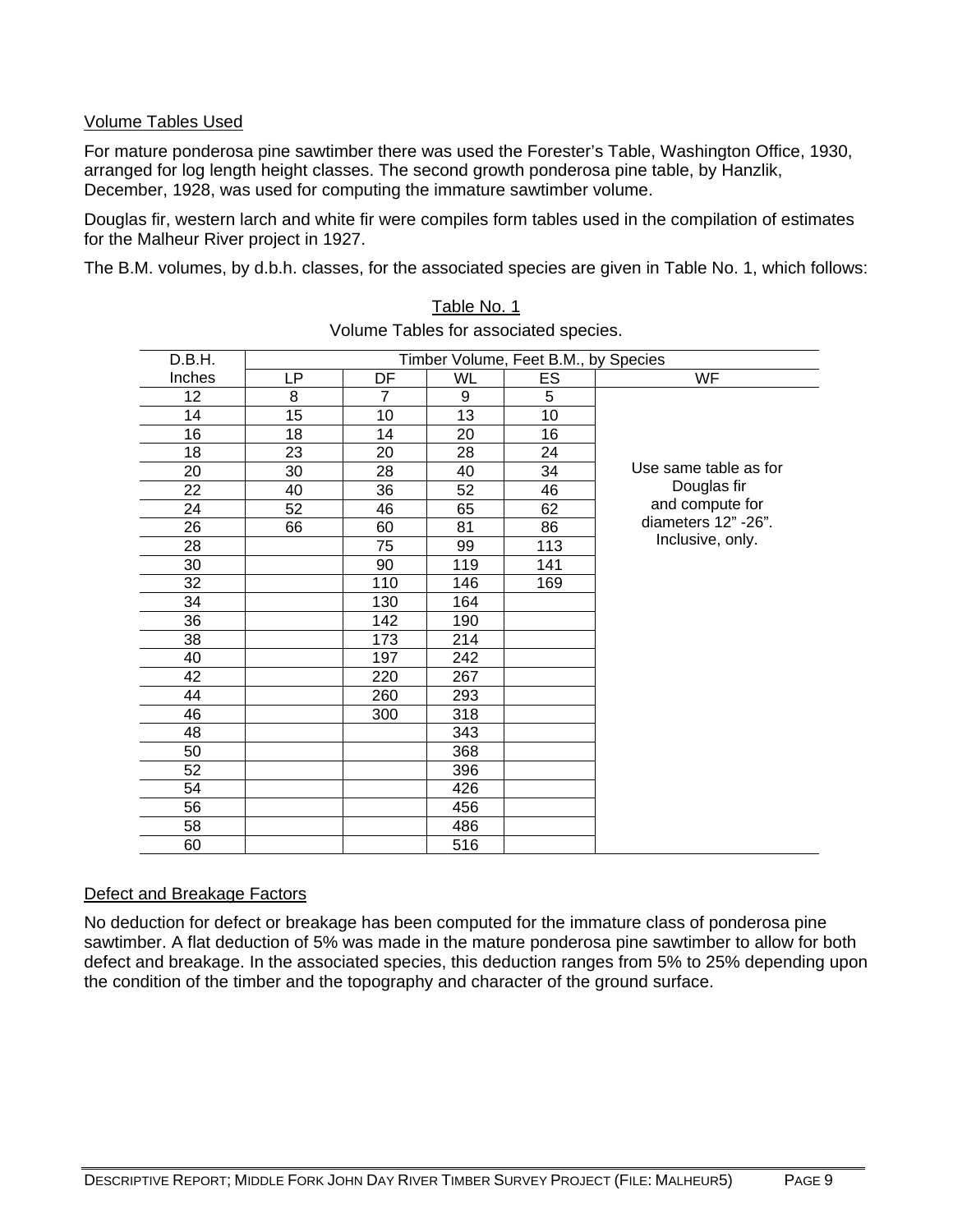Volume Tables Used

For mature ponderosa pine sawtimber there was used the Forester's Table, Washington Office, 1930, arranged for log length height classes. The second growth ponderosa pine table, by Hanzlik, December, 1928, was used for computing the immature sawtimber volume.

Douglas fir, western larch and white fir were compiles form tables used in the compilation of estimates for the Malheur River project in 1927.

The B.M. volumes, by d.b.h. classes, for the associated species are given in Table No. 1, which follows:

Table No. 1

Volume Tables for associated species.

| D.B.H. | Timber Volume, Feet B.M., by Species | | | | |
|---|---|---|---|---|---|
| Inches | LP | DF | WL | ES | WF |
| 12 | 8 | 7 | 9 | 5 | Use same table as for Douglas fir and compute for diameters 12" -26". Inclusive, only. |
| 14 | 15 | 10 | 13 | 10 | |
| 16 | 18 | 14 | 20 | 16 | |
| 18 | 23 | 20 | 28 | 24 | |
| 20 | 30 | 28 | 40 | 34 | |
| 22 | 40 | 36 | 52 | 46 | |
| 24 | 52 | 46 | 65 | 62 | |
| 26 | 66 | 60 | 81 | 86 | |
| 28 | | 75 | 99 | 113 | |
| 30 | | 90 | 119 | 141 | |
| 32 | | 110 | 146 | 169 | |
| 34 | | 130 | 164 | | |
| 36 | | 142 | 190 | | |
| 38 | | 173 | 214 | | |
| 40 | | 197 | 242 | | |
| 42 | | 220 | 267 | | |
| 44 | | 260 | 293 | | |
| 46 | | 300 | 318 | | |
| 48 | | | 343 | | |
| 50 | | | 368 | | |
| 52 | | | 396 | | |
| 54 | | | 426 | | |
| 56 | | | 456 | | |
| 58 | | | 486 | | |
| 60 | | | 516 | | |

Defect and Breakage Factors

No deduction for defect or breakage has been computed for the immature class of ponderosa pine sawtimber. A flat deduction of 5% was made in the mature ponderosa pine sawtimber to allow for both defect and breakage. In the associated species, this deduction ranges from 5% to 25% depending upon the condition of the timber and the topography and character of the ground surface.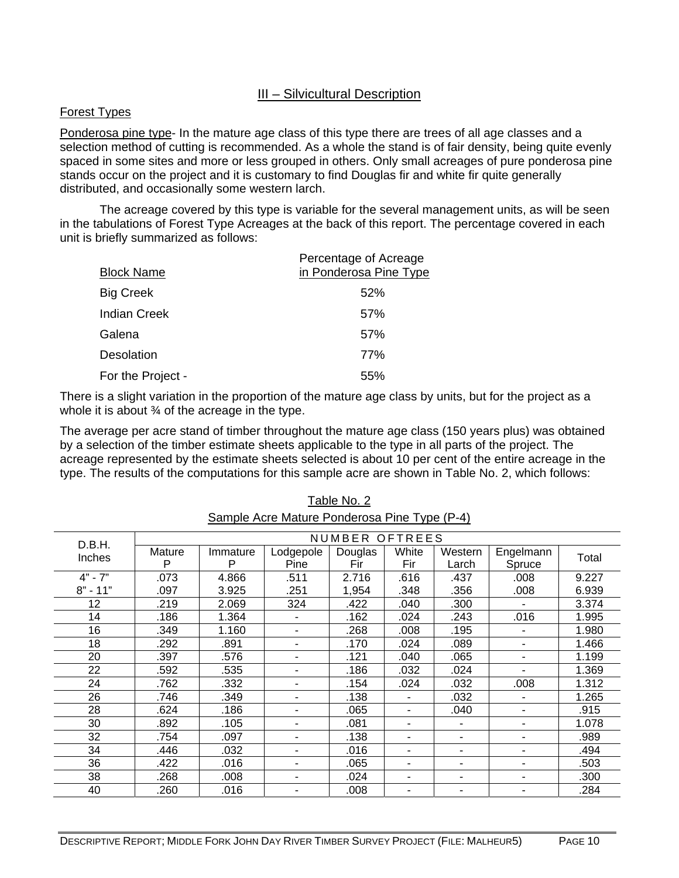## III – Silvicultural Description

### Forest Types

Ponderosa pine type- In the mature age class of this type there are trees of all age classes and a selection method of cutting is recommended. As a whole the stand is of fair density, being quite evenly spaced in some sites and more or less grouped in others. Only small acreages of pure ponderosa pine stands occur on the project and it is customary to find Douglas fir and white fir quite generally distributed, and occasionally some western larch.

The acreage covered by this type is variable for the several management units, as will be seen in the tabulations of Forest Type Acreages at the back of this report. The percentage covered in each unit is briefly summarized as follows:

| Block Name | Percentage of Acreage in Ponderosa Pine Type |
|---|---|
| Big Creek | 52% |
| Indian Creek | 57% |
| Galena | 57% |
| Desolation | 77% |
| For the Project - | 55% |

There is a slight variation in the proportion of the mature age class by units, but for the project as a whole it is about ¾ of the acreage in the type.

The average per acre stand of timber throughout the mature age class (150 years plus) was obtained by a selection of the timber estimate sheets applicable to the type in all parts of the project. The acreage represented by the estimate sheets selected is about 10 per cent of the entire acreage in the type. The results of the computations for this sample acre are shown in Table No. 2, which follows:

Table No. 2

Sample Acre Mature Ponderosa Pine Type (P-4)

| D.B.H. Inches | NUMBER OFTREES | | | | | | | |
|---|---|---|---|---|---|---|---|---|
| | Mature P | Immature P | Lodgepole Pine | Douglas Fir | White Fir | Western Larch | Engelmann Spruce | Total |
| 4" - 7" | .073 | 4.866 | .511 | 2.716 | .616 | .437 | .008 | 9.227 |
| 8" - 11" | .097 | 3.925 | .251 | 1,954 | .348 | .356 | .008 | 6.939 |
| 12 | .219 | 2.069 | 324 | .422 | .040 | .300 | - | 3.374 |
| 14 | .186 | 1.364 | - | .162 | .024 | .243 | .016 | 1.995 |
| 16 | .349 | 1.160 | - | .268 | .008 | .195 | - | 1.980 |
| 18 | .292 | .891 | - | .170 | .024 | .089 | - | 1.466 |
| 20 | .397 | .576 | - | .121 | .040 | .065 | - | 1.199 |
| 22 | .592 | .535 | - | .186 | .032 | .024 | - | 1.369 |
| 24 | .762 | .332 | - | .154 | .024 | .032 | .008 | 1.312 |
| 26 | .746 | .349 | - | .138 | - | .032 | - | 1.265 |
| 28 | .624 | .186 | - | .065 | - | .040 | - | .915 |
| 30 | .892 | .105 | - | .081 | - | - | - | 1.078 |
| 32 | .754 | .097 | - | .138 | - | - | - | .989 |
| 34 | .446 | .032 | - | .016 | - | - | - | .494 |
| 36 | .422 | .016 | - | .065 | - | - | - | .503 |
| 38 | .268 | .008 | - | .024 | - | - | - | .300 |
| 40 | .260 | .016 | - | .008 | - | - | - | .284 |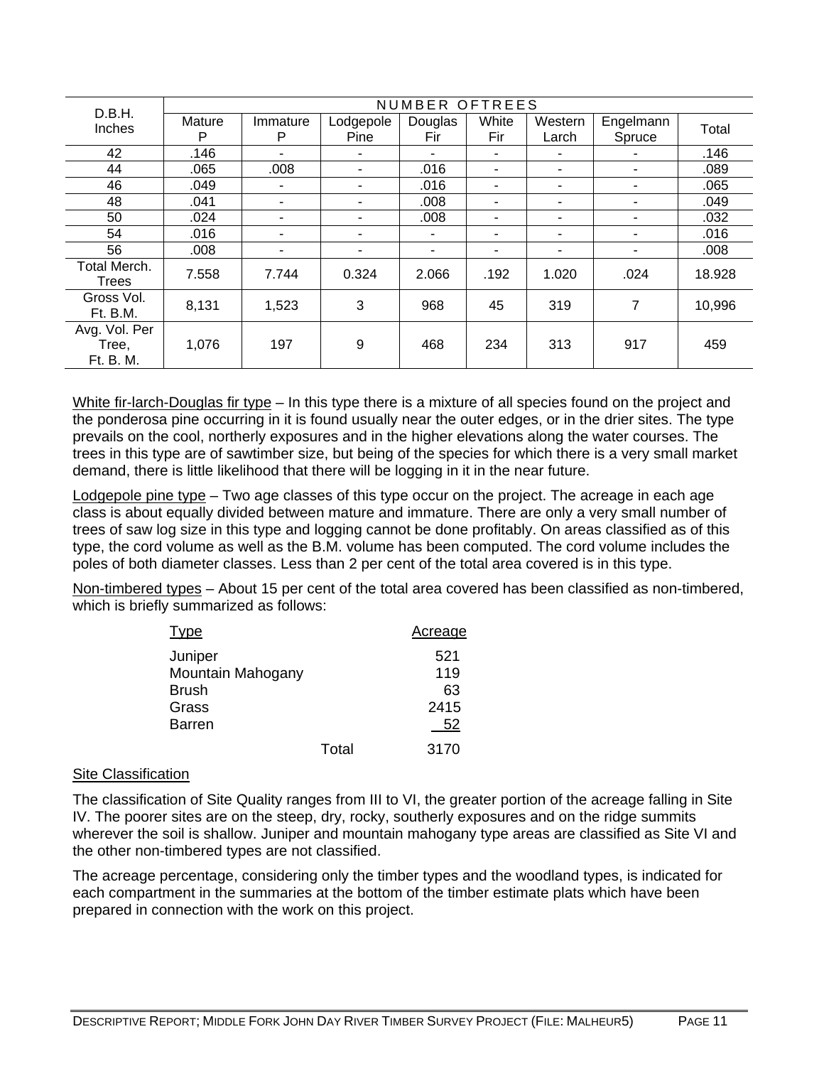| D.B.H. Inches | NUMBER OF TREES | | | | | | | |
|---|---|---|---|---|---|---|---|---|
| | Mature P | Immature P | Lodgepole Pine | Douglas Fir | White Fir | Western Larch | Engelmann Spruce | Total |
| 42 | .146 | - | - | - | - | - | - | .146 |
| 44 | .065 | .008 | - | .016 | - | - | - | .089 |
| 46 | .049 | - | - | .016 | - | - | - | .065 |
| 48 | .041 | - | - | .008 | - | - | - | .049 |
| 50 | .024 | - | - | .008 | - | - | - | .032 |
| 54 | .016 | - | - | - | - | - | - | .016 |
| 56 | .008 | - | - | - | - | - | - | .008 |
| Total Merch. Trees | 7.558 | 7.744 | 0.324 | 2.066 | .192 | 1.020 | .024 | 18.928 |
| Gross Vol. Ft. B.M. | 8,131 | 1,523 | 3 | 968 | 45 | 319 | 7 | 10,996 |
| Avg. Vol. Per Tree, Ft. B. M. | 1,076 | 197 | 9 | 468 | 234 | 313 | 917 | 459 |

White fir-larch-Douglas fir type – In this type there is a mixture of all species found on the project and the ponderosa pine occurring in it is found usually near the outer edges, or in the drier sites. The type prevails on the cool, northerly exposures and in the higher elevations along the water courses. The trees in this type are of sawtimber size, but being of the species for which there is a very small market demand, there is little likelihood that there will be logging in it in the near future.

Lodgepole pine type – Two age classes of this type occur on the project. The acreage in each age class is about equally divided between mature and immature. There are only a very small number of trees of saw log size in this type and logging cannot be done profitably. On areas classified as of this type, the cord volume as well as the B.M. volume has been computed. The cord volume includes the poles of both diameter classes. Less than 2 per cent of the total area covered is in this type.

Non-timbered types – About 15 per cent of the total area covered has been classified as non-timbered, which is briefly summarized as follows:

| Type | Acreage |
|---|---|
| Juniper | 521 |
| Mountain Mahogany | 119 |
| Brush | 63 |
| Grass | 2415 |
| Barren | 52 |
| Total | 3170 |

## Site Classification

The classification of Site Quality ranges from III to VI, the greater portion of the acreage falling in Site IV. The poorer sites are on the steep, dry, rocky, southerly exposures and on the ridge summits wherever the soil is shallow. Juniper and mountain mahogany type areas are classified as Site VI and the other non-timbered types are not classified.

The acreage percentage, considering only the timber types and the woodland types, is indicated for each compartment in the summaries at the bottom of the timber estimate plats which have been prepared in connection with the work on this project.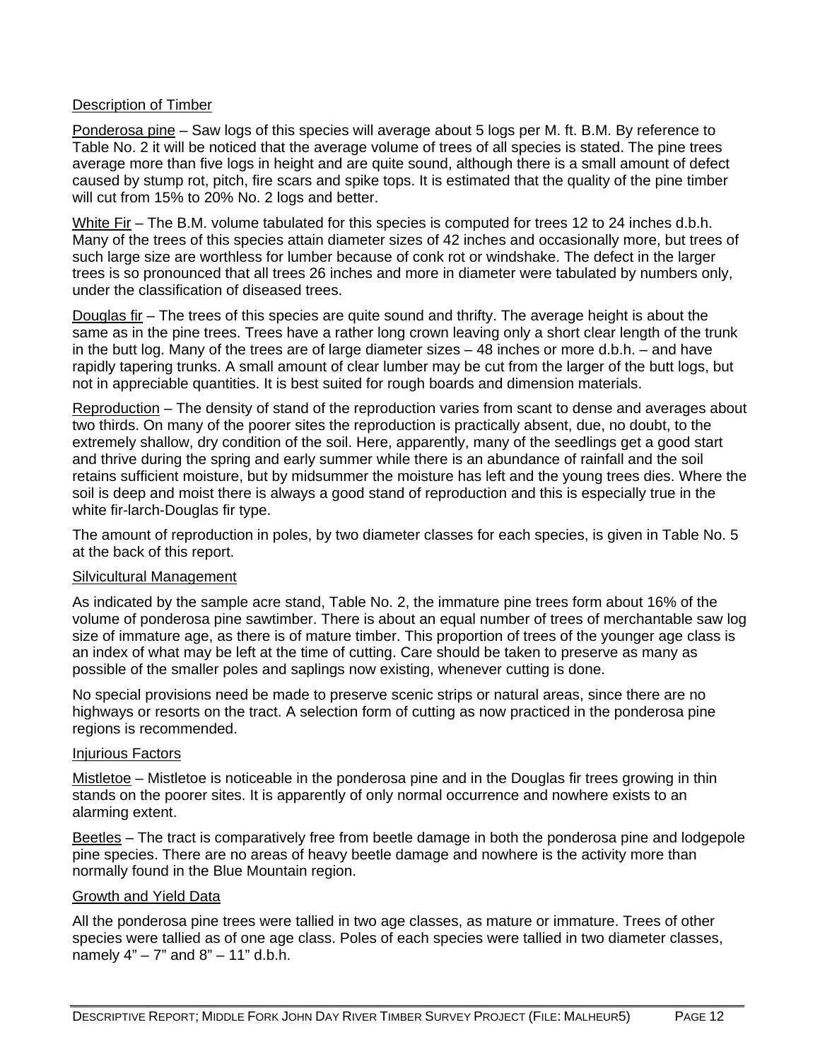Description of Timber

Ponderosa pine – Saw logs of this species will average about 5 logs per M. ft. B.M. By reference to Table No. 2 it will be noticed that the average volume of trees of all species is stated. The pine trees average more than five logs in height and are quite sound, although there is a small amount of defect caused by stump rot, pitch, fire scars and spike tops. It is estimated that the quality of the pine timber will cut from 15% to 20% No. 2 logs and better.

White Fir – The B.M. volume tabulated for this species is computed for trees 12 to 24 inches d.b.h. Many of the trees of this species attain diameter sizes of 42 inches and occasionally more, but trees of such large size are worthless for lumber because of conk rot or windshake. The defect in the larger trees is so pronounced that all trees 26 inches and more in diameter were tabulated by numbers only, under the classification of diseased trees.

Douglas fir – The trees of this species are quite sound and thrifty. The average height is about the same as in the pine trees. Trees have a rather long crown leaving only a short clear length of the trunk in the butt log. Many of the trees are of large diameter sizes – 48 inches or more d.b.h. – and have rapidly tapering trunks. A small amount of clear lumber may be cut from the larger of the butt logs, but not in appreciable quantities. It is best suited for rough boards and dimension materials.

Reproduction – The density of stand of the reproduction varies from scant to dense and averages about two thirds. On many of the poorer sites the reproduction is practically absent, due, no doubt, to the extremely shallow, dry condition of the soil. Here, apparently, many of the seedlings get a good start and thrive during the spring and early summer while there is an abundance of rainfall and the soil retains sufficient moisture, but by midsummer the moisture has left and the young trees dies. Where the soil is deep and moist there is always a good stand of reproduction and this is especially true in the white fir-larch-Douglas fir type.

The amount of reproduction in poles, by two diameter classes for each species, is given in Table No. 5 at the back of this report.

Silvicultural Management

As indicated by the sample acre stand, Table No. 2, the immature pine trees form about 16% of the volume of ponderosa pine sawtimber. There is about an equal number of trees of merchantable saw log size of immature age, as there is of mature timber. This proportion of trees of the younger age class is an index of what may be left at the time of cutting. Care should be taken to preserve as many as possible of the smaller poles and saplings now existing, whenever cutting is done.

No special provisions need be made to preserve scenic strips or natural areas, since there are no highways or resorts on the tract. A selection form of cutting as now practiced in the ponderosa pine regions is recommended.

Injurious Factors

Mistletoe – Mistletoe is noticeable in the ponderosa pine and in the Douglas fir trees growing in thin stands on the poorer sites. It is apparently of only normal occurrence and nowhere exists to an alarming extent.

Beetles – The tract is comparatively free from beetle damage in both the ponderosa pine and lodgepole pine species. There are no areas of heavy beetle damage and nowhere is the activity more than normally found in the Blue Mountain region.

Growth and Yield Data

All the ponderosa pine trees were tallied in two age classes, as mature or immature. Trees of other species were tallied as of one age class. Poles of each species were tallied in two diameter classes, namely 4" – 7" and 8" – 11" d.b.h.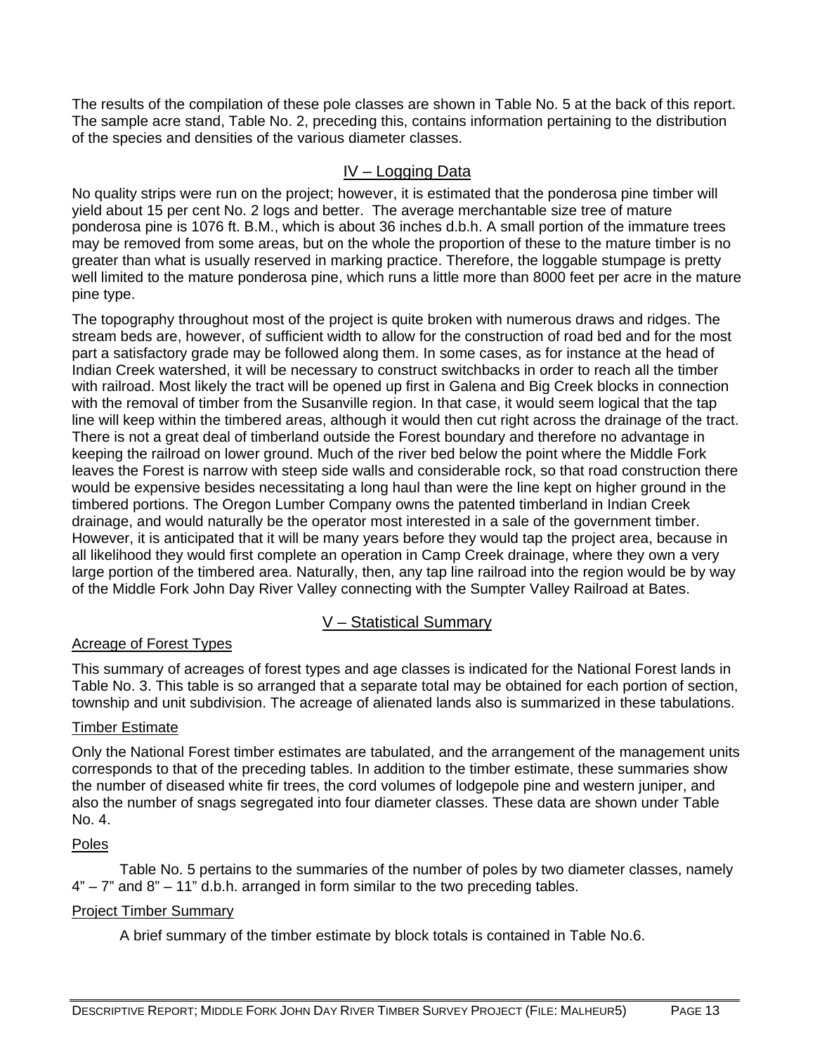The results of the compilation of these pole classes are shown in Table No. 5 at the back of this report. The sample acre stand, Table No. 2, preceding this, contains information pertaining to the distribution of the species and densities of the various diameter classes.

## IV – Logging Data

No quality strips were run on the project; however, it is estimated that the ponderosa pine timber will yield about 15 per cent No. 2 logs and better. The average merchantable size tree of mature ponderosa pine is 1076 ft. B.M., which is about 36 inches d.b.h. A small portion of the immature trees may be removed from some areas, but on the whole the proportion of these to the mature timber is no greater than what is usually reserved in marking practice. Therefore, the loggable stumpage is pretty well limited to the mature ponderosa pine, which runs a little more than 8000 feet per acre in the mature pine type.

The topography throughout most of the project is quite broken with numerous draws and ridges. The stream beds are, however, of sufficient width to allow for the construction of road bed and for the most part a satisfactory grade may be followed along them. In some cases, as for instance at the head of Indian Creek watershed, it will be necessary to construct switchbacks in order to reach all the timber with railroad. Most likely the tract will be opened up first in Galena and Big Creek blocks in connection with the removal of timber from the Susanville region. In that case, it would seem logical that the tap line will keep within the timbered areas, although it would then cut right across the drainage of the tract. There is not a great deal of timberland outside the Forest boundary and therefore no advantage in keeping the railroad on lower ground. Much of the river bed below the point where the Middle Fork leaves the Forest is narrow with steep side walls and considerable rock, so that road construction there would be expensive besides necessitating a long haul than were the line kept on higher ground in the timbered portions. The Oregon Lumber Company owns the patented timberland in Indian Creek drainage, and would naturally be the operator most interested in a sale of the government timber. However, it is anticipated that it will be many years before they would tap the project area, because in all likelihood they would first complete an operation in Camp Creek drainage, where they own a very large portion of the timbered area. Naturally, then, any tap line railroad into the region would be by way of the Middle Fork John Day River Valley connecting with the Sumpter Valley Railroad at Bates.

## V – Statistical Summary

### Acreage of Forest Types

This summary of acreages of forest types and age classes is indicated for the National Forest lands in Table No. 3. This table is so arranged that a separate total may be obtained for each portion of section, township and unit subdivision. The acreage of alienated lands also is summarized in these tabulations.

### Timber Estimate

Only the National Forest timber estimates are tabulated, and the arrangement of the management units corresponds to that of the preceding tables. In addition to the timber estimate, these summaries show the number of diseased white fir trees, the cord volumes of lodgepole pine and western juniper, and also the number of snags segregated into four diameter classes. These data are shown under Table No. 4.

### Poles

Table No. 5 pertains to the summaries of the number of poles by two diameter classes, namely 4" – 7" and 8" – 11" d.b.h. arranged in form similar to the two preceding tables.

### Project Timber Summary

A brief summary of the timber estimate by block totals is contained in Table No.6.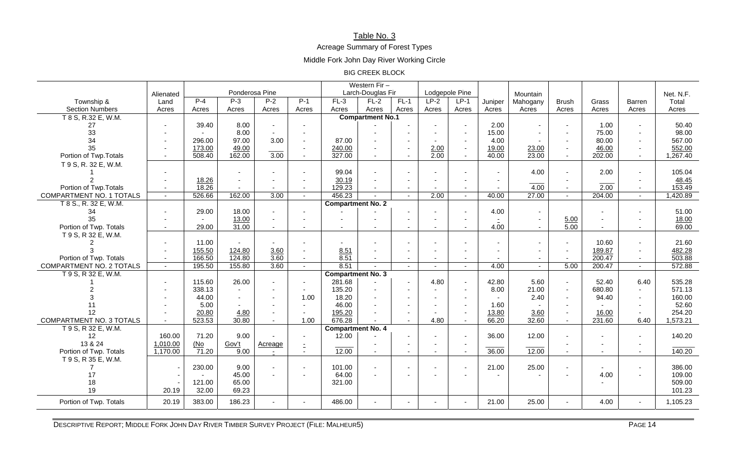# Table No. 3

## Acreage Summary of Forest Types

## Middle Fork John Day River Working Circle

### BIG CREEK BLOCK

| Township & Section Numbers | Alienated Land Acres | Ponderosa Pine P-4 Acres | P-3 Acres | P-2 Acres | P-1 Acres | Western Fir – Larch-Douglas Fir FL-3 Acres | FL-2 Acres | FL-1 Acres | Lodgepole Pine LP-2 Acres | LP-1 Acres | Juniper Acres | Mountain Mahogany Acres | Brush Acres | Grass Acres | Barren Acres | Net. N.F. Total Acres |
|---|---|---|---|---|---|---|---|---|---|---|---|---|---|---|---|---|
| T 8 S, R.32 E, W.M. | | | | | | **Compartment No.1** | | | | | | | | | | |
| 27 | - | 39.40 | 8.00 | - | - | | - | - | - | - | 2.00 | - | - | 1.00 | - | 50.40 |
| 33 | - | - | 8.00 | - | - | | - | - | - | - | 15.00 | - | - | 75.00 | - | 98.00 |
| 34 | - | 296.00 | 97.00 | 3.00 | - | 87.00 | - | - | - | - | 4.00 | - | - | 80.00 | - | 567.00 |
| 35 | - | 173.00 | 49.00 | ____ | - | 240.00 | - | - | 2.00 | - | 19.00 | 23.00 | - | 46.00 | - | 552.00 |
| Portion of Twp.Totals | - | 508.40 | 162.00 | 3.00 | - | 327.00 | - | - | 2.00 | - | 40.00 | 23.00 | - | 202.00 | - | 1,267.40 |
| T 9 S, R. 32 E, W.M. | | | | | | | | | | | | | | | | |
| 1 | - | | - | - | - | 99.04 | - | - | - | - | - | 4.00 | - | 2.00 | - | 105.04 |
| 2 | - | 18.26 | - | - | - | 30.19 | - | - | - | - | - | ____ | - | ____ | - | 48.45 |
| Portion of Twp.Totals | - | 18.26 | - | - | - | 129.23 | - | - | - | - | - | 4.00 | - | 2.00 | - | 153.49 |
| COMPARTMENT NO. 1 TOTALS | - | 526.66 | 162.00 | 3.00 | - | 456.23 | - | - | 2.00 | - | 40.00 | 27.00 | - | 204.00 | - | 1,420.89 |
| T 8 S., R. 32 E, W.M. | | | | | | **Compartment No. 2** | | | | | | | | | | |
| 34 | - | 29.00 | 18.00 | - | - | - | - | - | - | - | 4.00 | - | | - | - | 51.00 |
| 35 | - | - | 13.00 | - | - | - | - | - | - | - | - | - | 5.00 | - | - | 18.00 |
| Portion of Twp. Totals | - | 29.00 | 31.00 | - | - | - | - | - | - | - | 4.00 | - | 5.00 | - | - | 69.00 |
| T 9 S, R 32 E, W.M. | | | | | | | | | | | | | | | | |
| 2 | - | 11.00 | - | - | - | - | - | - | - | - | - | - | - | 10.60 | - | 21.60 |
| 3 | - | 155.50 | 124.80 | 3.60 | - | 8.51 | - | - | - | - | - | - | - | 189.87 | - | 482.28 |
| Portion of Twp. Totals | - | 166.50 | 124.80 | 3.60 | - | 8.51 | - | - | - | - | - | - | - | 200.47 | - | 503.88 |
| COMPARTMENT NO. 2 TOTALS | - | 195.50 | 155.80 | 3.60 | - | 8.51 | - | - | - | - | 4.00 | - | 5.00 | 200.47 | - | 572.88 |
| T 9 S, R 32 E, W.M. | | | | | | **Compartment No. 3** | | | | | | | | | | |
| 1 | - | 115.60 | 26.00 | - | - | 281.68 | - | - | 4.80 | - | 42.80 | 5.60 | - | 52.40 | 6.40 | 535.28 |
| 2 | - | 338.13 | - | - | - | 135.20 | - | - | - | - | 8.00 | 21.00 | - | 680.80 | - | 571.13 |
| 3 | - | 44.00 | - | - | 1.00 | 18.20 | - | - | - | - | - | 2.40 | - | 94.40 | - | 160.00 |
| 11 | - | 5.00 | - | - | - | 46.00 | - | - | - | - | 1.60 | - | - | - | - | 52.60 |
| 12 | - | 20.80 | 4.80 | - | - | 195.20 | - | - | - | - | 13.80 | 3.60 | - | 16.00 | - | 254.20 |
| COMPARTMENT NO. 3 TOTALS | - | 523.53 | 30.80 | - | 1.00 | 676.28 | - | - | 4.80 | - | 66.20 | 32.60 | - | 231.60 | 6.40 | 1,573.21 |
| T 9 S, R 32 E, W.M. | | | | | | **Compartment No. 4** | | | | | | | | | | |
| 12 | 160.00 | 71.20 | 9.00 | - | - | 12.00 | - | - | - | - | 36.00 | 12.00 | - | - | - | 140.20 |
| 13 & 24 | 1,010.00 | (No | Gov't | Acreage | - | _____ | - | - | - | - | _____ | _____ | - | - | - | _____ |
| Portion of Twp. Totals | 1,170.00 | 71.20 | 9.00 | - | - | 12.00 | - | - | - | - | 36.00 | 12.00 | - | - | - | 140.20 |
| T 9 S, R 35 E, W.M. | | | | | | | | | | | | | | | | |
| 7 | - | 230.00 | 9.00 | - | - | 101.00 | - | - | - | - | 21.00 | 25.00 | - | - | - | 386.00 |
| 17 | - | - | 45.00 | - | - | 64.00 | - | - | - | - | - | - | - | 4.00 | - | 109.00 |
| 18 | - | 121.00 | 65.00 | | | 321.00 | | | | | | | | - | | 509.00 |
| 19 | 20.19 | 32.00 | 69.23 | | | | | | | | | | | | | 101.23 |
| Portion of Twp. Totals | 20.19 | 383.00 | 186.23 | - | - | 486.00 | - | - | - | - | 21.00 | 25.00 | - | 4.00 | - | 1,105.23 |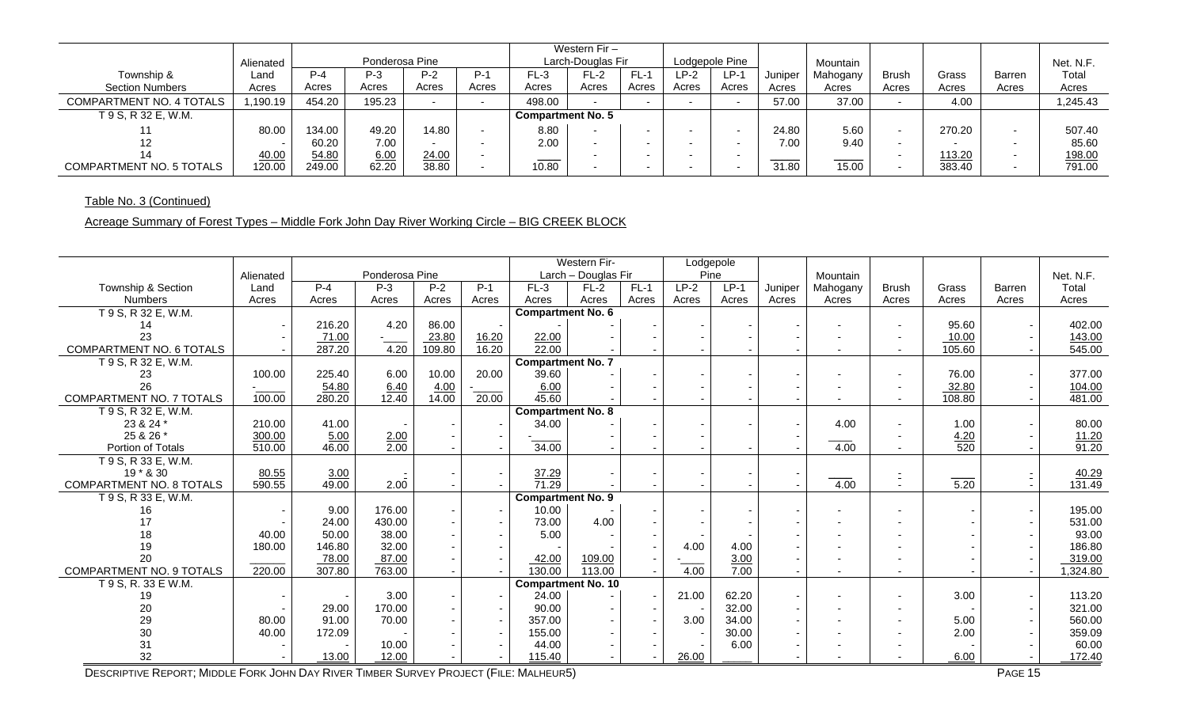| Township & Section Numbers | Alienated Land Acres | Ponderosa Pine P-4 Acres | P-3 Acres | P-2 Acres | P-1 Acres | Western Fir – Larch-Douglas Fir FL-3 Acres | FL-2 Acres | FL-1 Acres | Lodgepole Pine LP-2 Acres | LP-1 Acres | Juniper Acres | Mountain Mahogany Acres | Brush Acres | Grass Acres | Barren Acres | Net. N.F. Total Acres |
|---|---|---|---|---|---|---|---|---|---|---|---|---|---|---|---|---|
| COMPARTMENT NO. 4 TOTALS | 1,190.19 | 454.20 | 195.23 | - | - | 498.00 | - | - | - | - | 57.00 | 37.00 | - | 4.00 | | 1,245.43 |
| T 9 S, R 32 E, W.M. | | | | | | **Compartment No. 5** | | | | | | | | | | |
| 11 | 80.00 | 134.00 | 49.20 | 14.80 | - | 8.80 | - | - | - | - | 24.80 | 5.60 | - | 270.20 | - | 507.40 |
| 12 | - | 60.20 | 7.00 | - | - | 2.00 | - | - | - | - | 7.00 | 9.40 | - | - | - | 85.60 |
| 14 | 40.00 | 54.80 | 6.00 | 24.00 | - | | - | - | - | - | | | - | 113.20 | - | 198.00 |
| COMPARTMENT NO. 5 TOTALS | 120.00 | 249.00 | 62.20 | 38.80 | - | 10.80 | - | - | - | - | 31.80 | 15.00 | - | 383.40 | - | 791.00 |

Table No. 3 (Continued)

Acreage Summary of Forest Types – Middle Fork John Day River Working Circle – BIG CREEK BLOCK

| Township & Section Numbers | Alienated Land Acres | Ponderosa Pine P-4 Acres | P-3 Acres | P-2 Acres | P-1 Acres | Western Fir-Larch – Douglas Fir FL-3 Acres | FL-2 Acres | FL-1 Acres | Lodgepole Pine LP-2 Acres | LP-1 Acres | Juniper Acres | Mountain Mahogany Acres | Brush Acres | Grass Acres | Barren Acres | Net. N.F. Total Acres |
|---|---|---|---|---|---|---|---|---|---|---|---|---|---|---|---|---|
| T 9 S, R 32 E, W.M. | | | | | | **Compartment No. 6** | | | | | | | | | | |
| 14 | - | 216.20 | 4.20 | 86.00 | - | - | - | - | - | - | - | - | - | 95.60 | - | 402.00 |
| 23 | - | 71.00 | - | 23.80 | 16.20 | 22.00 | - | - | - | - | - | - | - | 10.00 | - | 143.00 |
| COMPARTMENT NO. 6 TOTALS | - | 287.20 | 4.20 | 109.80 | 16.20 | 22.00 | - | - | - | - | - | - | - | 105.60 | - | 545.00 |
| T 9 S, R 32 E, W.M. | | | | | | **Compartment No. 7** | | | | | | | | | | |
| 23 | 100.00 | 225.40 | 6.00 | 10.00 | 20.00 | 39.60 | - | - | - | - | - | - | - | 76.00 | - | 377.00 |
| 26 | - | 54.80 | 6.40 | 4.00 | - | 6.00 | - | - | - | - | - | - | - | 32.80 | - | 104.00 |
| COMPARTMENT NO. 7 TOTALS | 100.00 | 280.20 | 12.40 | 14.00 | 20.00 | 45.60 | - | - | - | - | - | - | - | 108.80 | - | 481.00 |
| T 9 S, R 32 E, W.M. | | | | | | **Compartment No. 8** | | | | | | | | | | |
| 23 & 24 * | 210.00 | 41.00 | - | - | - | 34.00 | - | - | - | - | - | 4.00 | - | 1.00 | - | 80.00 |
| 25 & 26 * | 300.00 | 5.00 | 2.00 | - | - | - | - | - | - | | - | | - | 4.20 | - | 11.20 |
| Portion of Totals | 510.00 | 46.00 | 2.00 | - | - | 34.00 | - | - | - | - | - | 4.00 | - | 520 | - | 91.20 |
| T 9 S, R 33 E, W.M. | | | | | | | | | | | | | | | | |
| 19 * & 30 | 80.55 | 3.00 | - | - | - | 37.29 | - | - | - | - | - | | - | | - | 40.29 |
| COMPARTMENT NO. 8 TOTALS | 590.55 | 49.00 | 2.00 | - | - | 71.29 | - | - | - | - | - | 4.00 | - | 5.20 | - | 131.49 |
| T 9 S, R 33 E, W.M. | | | | | | **Compartment No. 9** | | | | | | | | | | |
| 16 | - | 9.00 | 176.00 | - | - | 10.00 | - | - | - | - | - | - | - | - | - | 195.00 |
| 17 | - | 24.00 | 430.00 | - | - | 73.00 | 4.00 | - | - | - | - | - | - | - | - | 531.00 |
| 18 | 40.00 | 50.00 | 38.00 | - | - | 5.00 | - | - | - | - | - | - | - | - | - | 93.00 |
| 19 | 180.00 | 146.80 | 32.00 | - | - | - | - | - | 4.00 | 4.00 | - | - | - | - | - | 186.80 |
| 20 | | 78.00 | 87.00 | - | - | 42.00 | 109.00 | - | - | 3.00 | - | - | - | - | - | 319.00 |
| COMPARTMENT NO. 9 TOTALS | 220.00 | 307.80 | 763.00 | - | - | 130.00 | 113.00 | - | 4.00 | 7.00 | - | - | - | - | - | 1,324.80 |
| T 9 S, R. 33 E W.M. | | | | | | **Compartment No. 10** | | | | | | | | | | |
| 19 | - | - | 3.00 | - | - | 24.00 | - | - | 21.00 | 62.20 | - | - | - | 3.00 | - | 113.20 |
| 20 | - | 29.00 | 170.00 | - | - | 90.00 | - | - | - | 32.00 | - | - | - | - | - | 321.00 |
| 29 | 80.00 | 91.00 | 70.00 | - | - | 357.00 | - | - | 3.00 | 34.00 | - | - | - | 5.00 | - | 560.00 |
| 30 | 40.00 | 172.09 | - | - | - | 155.00 | - | - | - | 30.00 | - | - | - | 2.00 | - | 359.09 |
| 31 | - | - | 10.00 | - | - | 44.00 | - | - | - | 6.00 | - | - | - | - | - | 60.00 |
| 32 | - | 13.00 | 12.00 | - | - | 115.40 | - | - | 26.00 | | - | - | - | 6.00 | - | 172.40 |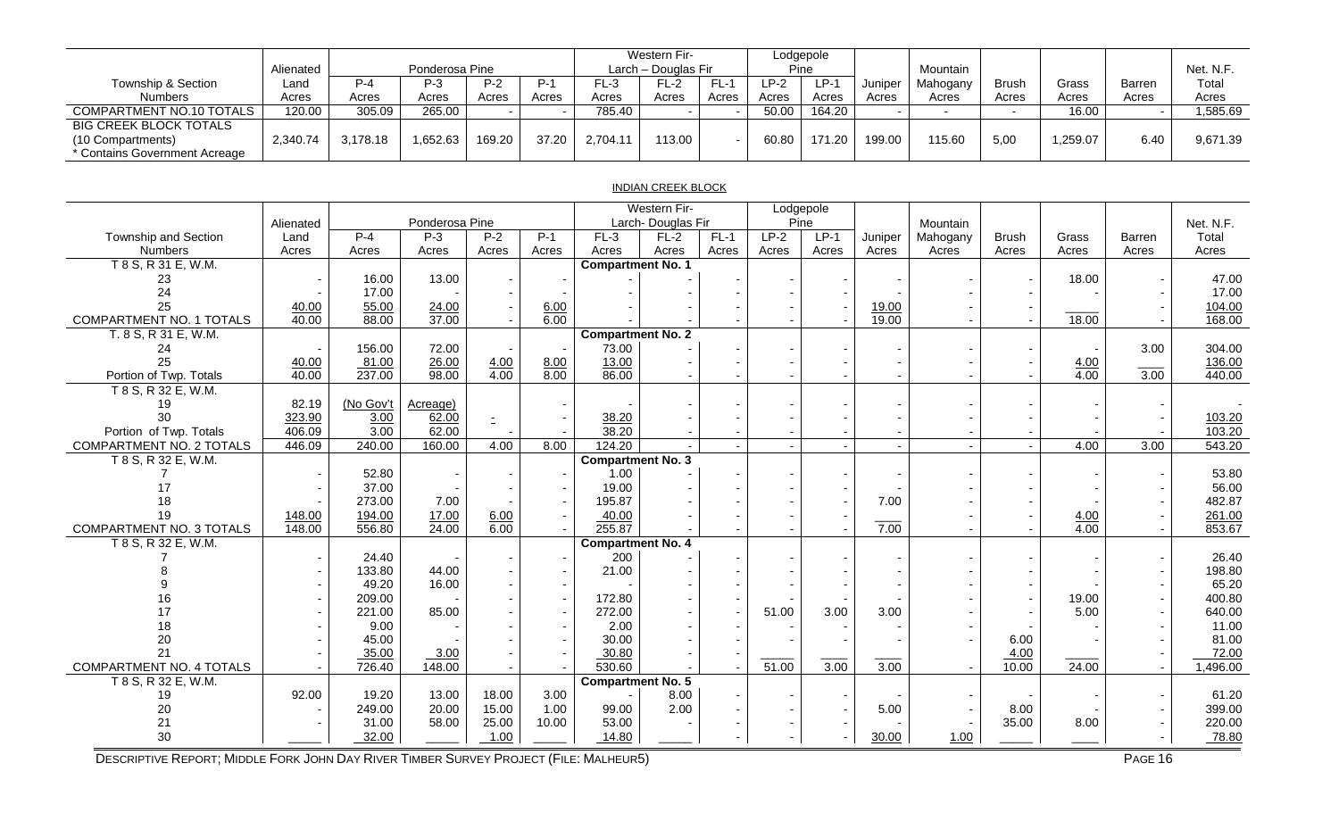| Township & Section Numbers | Alienated Land Acres | Ponderosa Pine P-4 Acres | P-3 Acres | P-2 Acres | P-1 Acres | Western Fir-Larch – Douglas Fir FL-3 Acres | FL-2 Acres | FL-1 Acres | Lodgepole Pine LP-2 Acres | LP-1 Acres | Juniper Acres | Mountain Mahogany Acres | Brush Acres | Grass Acres | Barren Acres | Net. N.F. Total Acres |
|---|---|---|---|---|---|---|---|---|---|---|---|---|---|---|---|---|
| COMPARTMENT NO.10 TOTALS | 120.00 | 305.09 | 265.00 | - | - | 785.40 | - | - | 50.00 | 164.20 | - | - | - | 16.00 | - | 1,585.69 |
| BIG CREEK BLOCK TOTALS (10 Compartments) * Contains Government Acreage | 2,340.74 | 3,178.18 | 1,652.63 | 169.20 | 37.20 | 2,704.11 | 113.00 | - | 60.80 | 171.20 | 199.00 | 115.60 | 5,00 | 1,259.07 | 6.40 | 9,671.39 |

INDIAN CREEK BLOCK

| Township and Section Numbers | Alienated Land Acres | Ponderosa Pine P-4 Acres | P-3 Acres | P-2 Acres | P-1 Acres | Western Fir-Larch- Douglas Fir FL-3 Acres | FL-2 Acres | FL-1 Acres | Lodgepole Pine LP-2 Acres | LP-1 Acres | Juniper Acres | Mountain Mahogany Acres | Brush Acres | Grass Acres | Barren Acres | Net. N.F. Total Acres |
|---|---|---|---|---|---|---|---|---|---|---|---|---|---|---|---|---|
| T 8 S, R 31 E, W.M. | | | | | | **Compartment No. 1** | | | | | | | | | | |
| 23 | - | 16.00 | 13.00 | - | - | - | - | - | - | - | - | - | - | 18.00 | - | 47.00 |
| 24 | - | 17.00 | - | - | - | - | - | - | - | - | - | - | - | - | - | 17.00 |
| 25 | 40.00 | 55.00 | 24.00 | - | 6.00 | - | - | - | - | - | 19.00 | - | - | | - | 104.00 |
| COMPARTMENT NO. 1 TOTALS | 40.00 | 88.00 | 37.00 | - | 6.00 | - | - | - | - | - | 19.00 | - | - | 18.00 | - | 168.00 |
| T. 8 S, R 31 E, W.M. | | | | | | **Compartment No. 2** | | | | | | | | | | |
| 24 | - | 156.00 | 72.00 | - | - | 73.00 | - | - | - | - | - | - | - | - | 3.00 | 304.00 |
| 25 | 40.00 | 81.00 | 26.00 | 4.00 | 8.00 | 13.00 | - | - | - | - | - | - | - | 4.00 | | 136.00 |
| Portion of Twp. Totals | 40.00 | 237.00 | 98.00 | 4.00 | 8.00 | 86.00 | - | - | - | - | - | - | - | 4.00 | 3.00 | 440.00 |
| T 8 S, R 32 E, W.M. | | | | | | | | | | | | | | | | |
| 19 | 82.19 | (No Gov't | Acreage) | | - | - | - | - | - | - | - | - | - | - | - | - |
| 30 | 323.90 | 3.00 | 62.00 | - | - | 38.20 | - | - | - | - | - | - | - | - | - | 103.20 |
| Portion of Twp. Totals | 406.09 | 3.00 | 62.00 | - | - | 38.20 | - | - | - | - | - | - | - | - | - | 103.20 |
| COMPARTMENT NO. 2 TOTALS | 446.09 | 240.00 | 160.00 | 4.00 | 8.00 | 124.20 | - | - | - | - | - | - | - | 4.00 | 3.00 | 543.20 |
| T 8 S, R 32 E, W.M. | | | | | | **Compartment No. 3** | | | | | | | | | | |
| 7 | - | 52.80 | - | - | - | 1.00 | - | - | - | - | - | - | - | - | - | 53.80 |
| 17 | - | 37.00 | - | - | - | 19.00 | - | - | - | - | - | - | - | - | - | 56.00 |
| 18 | - | 273.00 | 7.00 | - | - | 195.87 | - | - | - | - | 7.00 | - | - | - | - | 482.87 |
| 19 | 148.00 | 194.00 | 17.00 | 6.00 | - | 40.00 | - | - | - | - | | - | - | 4.00 | - | 261.00 |
| COMPARTMENT NO. 3 TOTALS | 148.00 | 556.80 | 24.00 | 6.00 | - | 255.87 | - | - | - | - | 7.00 | - | - | 4.00 | - | 853.67 |
| T 8 S, R 32 E, W.M. | | | | | | **Compartment No. 4** | | | | | | | | | | |
| 7 | - | 24.40 | - | - | - | 200 | - | - | - | - | - | - | - | - | - | 26.40 |
| 8 | - | 133.80 | 44.00 | - | - | 21.00 | - | - | - | - | - | - | - | - | - | 198.80 |
| 9 | - | 49.20 | 16.00 | - | - | - | - | - | - | - | - | - | - | - | - | 65.20 |
| 16 | - | 209.00 | - | - | - | 172.80 | - | - | - | - | - | - | - | 19.00 | - | 400.80 |
| 17 | - | 221.00 | 85.00 | - | - | 272.00 | - | - | 51.00 | 3.00 | 3.00 | - | - | 5.00 | - | 640.00 |
| 18 | - | 9.00 | - | - | - | 2.00 | - | - | - | - | - | - | - | - | - | 11.00 |
| 20 | - | 45.00 | - | - | - | 30.00 | - | - | - | - | - | - | 6.00 | - | - | 81.00 |
| 21 | - | 35.00 | 3.00 | - | - | 30.80 | - | - | | | | | 4.00 | | - | 72.00 |
| COMPARTMENT NO. 4 TOTALS | - | 726.40 | 148.00 | - | - | 530.60 | - | - | 51.00 | 3.00 | 3.00 | - | 10.00 | 24.00 | - | 1,496.00 |
| T 8 S, R 32 E, W.M. | | | | | | **Compartment No. 5** | | | | | | | | | | |
| 19 | 92.00 | 19.20 | 13.00 | 18.00 | 3.00 | - | 8.00 | - | - | - | - | - | - | - | - | 61.20 |
| 20 | - | 249.00 | 20.00 | 15.00 | 1.00 | 99.00 | 2.00 | - | - | - | 5.00 | - | 8.00 | - | - | 399.00 |
| 21 | - | 31.00 | 58.00 | 25.00 | 10.00 | 53.00 | - | - | - | - | - | - | 35.00 | 8.00 | - | 220.00 |
| 30 | | 32.00 | | 1.00 | | 14.80 | | - | - | - | 30.00 | 1.00 | | | - | 78.80 |

DESCRIPTIVE REPORT; MIDDLE FORK JOHN DAY RIVER TIMBER SURVEY PROJECT (FILE: MALHEUR5)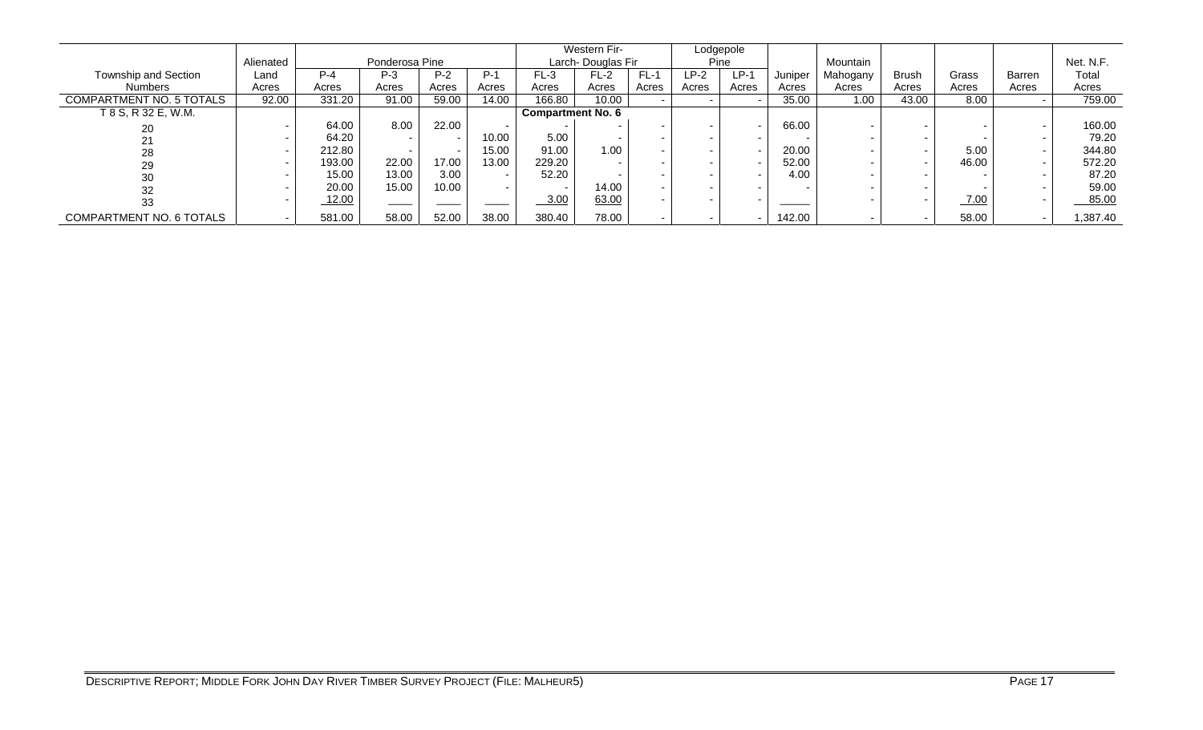| Township and Section Numbers | Alienated Land Acres | Ponderosa Pine P-4 Acres | P-3 Acres | P-2 Acres | P-1 Acres | Western Fir-Larch- Douglas Fir FL-3 Acres | FL-2 Acres | FL-1 Acres | Lodgepole Pine LP-2 Acres | LP-1 Acres | Juniper Acres | Mountain Mahogany Acres | Brush Acres | Grass Acres | Barren Acres | Net. N.F. Total Acres |
|---|---|---|---|---|---|---|---|---|---|---|---|---|---|---|---|---|
| COMPARTMENT NO. 5 TOTALS | 92.00 | 331.20 | 91.00 | 59.00 | 14.00 | 166.80 | 10.00 | - | - | - | 35.00 | 1.00 | 43.00 | 8.00 | - | 759.00 |
| T 8 S, R 32 E, W.M. | | | | | | **Compartment No. 6** | | | | | | | | | | |
| 20 | - | 64.00 | 8.00 | 22.00 | - | - | - | - | - | - | 66.00 | - | - | - | - | 160.00 |
| 21 | - | 64.20 | - | - | 10.00 | 5.00 | - | - | - | - | - | - | - | - | - | 79.20 |
| 28 | - | 212.80 | - | - | 15.00 | 91.00 | 1.00 | - | - | - | 20.00 | - | - | 5.00 | - | 344.80 |
| 29 | - | 193.00 | 22.00 | 17.00 | 13.00 | 229.20 | - | - | - | - | 52.00 | - | - | 46.00 | - | 572.20 |
| 30 | - | 15.00 | 13.00 | 3.00 | - | 52.20 | - | - | - | - | 4.00 | - | - | - | - | 87.20 |
| 32 | - | 20.00 | 15.00 | 10.00 | - | - | 14.00 | - | - | - | - | - | - | - | - | 59.00 |
| 33 | - | 12.00 | | | | 3.00 | 63.00 | - | - | - | | - | - | 7.00 | - | 85.00 |
| COMPARTMENT NO. 6 TOTALS | - | 581.00 | 58.00 | 52.00 | 38.00 | 380.40 | 78.00 | - | - | - | 142.00 | - | - | 58.00 | - | 1,387.40 |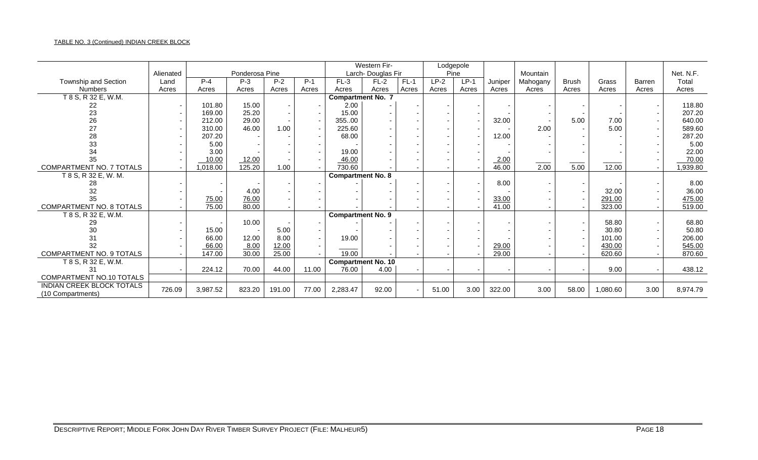TABLE NO. 3 (Continued) INDIAN CREEK BLOCK

| | Alienated | Ponderosa Pine | | | | Western Fir- Larch- Douglas Fir | | | Lodgepole Pine | | | Mountain | | | | Net. N.F. |
|---|---|---|---|---|---|---|---|---|---|---|---|---|---|---|---|---|
| Township and Section | Land | P-4 | P-3 | P-2 | P-1 | FL-3 | FL-2 | FL-1 | LP-2 | LP-1 | Juniper | Mahogany | Brush | Grass | Barren | Total |
| Numbers | Acres | Acres | Acres | Acres | Acres | Acres | Acres | Acres | Acres | Acres | Acres | Acres | Acres | Acres | Acres | Acres |
| T 8 S, R 32 E, W.M. | | | | | | **Compartment No. 7** | | | | | | | | | | |
| 22 | - | 101.80 | 15.00 | - | - | 2.00 | - | - | - | - | - | - | - | - | - | 118.80 |
| 23 | - | 169.00 | 25.20 | - | - | 15.00 | - | - | - | - | - | - | - | - | - | 207.20 |
| 26 | - | 212.00 | 29.00 | - | - | 355..00 | - | - | - | - | 32.00 | - | 5.00 | 7.00 | - | 640.00 |
| 27 | - | 310.00 | 46.00 | 1.00 | - | 225.60 | - | - | - | - | - | 2.00 | - | 5.00 | - | 589.60 |
| 28 | - | 207.20 | - | - | - | 68.00 | - | - | - | - | 12.00 | - | - | - | - | 287.20 |
| 33 | - | 5.00 | - | - | - | - | - | - | - | - | - | - | - | - | - | 5.00 |
| 34 | - | 3.00 | - | - | - | 19.00 | - | - | - | - | - | - | - | - | - | 22.00 |
| 35 | - | 10.00 | 12.00 | - | - | 46.00 | - | - | - | - | 2.00 | | | | - | 70.00 |
| COMPARTMENT NO. 7 TOTALS | - | 1,018.00 | 125.20 | 1.00 | - | 730.60 | - | - | - | - | 46.00 | 2.00 | 5.00 | 12.00 | - | 1,939.80 |
| T 8 S, R 32 E, W. M. | | | | | | **Compartment No. 8** | | | | | | | | | | |
| 28 | - | - | - | - | - | - | - | - | - | - | 8.00 | - | - | - | - | 8.00 |
| 32 | - | - | 4.00 | - | - | - | - | - | - | - | - | - | - | 32.00 | - | 36.00 |
| 35 | - | 75.00 | 76.00 | - | - | - | - | - | - | - | 33.00 | - | - | 291.00 | - | 475.00 |
| COMPARTMENT NO. 8 TOTALS | - | 75.00 | 80.00 | - | - | - | - | - | - | - | 41.00 | - | - | 323.00 | - | 519.00 |
| T 8 S, R 32 E, W.M. | | | | | | **Compartment No. 9** | | | | | | | | | | |
| 29 | - | - | 10.00 | - | - | - | - | - | - | - | - | - | - | 58.80 | - | 68.80 |
| 30 | - | 15.00 | - | 5.00 | - | - | - | - | - | - | - | - | - | 30.80 | - | 50.80 |
| 31 | - | 66.00 | 12.00 | 8.00 | - | 19.00 | - | - | - | - | - | - | - | 101.00 | - | 206.00 |
| 32 | - | 66.00 | 8.00 | 12.00 | - | | - | - | - | - | 29.00 | - | - | 430.00 | - | 545.00 |
| COMPARTMENT NO. 9 TOTALS | - | 147.00 | 30.00 | 25.00 | - | 19.00 | - | - | - | - | 29.00 | - | - | 620.60 | - | 870.60 |
| T 8 S, R 32 E, W.M. | | | | | | **Compartment No. 10** | | | | | | | | | | |
| 31 | - | 224.12 | 70.00 | 44.00 | 11.00 | 76.00 | 4.00 | - | - | - | - | - | - | 9.00 | - | 438.12 |
| COMPARTMENT NO.10 TOTALS | | | | | | | | | | | | | | | | |
| INDIAN CREEK BLOCK TOTALS (10 Compartments) | 726.09 | 3,987.52 | 823.20 | 191.00 | 77.00 | 2,283.47 | 92.00 | - | 51.00 | 3.00 | 322.00 | 3.00 | 58.00 | 1,080.60 | 3.00 | 8,974.79 |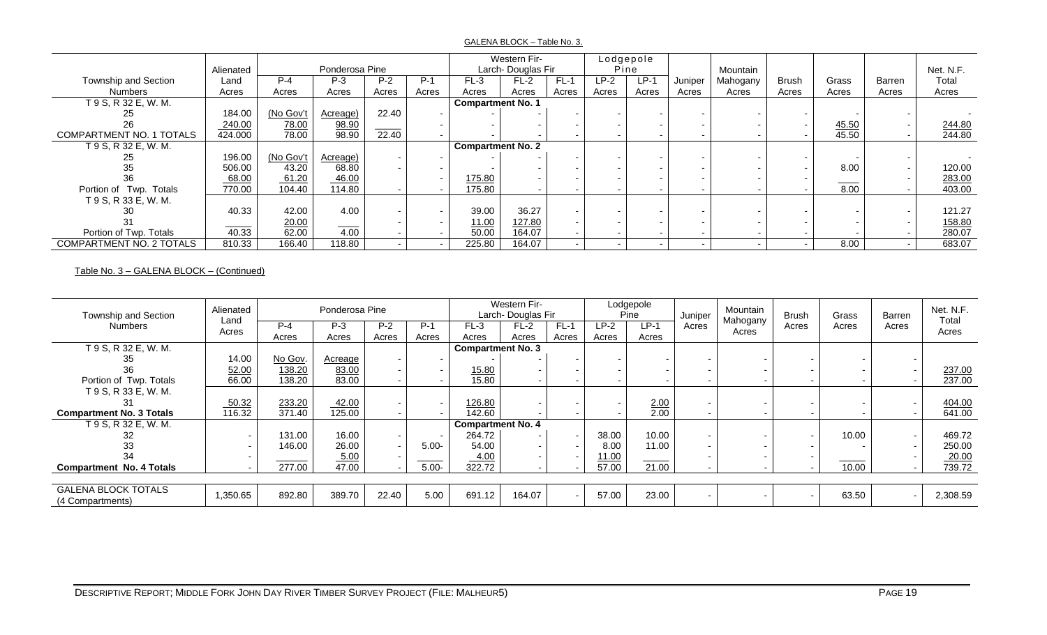GALENA BLOCK – Table No. 3.

| Township and Section Numbers | Alienated Land Acres | Ponderosa Pine | | | | Western Fir- Larch- Douglas Fir | | | Lodgepole Pine | | Juniper Acres | Mountain Mahogany Acres | Brush Acres | Grass Acres | Barren Acres | Net. N.F. Total Acres |
|---|---|---|---|---|---|---|---|---|---|---|---|---|---|---|---|---|
| | | P-4 Acres | P-3 Acres | P-2 Acres | P-1 Acres | FL-3 Acres | FL-2 Acres | FL-1 Acres | LP-2 Acres | LP-1 Acres | | | | | | |
| T 9 S, R 32 E, W. M. | | | | | | **Compartment No. 1** | | | | | | | | | | |
| 25 | 184.00 | (No Gov't | Acreage) | 22.40 | - | - | - | - | - | - | - | - | - | - | - | - |
| 26 | 240.00 | 78.00 | 98.90 | | - | - | - | - | - | - | - | - | - | 45.50 | - | 244.80 |
| COMPARTMENT NO. 1 TOTALS | 424.000 | 78.00 | 98.90 | 22.40 | - | - | - | - | - | - | - | - | - | 45.50 | - | 244.80 |
| T 9 S, R 32 E, W. M. | | | | | | **Compartment No. 2** | | | | | | | | | | |
| 25 | 196.00 | (No Gov't | Acreage) | - | - | - | - | - | - | - | - | - | - | - | - | - |
| 35 | 506.00 | 43.20 | 68.80 | - | - | - | - | - | - | - | - | - | - | 8.00 | - | 120.00 |
| 36 | 68.00 | 61.20 | 46.00 | | - | 175.80 | - | - | - | - | - | - | - | | - | 283.00 |
| Portion of Twp. Totals | 770.00 | 104.40 | 114.80 | - | - | 175.80 | - | - | - | - | - | - | - | 8.00 | - | 403.00 |
| T 9 S, R 33 E, W. M. | | | | | | | | | | | | | | | | |
| 30 | 40.33 | 42.00 | 4.00 | - | - | 39.00 | 36.27 | - | - | - | - | - | - | - | - | 121.27 |
| 31 | | 20.00 | | - | - | 11.00 | 127.80 | - | - | - | - | - | - | - | - | 158.80 |
| Portion of Twp. Totals | 40.33 | 62.00 | 4.00 | - | - | 50.00 | 164.07 | - | - | - | - | - | - | - | - | 280.07 |
| COMPARTMENT NO. 2 TOTALS | 810.33 | 166.40 | 118.80 | - | - | 225.80 | 164.07 | - | - | - | - | - | - | 8.00 | - | 683.07 |

Table No. 3 – GALENA BLOCK – (Continued)

| Township and Section Numbers | Alienated Land Acres | Ponderosa Pine | | | | Western Fir- Larch- Douglas Fir | | | Lodgepole Pine | | Juniper Acres | Mountain Mahogany Acres | Brush Acres | Grass Acres | Barren Acres | Net. N.F. Total Acres |
|---|---|---|---|---|---|---|---|---|---|---|---|---|---|---|---|---|
| | | P-4 Acres | P-3 Acres | P-2 Acres | P-1 Acres | FL-3 Acres | FL-2 Acres | FL-1 Acres | LP-2 Acres | LP-1 Acres | | | | | | |
| T 9 S, R 32 E, W. M. | | | | | | **Compartment No. 3** | | | | | | | | | | |
| 35 | 14.00 | No Gov. | Acreage | - | - | - | - | - | - | - | - | - | - | - | - | |
| 36 | 52.00 | 138.20 | 83.00 | - | - | 15.80 | - | - | - | - | - | - | - | - | - | 237.00 |
| Portion of Twp. Totals | 66.00 | 138.20 | 83.00 | - | - | 15.80 | - | - | - | - | - | - | - | - | - | 237.00 |
| T 9 S, R 33 E, W. M. | | | | | | | | | | | | | | | | |
| 31 | 50.32 | 233.20 | 42.00 | - | - | 126.80 | - | - | - | 2.00 | - | - | - | - | - | 404.00 |
| **Compartment No. 3 Totals** | 116.32 | 371.40 | 125.00 | - | - | 142.60 | - | - | - | 2.00 | - | - | - | - | - | 641.00 |
| T 9 S, R 32 E, W. M. | | | | | | **Compartment No. 4** | | | | | | | | | | |
| 32 | - | 131.00 | 16.00 | - | - | 264.72 | - | - | 38.00 | 10.00 | - | - | - | 10.00 | - | 469.72 |
| 33 | - | 146.00 | 26.00 | - | 5.00- | 54.00 | - | - | 8.00 | 11.00 | - | - | - | - | - | 250.00 |
| 34 | - | | 5.00 | - | | 4.00 | - | - | 11.00 | | - | - | - | | - | 20.00 |
| **Compartment No. 4 Totals** | - | 277.00 | 47.00 | - | 5.00- | 322.72 | - | - | 57.00 | 21.00 | - | - | - | 10.00 | - | 739.72 |
| | | | | | | | | | | | | | | | | |
| GALENA BLOCK TOTALS (4 Compartments) | 1,350.65 | 892.80 | 389.70 | 22.40 | 5.00 | 691.12 | 164.07 | - | 57.00 | 23.00 | - | - | - | 63.50 | - | 2,308.59 |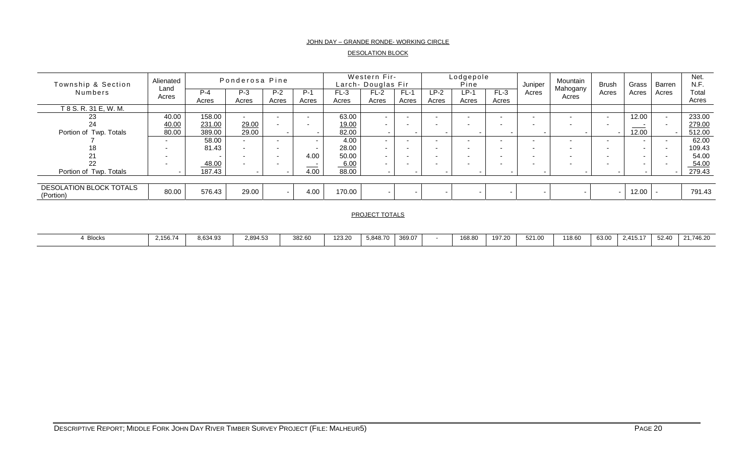JOHN DAY – GRANDE RONDE- WORKING CIRCLE

DESOLATION BLOCK

| Township & Section Numbers | Alienated Land Acres | Ponderosa Pine | | | | Western Fir- Larch- Douglas Fir | | | Lodgepole Pine | | | Juniper Acres | Mountain Mahogany Acres | Brush Acres | Grass Acres | Barren Acres | Net. N.F. Total Acres |
|---|---|---|---|---|---|---|---|---|---|---|---|---|---|---|---|---|---|
| | | P-4 Acres | P-3 Acres | P-2 Acres | P-1 Acres | FL-3 Acres | FL-2 Acres | FL-1 Acres | LP-2 Acres | LP-1 Acres | FL-3 Acres | | | | | | |
| T 8 S. R. 31 E, W. M. | | | | | | | | | | | | | | | | | |
| 23 | 40.00 | 158.00 | - | - | - | 63.00 | - | - | - | - | - | - | - | - | 12.00 | - | 233.00 |
| 24 | 40.00 | 231.00 | 29.00 | - | - | 19.00 | - | - | - | - | - | - | - | - | - | - | 279.00 |
| Portion of Twp. Totals | 80.00 | 389.00 | 29.00 | - | - | 82.00 | - | - | - | - | - | - | - | - | 12.00 | - | 512.00 |
| 7 | - | 58.00 | - | - | - | 4.00 | - | - | - | - | - | - | - | - | - | - | 62.00 |
| 18 | - | 81.43 | - | - | - | 28.00 | - | - | - | - | - | - | - | - | - | - | 109.43 |
| 21 | - | - | - | - | 4.00 | 50.00 | - | - | - | - | - | - | - | - | - | - | 54.00 |
| 22 | - | 48.00 | - | - | - | 6.00 | - | - | - | - | - | - | - | - | - | - | 54.00 |
| Portion of Twp. Totals | - | 187.43 | - | - | 4.00 | 88.00 | - | - | - | - | - | - | - | - | - | - | 279.43 |
| DESOLATION BLOCK TOTALS (Portion) | 80.00 | 576.43 | 29.00 | - | 4.00 | 170.00 | - | - | - | - | - | - | - | - | 12.00 | - | 791.43 |

PROJECT TOTALS

| | Alienated Land Acres | P-4 | P-3 | P-2 | P-1 | FL-3 | FL-2 | FL-1 | LP-2 | LP-1 | FL-3 | Juniper | Mountain Mahogany | Brush | Grass | Barren | Net N.F. Total Acres |
|---|---|---|---|---|---|---|---|---|---|---|---|---|---|---|---|---|---|
| 4 Blocks | 2,156.74 | 8,634.93 | 2,894.53 | | 382.60 | 123.20 | 5,848.70 | 369.07 | - | 168.80 | 197.20 | 521.00 | 118.60 | 63.00 | 2,415.17 | 52.40 | 21,746.20 |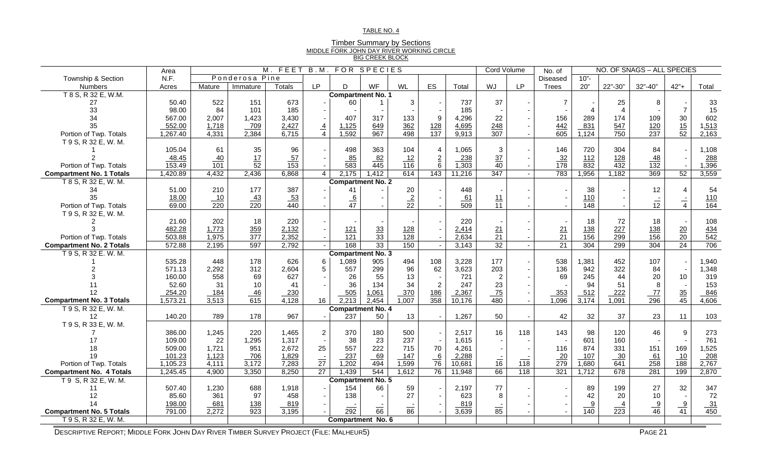TABLE NO. 4

## Timber Summary by Sections

MIDDLE FORK JOHN DAY RIVER WORKING CIRCLE

BIG CREEK BLOCK

| Township & Section Numbers | Area N.F. Acres | M. FEET B.M. FOR SPECIES | | | | | | | | | | Cord Volume | | No. of Diseased Trees | NO. OF SNAGS – ALL SPECIES | | | | |
|---|---|---|---|---|---|---|---|---|---|---|---|---|---|---|---|---|---|---|---|
| | | Ponderosa Pine | | | | | | | | | | | | | | | | | |
| | | Mature | Immature | Totals | LP | D | WF | WL | ES | Total | WJ | LP | | 10"-20" | 22"-30" | 32"-40" | 42"+ | Total |
| T 8 S, R 32 E, W.M. | | | | | | **Compartment No. 1** | | | | | | | | | | | | | |
| 27 | 50.40 | 522 | 151 | 673 | - | 60 | 1 | 3 | - | 737 | 37 | - | 7 | - | 25 | 8 | - | 33 |
| 33 | 98.00 | 84 | 101 | 185 | - | - | - | - | - | 185 | - | - | - | 4 | 4 | - | 7 | 15 |
| 34 | 567.00 | 2,007 | 1,423 | 3,430 | - | 407 | 317 | 133 | 9 | 4,296 | 22 | - | 156 | 289 | 174 | 109 | 30 | 602 |
| 35 | 552.00 | 1,718 | 709 | 2,427 | 4 | 1,125 | 649 | 362 | 128 | 4,695 | 248 | - | 442 | 831 | 547 | 120 | 15 | 1,513 |
| Portion of Twp. Totals | 1,267.40 | 4,331 | 2,384 | 6,715 | 4 | 1,592 | 967 | 498 | 137 | 9,913 | 307 | - | 605 | 1,124 | 750 | 237 | 52 | 2,163 |
| T 9 S, R 32 E, W. M. | | | | | | | | | | | | | | | | | | |
| 1 | 105.04 | 61 | 35 | 96 | - | 498 | 363 | 104 | 4 | 1,065 | 3 | - | 146 | 720 | 304 | 84 | - | 1,108 |
| 2 | 48.45 | 40 | 17 | 57 | - | 85 | 82 | 12 | 2 | 238 | 37 | - | 32 | 112 | 128 | 48 | - | 288 |
| Portion of Twp. Totals | 153.49 | 101 | 52 | 153 | - | 583 | 445 | 116 | 6 | 1,303 | 40 | - | 178 | 832 | 432 | 132 | - | 1,396 |
| **Compartment No. 1 Totals** | 1,420.89 | 4,432 | 2,436 | 6,868 | 4 | 2,175 | 1,412 | 614 | 143 | 11,216 | 347 | - | 783 | 1,956 | 1,182 | 369 | 52 | 3,559 |
| T 8 S, R 32 E, W. M. | | | | | | **Compartment No. 2** | | | | | | | | | | | | | |
| 34 | 51.00 | 210 | 177 | 387 | - | 41 | - | 20 | - | 448 | - | - | - | 38 | - | 12 | 4 | 54 |
| 35 | 18.00 | 10 | 43 | 53 | - | 6 | - | 2 | - | 61 | 11 | - | - | 110 | - | - | - | 110 |
| Portion of Twp. Totals | 69.00 | 220 | 220 | 440 | - | 47 | - | 22 | - | 509 | 11 | - | - | 148 | - | 12 | 4 | 164 |
| T 9 S, R 32 E, W. M. | | | | | | | | | | | | | | | | | | |
| 2 | 21.60 | 202 | 18 | 220 | - | - | - | - | - | 220 | - | - | - | 18 | 72 | 18 | - | 108 |
| 3 | 482.28 | 1,773 | 359 | 2,132 | - | 121 | 33 | 128 | - | 2,414 | 21 | - | 21 | 138 | 227 | 138 | 20 | 434 |
| Portion of Twp. Totals | 503.88 | 1,975 | 377 | 2,352 | - | 121 | 33 | 128 | - | 2,634 | 21 | - | 21 | 156 | 299 | 156 | 20 | 542 |
| **Compartment No. 2 Totals** | 572.88 | 2,195 | 597 | 2,792 | - | 168 | 33 | 150 | - | 3,143 | 32 | - | 21 | 304 | 299 | 304 | 24 | 706 |
| T 9 S, R 32 E. W. M. | | | | | | **Compartment No. 3** | | | | | | | | | | | | | |
| 1 | 535.28 | 448 | 178 | 626 | 6 | 1,089 | 905 | 494 | 108 | 3,228 | 177 | - | 538 | 1,381 | 452 | 107 | - | 1,940 |
| 2 | 571.13 | 2,292 | 312 | 2,604 | 5 | 557 | 299 | 96 | 62 | 3,623 | 203 | - | 136 | 942 | 322 | 84 | - | 1,348 |
| 3 | 160.00 | 558 | 69 | 627 | - | 26 | 55 | 13 | - | 721 | 2 | - | 69 | 245 | 44 | 20 | 10 | 319 |
| 11 | 52.60 | 31 | 10 | 41 | - | 36 | 134 | 34 | 2 | 247 | 23 | - | - | 94 | 51 | 8 | - | 153 |
| 12 | 254.20 | 184 | 46 | 230 | - | 505 | 1,061 | 370 | 186 | 2,367 | 75 | - | 353 | 512 | 222 | 77 | 35 | 846 |
| **Compartment No. 3 Totals** | 1,573.21 | 3,513 | 615 | 4,128 | 16 | 2,213 | 2,454 | 1,007 | 358 | 10,176 | 480 | - | 1,096 | 3,174 | 1,091 | 296 | 45 | 4,606 |
| T 9 S, R 32 E, W. M. | | | | | | **Compartment No. 4** | | | | | | | | | | | | | |
| 12 | 140.20 | 789 | 178 | 967 | - | 237 | 50 | 13 | - | 1,267 | 50 | - | 42 | 32 | 37 | 23 | 11 | 103 |
| T 9 S, R 33 E, W. M. | | | | | | | | | | | | | | | | | | |
| 7 | 386.00 | 1,245 | 220 | 1,465 | 2 | 370 | 180 | 500 | - | 2,517 | 16 | 118 | 143 | 98 | 120 | 46 | 9 | 273 |
| 17 | 109.00 | 22 | 1,295 | 1,317 | - | 38 | 23 | 237 | - | 1,615 | - | - | - | 601 | 160 | - | - | 761 |
| 18 | 509.00 | 1,721 | 951 | 2,672 | 25 | 557 | 222 | 715 | 70 | 4,261 | - | - | 116 | 874 | 331 | 151 | 169 | 1,525 |
| 19 | 101.23 | 1,123 | 706 | 1,829 | - | 237 | 69 | 147 | 6 | 2,288 | - | - | 20 | 107 | 30 | 61 | 10 | 208 |
| Portion of Twp. Totals | 1,105.23 | 4,111 | 3,172 | 7,283 | 27 | 1,202 | 494 | 1,599 | 76 | 10,681 | 16 | 118 | 279 | 1,680 | 641 | 258 | 188 | 2,767 |
| **Compartment No. 4 Totals** | 1,245.45 | 4,900 | 3,350 | 8,250 | 27 | 1,439 | 544 | 1,612 | 76 | 11,948 | 66 | 118 | 321 | 1,712 | 678 | 281 | 199 | 2,870 |
| T 9 S, R 32 E, W. M. | | | | | | **Compartment No. 5** | | | | | | | | | | | | | |
| 11 | 507.40 | 1,230 | 688 | 1,918 | - | 154 | 66 | 59 | - | 2,197 | 77 | - | - | 89 | 199 | 27 | 32 | 347 |
| 12 | 85.60 | 361 | 97 | 458 | - | 138 | - | 27 | - | 623 | 8 | - | - | 42 | 20 | 10 | - | 72 |
| 14 | 198.00 | 681 | 138 | 819 | - | - | - | - | - | 819 | - | - | - | 9 | 4 | 9 | 9 | 31 |
| **Compartment No. 5 Totals** | 791.00 | 2,272 | 923 | 3,195 | - | 292 | 66 | 86 | - | 3,639 | 85 | - | - | 140 | 223 | 46 | 41 | 450 |
| T 9 S, R 32 E, W. M. | | | | | | **Compartment No. 6** | | | | | | | | | | | | | |

DESCRIPTIVE REPORT; MIDDLE FORK JOHN DAY RIVER TIMBER SURVEY PROJECT (FILE: MALHEUR5)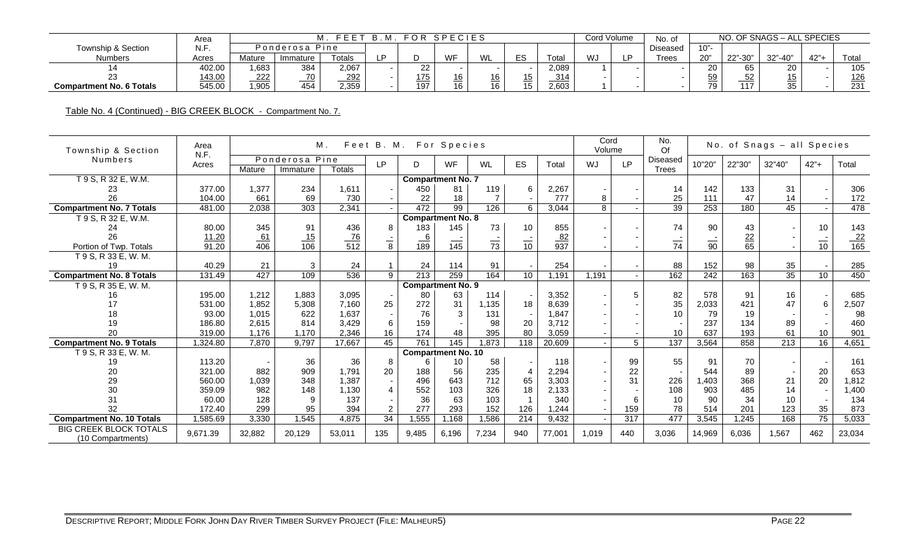| Township & Section Numbers | Area N.F. Acres | M. FEET B.M. FOR SPECIES | | | | | | | | | Cord Volume | | No. of Diseased Trees | NO. OF SNAGS – ALL SPECIES | | | | |
|---|---|---|---|---|---|---|---|---|---|---|---|---|---|---|---|---|---|---|
| | | Ponderosa Pine | | | LP | D | WF | WL | ES | Total | WJ | LP | | 10"-20" | 22"-30" | 32"-40" | 42"+ | Total |
| | | Mature | Immature | Totals | | | | | | | | | | | | | | |
| 14 | 402.00 | 1,683 | 384 | 2,067 | - | 22 | - | - | - | 2,089 | 1 | - | - | 20 | 65 | 20 | - | 105 |
| 23 | 143.00 | 222 | 70 | 292 | - | 175 | 16 | 16 | 15 | 314 | - | - | - | 59 | 52 | 15 | - | 126 |
| **Compartment No. 6 Totals** | 545.00 | 1,905 | 454 | 2,359 | - | 197 | 16 | 16 | 15 | 2,603 | 1 | - | - | 79 | 117 | 35 | - | 231 |

Table No. 4 (Continued) - BIG CREEK BLOCK - Compartment No. 7.

| Township & Section Numbers | Area N.F. Acres | M. Feet B. M. For Species | | | | | | | | | Cord Volume | | No. Of Diseased Trees | No. of Snags – all Species | | | | |
|---|---|---|---|---|---|---|---|---|---|---|---|---|---|---|---|---|---|---|
| | | Ponderosa Pine | | | LP | D | WF | WL | ES | Total | WJ | LP | | 10"20" | 22"30" | 32"40" | 42"+ | Total |
| | | Mature | Immature | Totals | | | | | | | | | | | | | | |
| T 9 S, R 32 E, W.M. | | | | | | **Compartment No. 7** | | | | | | | | | | | | |
| 23 | 377.00 | 1,377 | 234 | 1,611 | - | 450 | 81 | 119 | 6 | 2,267 | - | - | 14 | 142 | 133 | 31 | - | 306 |
| 26 | 104.00 | 661 | 69 | 730 | - | 22 | 18 | 7 | - | 777 | 8 | - | 25 | 111 | 47 | 14 | - | 172 |
| **Compartment No. 7 Totals** | 481.00 | 2,038 | 303 | 2,341 | - | 472 | 99 | 126 | 6 | 3,044 | 8 | - | 39 | 253 | 180 | 45 | - | 478 |
| T 9 S, R 32 E, W.M. | | | | | | **Compartment No. 8** | | | | | | | | | | | | |
| 24 | 80.00 | 345 | 91 | 436 | 8 | 183 | 145 | 73 | 10 | 855 | - | - | 74 | 90 | 43 | - | 10 | 143 |
| 26 | 11.20 | 61 | 15 | 76 | - | 6 | - | - | - | 82 | - | - | - | - | 22 | - | - | 22 |
| Portion of Twp. Totals | 91.20 | 406 | 106 | 512 | 8 | 189 | 145 | 73 | 10 | 937 | - | - | 74 | 90 | 65 | - | 10 | 165 |
| T 9 S, R 33 E, W. M. | | | | | | | | | | | | | | | | | | |
| 19 | 40.29 | 21 | 3 | 24 | 1 | 24 | 114 | 91 | - | 254 | - | - | 88 | 152 | 98 | 35 | - | 285 |
| **Compartment No. 8 Totals** | 131.49 | 427 | 109 | 536 | 9 | 213 | 259 | 164 | 10 | 1,191 | 1,191 | - | 162 | 242 | 163 | 35 | 10 | 450 |
| T 9 S, R 35 E, W. M. | | | | | | **Compartment No. 9** | | | | | | | | | | | | |
| 16 | 195.00 | 1,212 | 1,883 | 3,095 | - | 80 | 63 | 114 | - | 3,352 | - | 5 | 82 | 578 | 91 | 16 | - | 685 |
| 17 | 531.00 | 1,852 | 5,308 | 7,160 | 25 | 272 | 31 | 1,135 | 18 | 8,639 | - | - | 35 | 2,033 | 421 | 47 | 6 | 2,507 |
| 18 | 93.00 | 1,015 | 622 | 1,637 | - | 76 | 3 | 131 | - | 1,847 | - | - | 10 | 79 | 19 | - | - | 98 |
| 19 | 186.80 | 2,615 | 814 | 3,429 | 6 | 159 | - | 98 | 20 | 3,712 | - | - | - | 237 | 134 | 89 | - | 460 |
| 20 | 319.00 | 1,176 | 1,170 | 2,346 | 16 | 174 | 48 | 395 | 80 | 3,059 | - | - | 10 | 637 | 193 | 61 | 10 | 901 |
| **Compartment No. 9 Totals** | 1,324.80 | 7,870 | 9,797 | 17,667 | 45 | 761 | 145 | 1,873 | 118 | 20,609 | - | 5 | 137 | 3,564 | 858 | 213 | 16 | 4,651 |
| T 9 S, R 33 E, W. M. | | | | | | **Compartment No. 10** | | | | | | | | | | | | |
| 19 | 113.20 | - | 36 | 36 | 8 | 6 | 10 | 58 | - | 118 | - | 99 | 55 | 91 | 70 | - | - | 161 |
| 20 | 321.00 | 882 | 909 | 1,791 | 20 | 188 | 56 | 235 | 4 | 2,294 | - | 22 | - | 544 | 89 | - | 20 | 653 |
| 29 | 560.00 | 1,039 | 348 | 1,387 | - | 496 | 643 | 712 | 65 | 3,303 | - | 31 | 226 | 1,403 | 368 | 21 | 20 | 1,812 |
| 30 | 359.09 | 982 | 148 | 1,130 | 4 | 552 | 103 | 326 | 18 | 2,133 | - | - | 108 | 903 | 485 | 14 | - | 1,400 |
| 31 | 60.00 | 128 | 9 | 137 | - | 36 | 63 | 103 | 1 | 340 | - | 6 | 10 | 90 | 34 | 10 | - | 134 |
| 32 | 172.40 | 299 | 95 | 394 | 2 | 277 | 293 | 152 | 126 | 1,244 | - | 159 | 78 | 514 | 201 | 123 | 35 | 873 |
| **Compartment No. 10 Totals** | 1,585.69 | 3,330 | 1,545 | 4,875 | 34 | 1,555 | 1,168 | 1,586 | 214 | 9,432 | - | 317 | 477 | 3,545 | 1,245 | 168 | 75 | 5,033 |
| BIG CREEK BLOCK TOTALS (10 Compartments) | 9,671.39 | 32,882 | 20,129 | 53,011 | 135 | 9,485 | 6,196 | 7,234 | 940 | 77,001 | 1,019 | 440 | 3,036 | 14,969 | 6,036 | 1,567 | 462 | 23,034 |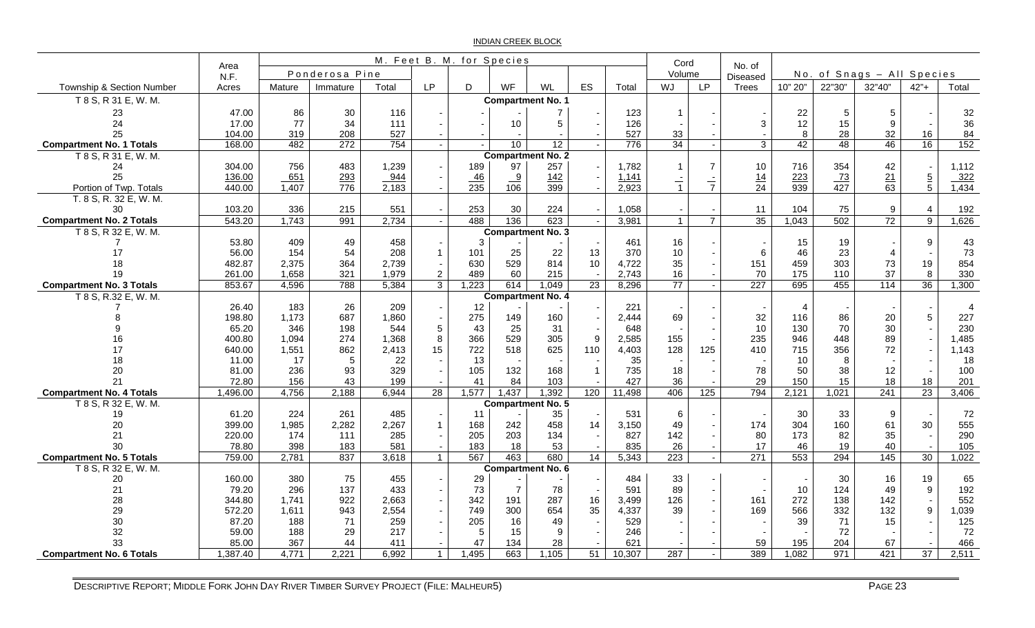INDIAN CREEK BLOCK

| Township & Section Number | Area N.F. Acres | M. Feet B. M. for Species | | | | | | | | | | Cord Volume | | No. of Diseased Trees | No. of Snags – All Species | | | | |
|---|---|---|---|---|---|---|---|---|---|---|---|---|---|---|---|---|---|---|---|
| | | Ponderosa Pine | | | | | | | | | | | | | | | | | |
| | | Mature | Immature | Total | LP | D | WF | WL | ES | Total | WJ | LP | | 10" 20" | 22"30" | 32"40" | 42"+ | Total |
| T 8 S, R 31 E, W. M. | | | | | | | **Compartment No. 1** | | | | | | | | | | | | |
| 23 | 47.00 | 86 | 30 | 116 | - | - | - | 7 | - | 123 | 1 | - | - | 22 | 5 | 5 | - | 32 |
| 24 | 17.00 | 77 | 34 | 111 | - | - | 10 | 5 | - | 126 | - | - | 3 | 12 | 15 | 9 | - | 36 |
| 25 | 104.00 | 319 | 208 | 527 | - | - | - | - | - | 527 | 33 | - | - | 8 | 28 | 32 | 16 | 84 |
| **Compartment No. 1 Totals** | 168.00 | 482 | 272 | 754 | - | - | 10 | 12 | - | 776 | 34 | - | 3 | 42 | 48 | 46 | 16 | 152 |
| T 8 S, R 31 E, W. M. | | | | | | | **Compartment No. 2** | | | | | | | | | | | | |
| 24 | 304.00 | 756 | 483 | 1,239 | - | 189 | 97 | 257 | - | 1,782 | 1 | 7 | 10 | 716 | 354 | 42 | - | 1,112 |
| 25 | 136.00 | 651 | 293 | 944 | - | 46 | 9 | 142 | - | 1,141 | - | - | 14 | 223 | 73 | 21 | 5 | 322 |
| Portion of Twp. Totals | 440.00 | 1,407 | 776 | 2,183 | - | 235 | 106 | 399 | - | 2,923 | 1 | 7 | 24 | 939 | 427 | 63 | 5 | 1,434 |
| T. 8 S, R. 32 E, W. M. | | | | | | | | | | | | | | | | | | |
| 30 | 103.20 | 336 | 215 | 551 | - | 253 | 30 | 224 | - | 1,058 | - | - | 11 | 104 | 75 | 9 | 4 | 192 |
| **Compartment No. 2 Totals** | 543.20 | 1,743 | 991 | 2,734 | - | 488 | 136 | 623 | - | 3,981 | 1 | 7 | 35 | 1,043 | 502 | 72 | 9 | 1,626 |
| T 8 S, R 32 E, W. M. | | | | | | | **Compartment No. 3** | | | | | | | | | | | | |
| 7 | 53.80 | 409 | 49 | 458 | - | 3 | - | - | - | 461 | 16 | - | - | 15 | 19 | - | 9 | 43 |
| 17 | 56.00 | 154 | 54 | 208 | 1 | 101 | 25 | 22 | 13 | 370 | 10 | - | 6 | 46 | 23 | 4 | - | 73 |
| 18 | 482.87 | 2,375 | 364 | 2,739 | - | 630 | 529 | 814 | 10 | 4,722 | 35 | - | 151 | 459 | 303 | 73 | 19 | 854 |
| 19 | 261.00 | 1,658 | 321 | 1,979 | 2 | 489 | 60 | 215 | - | 2,743 | 16 | - | 70 | 175 | 110 | 37 | 8 | 330 |
| **Compartment No. 3 Totals** | 853.67 | 4,596 | 788 | 5,384 | 3 | 1,223 | 614 | 1,049 | 23 | 8,296 | 77 | - | 227 | 695 | 455 | 114 | 36 | 1,300 |
| T 8 S, R.32 E, W. M. | | | | | | | **Compartment No. 4** | | | | | | | | | | | | |
| 7 | 26.40 | 183 | 26 | 209 | - | 12 | - | - | - | 221 | - | - | - | 4 | - | - | - | 4 |
| 8 | 198.80 | 1,173 | 687 | 1,860 | - | 275 | 149 | 160 | - | 2,444 | 69 | - | 32 | 116 | 86 | 20 | 5 | 227 |
| 9 | 65.20 | 346 | 198 | 544 | 5 | 43 | 25 | 31 | - | 648 | - | - | 10 | 130 | 70 | 30 | - | 230 |
| 16 | 400.80 | 1,094 | 274 | 1,368 | 8 | 366 | 529 | 305 | 9 | 2,585 | 155 | - | 235 | 946 | 448 | 89 | - | 1,485 |
| 17 | 640.00 | 1,551 | 862 | 2,413 | 15 | 722 | 518 | 625 | 110 | 4,403 | 128 | 125 | 410 | 715 | 356 | 72 | - | 1,143 |
| 18 | 11.00 | 17 | 5 | 22 | - | 13 | - | - | - | 35 | - | - | - | 10 | 8 | - | - | 18 |
| 20 | 81.00 | 236 | 93 | 329 | - | 105 | 132 | 168 | 1 | 735 | 18 | - | 78 | 50 | 38 | 12 | - | 100 |
| 21 | 72.80 | 156 | 43 | 199 | - | 41 | 84 | 103 | - | 427 | 36 | - | 29 | 150 | 15 | 18 | 18 | 201 |
| **Compartment No. 4 Totals** | 1,496.00 | 4,756 | 2,188 | 6,944 | 28 | 1,577 | 1,437 | 1,392 | 120 | 11,498 | 406 | 125 | 794 | 2,121 | 1,021 | 241 | 23 | 3,406 |
| T 8 S, R 32 E, W. M. | | | | | | | **Compartment No. 5** | | | | | | | | | | | | |
| 19 | 61.20 | 224 | 261 | 485 | - | 11 | - | 35 | - | 531 | 6 | - | - | 30 | 33 | 9 | - | 72 |
| 20 | 399.00 | 1,985 | 2,282 | 2,267 | 1 | 168 | 242 | 458 | 14 | 3,150 | 49 | - | 174 | 304 | 160 | 61 | 30 | 555 |
| 21 | 220.00 | 174 | 111 | 285 | - | 205 | 203 | 134 | - | 827 | 142 | - | 80 | 173 | 82 | 35 | - | 290 |
| 30 | 78.80 | 398 | 183 | 581 | - | 183 | 18 | 53 | - | 835 | 26 | - | 17 | 46 | 19 | 40 | - | 105 |
| **Compartment No. 5 Totals** | 759.00 | 2,781 | 837 | 3,618 | 1 | 567 | 463 | 680 | 14 | 5,343 | 223 | - | 271 | 553 | 294 | 145 | 30 | 1,022 |
| T 8 S, R 32 E, W. M. | | | | | | | **Compartment No. 6** | | | | | | | | | | | | |
| 20 | 160.00 | 380 | 75 | 455 | - | 29 | - | - | - | 484 | 33 | - | - | - | 30 | 16 | 19 | 65 |
| 21 | 79.20 | 296 | 137 | 433 | - | 73 | 7 | 78 | - | 591 | 89 | - | - | 10 | 124 | 49 | 9 | 192 |
| 28 | 344.80 | 1,741 | 922 | 2,663 | - | 342 | 191 | 287 | 16 | 3,499 | 126 | - | 161 | 272 | 138 | 142 | - | 552 |
| 29 | 572.20 | 1,611 | 943 | 2,554 | - | 749 | 300 | 654 | 35 | 4,337 | 39 | - | 169 | 566 | 332 | 132 | 9 | 1,039 |
| 30 | 87.20 | 188 | 71 | 259 | - | 205 | 16 | 49 | - | 529 | - | - | - | 39 | 71 | 15 | - | 125 |
| 32 | 59.00 | 188 | 29 | 217 | - | 5 | 15 | 9 | - | 246 | - | - | - | - | 72 | - | - | 72 |
| 33 | 85.00 | 367 | 44 | 411 | - | 47 | 134 | 28 | - | 621 | - | - | 59 | 195 | 204 | 67 | - | 466 |
| **Compartment No. 6 Totals** | 1,387.40 | 4,771 | 2,221 | 6,992 | 1 | 1,495 | 663 | 1,105 | 51 | 10,307 | 287 | - | 389 | 1,082 | 971 | 421 | 37 | 2,511 |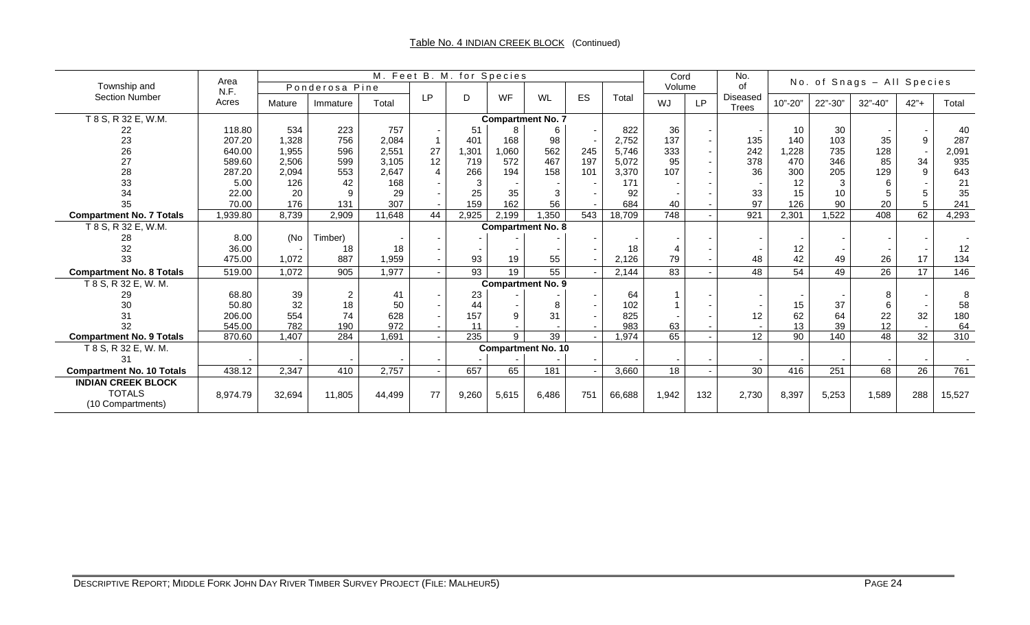Table No. 4 INDIAN CREEK BLOCK (Continued)

| Township and Section Number | Area N.F. Acres | M. Feet B. M. for Species | | | | | | | | | Cord Volume | | No. of Diseased Trees | No. of Snags – All Species | | | | |
|---|---|---|---|---|---|---|---|---|---|---|---|---|---|---|---|---|---|---|
| | | Ponderosa Pine | | | LP | D | WF | WL | ES | Total | WJ | LP | | 10"-20" | 22"-30" | 32"-40" | 42"+ | Total |
| | | Mature | Immature | Total | | | | | | | | | | | | | | |
| T 8 S, R 32 E, W.M. | | | | | | Compartment No. 7 | | | | | | | | | | | | |
| 22 | 118.80 | 534 | 223 | 757 | - | 51 | 8 | 6 | - | 822 | 36 | - | - | 10 | 30 | - | - | 40 |
| 23 | 207.20 | 1,328 | 756 | 2,084 | 1 | 401 | 168 | 98 | - | 2,752 | 137 | - | 135 | 140 | 103 | 35 | 9 | 287 |
| 26 | 640.00 | 1,955 | 596 | 2,551 | 27 | 1,301 | 1,060 | 562 | 245 | 5,746 | 333 | - | 242 | 1,228 | 735 | 128 | - | 2,091 |
| 27 | 589.60 | 2,506 | 599 | 3,105 | 12 | 719 | 572 | 467 | 197 | 5,072 | 95 | - | 378 | 470 | 346 | 85 | 34 | 935 |
| 28 | 287.20 | 2,094 | 553 | 2,647 | 4 | 266 | 194 | 158 | 101 | 3,370 | 107 | - | 36 | 300 | 205 | 129 | 9 | 643 |
| 33 | 5.00 | 126 | 42 | 168 | - | 3 | - | - | - | 171 | - | - | - | 12 | 3 | 6 | - | 21 |
| 34 | 22.00 | 20 | 9 | 29 | - | 25 | 35 | 3 | - | 92 | - | - | 33 | 15 | 10 | 5 | 5 | 35 |
| 35 | 70.00 | 176 | 131 | 307 | - | 159 | 162 | 56 | - | 684 | 40 | - | 97 | 126 | 90 | 20 | 5 | 241 |
| **Compartment No. 7 Totals** | 1,939.80 | 8,739 | 2,909 | 11,648 | 44 | 2,925 | 2,199 | 1,350 | 543 | 18,709 | 748 | - | 921 | 2,301 | 1,522 | 408 | 62 | 4,293 |
| T 8 S, R 32 E, W.M. | | | | | | Compartment No. 8 | | | | | | | | | | | | |
| 28 | 8.00 | (No | Timber) | - | - | - | - | - | - | - | - | - | - | - | - | - | - | - |
| 32 | 36.00 | - | 18 | 18 | - | - | - | - | - | 18 | 4 | - | - | 12 | - | - | - | 12 |
| 33 | 475.00 | 1,072 | 887 | 1,959 | - | 93 | 19 | 55 | - | 2,126 | 79 | - | 48 | 42 | 49 | 26 | 17 | 134 |
| **Compartment No. 8 Totals** | 519.00 | 1,072 | 905 | 1,977 | - | 93 | 19 | 55 | - | 2,144 | 83 | - | 48 | 54 | 49 | 26 | 17 | 146 |
| T 8 S, R 32 E, W. M. | | | | | | Compartment No. 9 | | | | | | | | | | | | |
| 29 | 68.80 | 39 | 2 | 41 | - | 23 | - | - | - | 64 | 1 | - | - | - | - | 8 | - | 8 |
| 30 | 50.80 | 32 | 18 | 50 | - | 44 | - | 8 | - | 102 | 1 | - | - | 15 | 37 | 6 | - | 58 |
| 31 | 206.00 | 554 | 74 | 628 | - | 157 | 9 | 31 | - | 825 | - | - | 12 | 62 | 64 | 22 | 32 | 180 |
| 32 | 545.00 | 782 | 190 | 972 | - | 11 | - | - | - | 983 | 63 | - | - | 13 | 39 | 12 | - | 64 |
| **Compartment No. 9 Totals** | 870.60 | 1,407 | 284 | 1,691 | - | 235 | 9 | 39 | - | 1,974 | 65 | - | 12 | 90 | 140 | 48 | 32 | 310 |
| T 8 S, R 32 E, W. M. | | | | | | Compartment No. 10 | | | | | | | | | | | | |
| 31 | - | - | - | - | - | - | - | - | - | - | - | - | - | - | - | - | - | - |
| **Compartment No. 10 Totals** | 438.12 | 2,347 | 410 | 2,757 | - | 657 | 65 | 181 | - | 3,660 | 18 | - | 30 | 416 | 251 | 68 | 26 | 761 |
| **INDIAN CREEK BLOCK** TOTALS (10 Compartments) | 8,974.79 | 32,694 | 11,805 | 44,499 | 77 | 9,260 | 5,615 | 6,486 | 751 | 66,688 | 1,942 | 132 | 2,730 | 8,397 | 5,253 | 1,589 | 288 | 15,527 |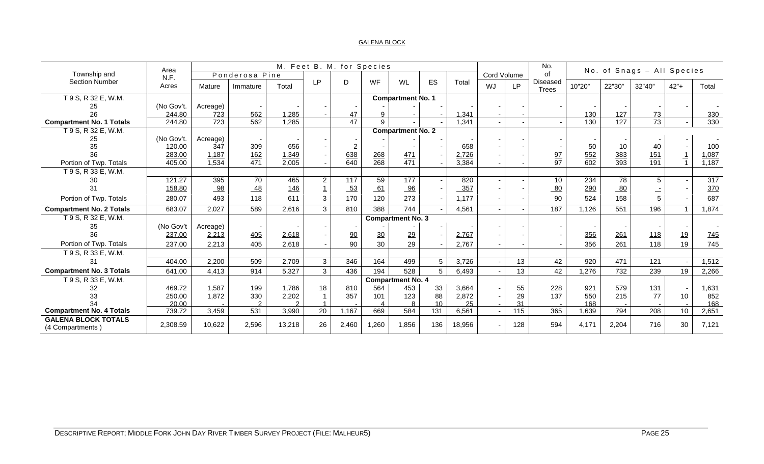GALENA BLOCK

| Township and Section Number | Area N.F. Acres | M. Feet B. M. for Species | | | | | | | | | | Cord Volume | | No. of Diseased Trees | No. of Snags – All Species | | | | |
|---|---|---|---|---|---|---|---|---|---|---|---|---|---|---|---|---|---|---|---|
| | | Ponderosa Pine | | | LP | D | WF | WL | ES | Total | | | | | | | | |
| | | Mature | Immature | Total | | | | | | | WJ | LP | | 10"20" | 22"30" | 32"40" | 42"+ | Total |
| T 9 S, R 32 E, W.M. | | | | | | | **Compartment No. 1** | | | | | | | | | | | |
| 25 | (No Gov't. | Acreage) | - | - | - | - | - | - | - | - | - | - | - | - | - | - | - | - |
| 26 | 244.80 | 723 | 562 | 1,285 | - | 47 | 9 | - | - | 1,341 | - | - | - | 130 | 127 | 73 | | 330 |
| **Compartment No. 1 Totals** | 244.80 | 723 | 562 | 1,285 | | 47 | 9 | - | - | 1,341 | - | - | - | 130 | 127 | 73 | - | 330 |
| T 9 S, R 32 E, W.M. | | | | | | | **Compartment No. 2** | | | | | | | | | | | |
| 25 | (No Gov't. | Acreage) | - | - | - | - | - | - | - | - | - | - | - | - | - | - | - | - |
| 35 | 120.00 | 347 | 309 | 656 | - | 2 | - | - | - | 658 | - | - | - | 50 | 10 | 40 | - | 100 |
| 36 | 283.00 | 1,187 | 162 | 1,349 | - | 638 | 268 | 471 | - | 2,726 | - | - | 97 | 552 | 383 | 151 | 1 | 1,087 |
| Portion of Twp. Totals | 405.00 | 1,534 | 471 | 2,005 | - | 640 | 268 | 471 | - | 3,384 | - | - | 97 | 602 | 393 | 191 | 1 | 1,187 |
| T 9 S, R 33 E, W.M. | | | | | | | | | | | | | | | | | | |
| 30 | 121.27 | 395 | 70 | 465 | 2 | 117 | 59 | 177 | - | 820 | - | - | 10 | 234 | 78 | 5 | - | 317 |
| 31 | 158.80 | 98 | 48 | 146 | 1 | 53 | 61 | 96 | - | 357 | - | - | 80 | 290 | 80 | - | - | 370 |
| Portion of Twp. Totals | 280.07 | 493 | 118 | 611 | 3 | 170 | 120 | 273 | - | 1,177 | - | - | 90 | 524 | 158 | 5 | - | 687 |
| **Compartment No. 2 Totals** | 683.07 | 2,027 | 589 | 2,616 | 3 | 810 | 388 | 744 | - | 4,561 | - | - | 187 | 1,126 | 551 | 196 | 1 | 1,874 |
| T 9 S, R 32 E, W.M. | | | | | | | **Compartment No. 3** | | | | | | | | | | | |
| 35 | (No Gov't | Acreage) | - | - | - | - | - | - | - | - | - | - | - | - | - | - | - | - |
| 36 | 237.00 | 2,213 | 405 | 2,618 | - | 90 | 30 | 29 | - | 2,767 | - | - | - | 356 | 261 | 118 | 19 | 745 |
| Portion of Twp. Totals | 237.00 | 2,213 | 405 | 2,618 | - | 90 | 30 | 29 | - | 2,767 | - | - | - | 356 | 261 | 118 | 19 | 745 |
| T 9 S, R 33 E, W.M. | | | | | | | | | | | | | | | | | | |
| 31 | 404.00 | 2,200 | 509 | 2,709 | 3 | 346 | 164 | 499 | 5 | 3,726 | - | 13 | 42 | 920 | 471 | 121 | - | 1,512 |
| **Compartment No. 3 Totals** | 641.00 | 4,413 | 914 | 5,327 | 3 | 436 | 194 | 528 | 5 | 6,493 | - | 13 | 42 | 1,276 | 732 | 239 | 19 | 2,266 |
| T 9 S, R 33 E, W.M. | | | | | | | **Compartment No. 4** | | | | | | | | | | | |
| 32 | 469.72 | 1,587 | 199 | 1,786 | 18 | 810 | 564 | 453 | 33 | 3,664 | - | 55 | 228 | 921 | 579 | 131 | - | 1,631 |
| 33 | 250.00 | 1,872 | 330 | 2,202 | 1 | 357 | 101 | 123 | 88 | 2,872 | - | 29 | 137 | 550 | 215 | 77 | 10 | 852 |
| 34 | 20.00 | - | 2 | 2 | 1 | - | 4 | 8 | 10 | 25 | - | 31 | - | 168 | - | - | - | 168 |
| **Compartment No. 4 Totals** | 739.72 | 3,459 | 531 | 3,990 | 20 | 1,167 | 669 | 584 | 131 | 6,561 | - | 115 | 365 | 1,639 | 794 | 208 | 10 | 2,651 |
| **GALENA BLOCK TOTALS** (4 Compartments ) | 2,308.59 | 10,622 | 2,596 | 13,218 | 26 | 2,460 | 1,260 | 1,856 | 136 | 18,956 | - | 128 | 594 | 4,171 | 2,204 | 716 | 30 | 7,121 |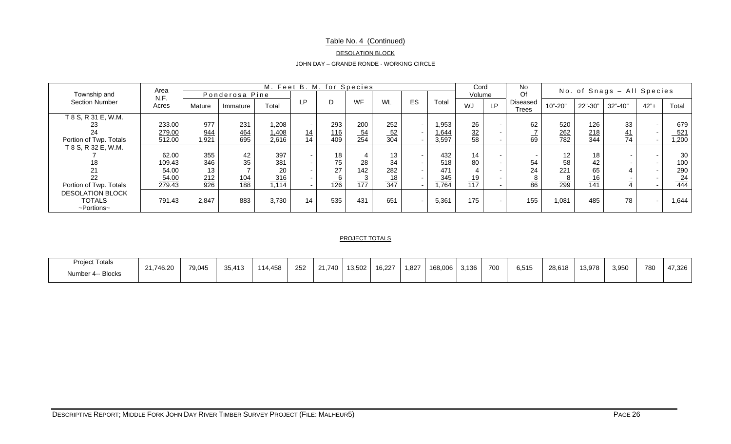Table No. 4 (Continued)

DESOLATION BLOCK

JOHN DAY – GRANDE RONDE - WORKING CIRCLE

| Township and Section Number | Area N.F. Acres | M. Feet B. M. for Species | | | | | | | | | Cord Volume | | No Of Diseased Trees | No. of Snags – All Species | | | | |
|---|---|---|---|---|---|---|---|---|---|---|---|---|---|---|---|---|---|---|
| | | Ponderosa Pine | | | LP | D | WF | WL | ES | Total | WJ | LP | | 10"-20" | 22"-30" | 32"-40" | 42"+ | Total |
| | | Mature | Immature | Total | | | | | | | | | | | | | | |
| T 8 S, R 31 E, W.M. | | | | | | | | | | | | | | | | | | |
| 23 | 233.00 | 977 | 231 | 1,208 | - | 293 | 200 | 252 | - | 1,953 | 26 | - | 62 | 520 | 126 | 33 | - | 679 |
| 24 | 279.00 | 944 | 464 | 1,408 | 14 | 116 | 54 | 52 | - | 1,644 | 32 | - | 7 | 262 | 218 | 41 | - | 521 |
| Portion of Twp. Totals | 512.00 | 1,921 | 695 | 2,616 | 14 | 409 | 254 | 304 | - | 3,597 | 58 | - | 69 | 782 | 344 | 74 | - | 1,200 |
| T 8 S, R 32 E, W.M. | | | | | | | | | | | | | | | | | | |
| 7 | 62.00 | 355 | 42 | 397 | - | 18 | 4 | 13 | - | 432 | 14 | - | - | 12 | 18 | - | - | 30 |
| 18 | 109.43 | 346 | 35 | 381 | - | 75 | 28 | 34 | - | 518 | 80 | - | 54 | 58 | 42 | - | - | 100 |
| 21 | 54.00 | 13 | 7 | 20 | - | 27 | 142 | 282 | - | 471 | 4 | - | 24 | 221 | 65 | 4 | - | 290 |
| 22 | 54.00 | 212 | 104 | 316 | - | 6 | 3 | 18 | - | 345 | 19 | - | 8 | 8 | 16 | - | - | 24 |
| Portion of Twp. Totals | 279.43 | 926 | 188 | 1,114 | - | 126 | 177 | 347 | - | 1,764 | 117 | - | 86 | 299 | 141 | 4 | - | 444 |
| DESOLATION BLOCK TOTALS ~Portions~ | 791.43 | 2,847 | 883 | 3,730 | 14 | 535 | 431 | 651 | - | 5,361 | 175 | - | 155 | 1,081 | 485 | 78 | - | 1,644 |

PROJECT TOTALS

| Project Totals Number 4-- Blocks | 21,746.20 | 79,045 | 35,413 | 114,458 | 252 | 21,740 | 13,502 | 16,227 | 1,827 | 168,006 | 3,136 | 700 | 6,515 | 28,618 | 13,978 | 3,950 | 780 | 47,326 |
|---|---|---|---|---|---|---|---|---|---|---|---|---|---|---|---|---|---|---|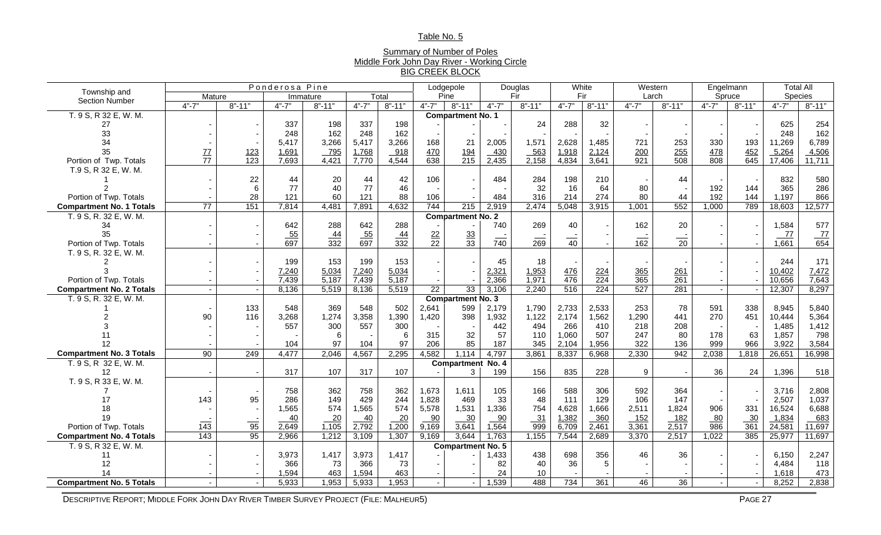Table No. 5

Summary of Number of Poles
Middle Fork John Day River - Working Circle
BIG CREEK BLOCK

| Township and Section Number | Ponderosa Pine | | | | | | Lodgepole Pine | | Douglas Fir | | White Fir | | Western Larch | | Engelmann Spruce | | Total All Species | |
|---|---|---|---|---|---|---|---|---|---|---|---|---|---|---|---|---|---|---|
| | Mature | | Immature | | Total | | | | | | | | | | | | | |
| | 4"-7" | 8"-11" | 4"-7" | 8"-11" | 4"-7" | 8"-11" | 4"-7" | 8"-11" | 4"-7" | 8"-11" | 4"-7" | 8"-11" | 4"-7" | 8"-11" | 4"-7" | 8"-11" | 4"-7" | 8"-11" |
| T. 9 S, R 32 E, W. M. | | | | | | | **Compartment No. 1** | | | | | | | | | | | |
| 27 | - | - | 337 | 198 | 337 | 198 | - | - | - | 24 | 288 | 32 | - | - | - | - | 625 | 254 |
| 33 | - | - | 248 | 162 | 248 | 162 | - | - | - | - | - | - | - | - | - | - | 248 | 162 |
| 34 | - | - | 5,417 | 3,266 | 5,417 | 3,266 | 168 | 21 | 2,005 | 1,571 | 2,628 | 1,485 | 721 | 253 | 330 | 193 | 11,269 | 6,789 |
| 35 | 77 | 123 | 1,691 | 795 | 1,768 | 918 | 470 | 194 | 430 | 563 | 1,918 | 2,124 | 200 | 255 | 478 | 452 | 5,264 | 4,506 |
| Portion of Twp. Totals | 77 | 123 | 7,693 | 4,421 | 7,770 | 4,544 | 638 | 215 | 2,435 | 2,158 | 4,834 | 3,641 | 921 | 508 | 808 | 645 | 17,406 | 11,711 |
| T.9 S, R 32 E, W. M. | | | | | | | | | | | | | | | | | | |
| 1 | - | 22 | 44 | 20 | 44 | 42 | 106 | - | 484 | 284 | 198 | 210 | - | 44 | - | - | 832 | 580 |
| 2 | - | 6 | 77 | 40 | 77 | 46 | - | - | - | 32 | 16 | 64 | 80 | - | 192 | 144 | 365 | 286 |
| Portion of Twp. Totals | - | 28 | 121 | 60 | 121 | 88 | 106 | - | 484 | 316 | 214 | 274 | 80 | 44 | 192 | 144 | 1,197 | 866 |
| **Compartment No. 1 Totals** | 77 | 151 | 7,814 | 4,481 | 7,891 | 4,632 | 744 | 215 | 2,919 | 2,474 | 5,048 | 3,915 | 1,001 | 552 | 1,000 | 789 | 18,603 | 12,577 |
| T. 9 S, R. 32 E, W. M. | | | | | | | **Compartment No. 2** | | | | | | | | | | | |
| 34 | - | - | 642 | 288 | 642 | 288 | - | - | 740 | 269 | 40 | - | 162 | 20 | - | - | 1,584 | 577 |
| 35 | - | - | 55 | 44 | 55 | 44 | 22 | 33 | - | - | - | - | - | - | - | - | 77 | 77 |
| Portion of Twp. Totals | - | - | 697 | 332 | 697 | 332 | 22 | 33 | 740 | 269 | 40 | - | 162 | 20 | - | - | 1,661 | 654 |
| T. 9 S, R. 32 E, W. M. | | | | | | | | | | | | | | | | | | |
| 2 | - | - | 199 | 153 | 199 | 153 | - | - | 45 | 18 | - | - | - | - | - | - | 244 | 171 |
| 3 | - | - | 7,240 | 5,034 | 7,240 | 5,034 | - | - | 2,321 | 1,953 | 476 | 224 | 365 | 261 | - | - | 10,402 | 7,472 |
| Portion of Twp. Totals | - | - | 7,439 | 5,187 | 7,439 | 5,187 | - | - | 2,366 | 1,971 | 476 | 224 | 365 | 261 | - | - | 10,656 | 7,643 |
| **Compartment No. 2 Totals** | - | - | 8,136 | 5,519 | 8,136 | 5,519 | 22 | 33 | 3,106 | 2,240 | 516 | 224 | 527 | 281 | - | - | 12,307 | 8,297 |
| T. 9 S, R. 32 E, W. M. | | | | | | | **Compartment No. 3** | | | | | | | | | | | |
| 1 | - | 133 | 548 | 369 | 548 | 502 | 2,641 | 599 | 2,179 | 1,790 | 2,733 | 2,533 | 253 | 78 | 591 | 338 | 8,945 | 5,840 |
| 2 | 90 | 116 | 3,268 | 1,274 | 3,358 | 1,390 | 1,420 | 398 | 1,932 | 1,122 | 2,174 | 1,562 | 1,290 | 441 | 270 | 451 | 10,444 | 5,364 |
| 3 | - | - | 557 | 300 | 557 | 300 | - | - | 442 | 494 | 266 | 410 | 218 | 208 | - | - | 1,485 | 1,412 |
| 11 | - | - | - | 6 | - | 6 | 315 | 32 | 57 | 110 | 1,060 | 507 | 247 | 80 | 178 | 63 | 1,857 | 798 |
| 12 | - | - | 104 | 97 | 104 | 97 | 206 | 85 | 187 | 345 | 2,104 | 1,956 | 322 | 136 | 999 | 966 | 3,922 | 3,584 |
| **Compartment No. 3 Totals** | 90 | 249 | 4,477 | 2,046 | 4,567 | 2,295 | 4,582 | 1,114 | 4,797 | 3,861 | 8,337 | 6,968 | 2,330 | 942 | 2,038 | 1,818 | 26,651 | 16,998 |
| T. 9 S, R 32 E, W. M. | | | | | | | **Compartment No. 4** | | | | | | | | | | | |
| 12 | - | - | 317 | 107 | 317 | 107 | - | 3 | 199 | 156 | 835 | 228 | 9 | - | 36 | 24 | 1,396 | 518 |
| T. 9 S, R 33 E, W. M. | | | | | | | | | | | | | | | | | | |
| 7 | - | - | 758 | 362 | 758 | 362 | 1,673 | 1,611 | 105 | 166 | 588 | 306 | 592 | 364 | - | - | 3,716 | 2,808 |
| 17 | 143 | 95 | 286 | 149 | 429 | 244 | 1,828 | 469 | 33 | 48 | 111 | 129 | 106 | 147 | - | - | 2,507 | 1,037 |
| 18 | - | - | 1,565 | 574 | 1,565 | 574 | 5,578 | 1,531 | 1,336 | 754 | 4,628 | 1,666 | 2,511 | 1,824 | 906 | 331 | 16,524 | 6,688 |
| 19 | - | - | 40 | 20 | 40 | 20 | 90 | 30 | 90 | 31 | 1,382 | 360 | 152 | 182 | 80 | 30 | 1,834 | 683 |
| Portion of Twp. Totals | 143 | 95 | 2,649 | 1,105 | 2,792 | 1,200 | 9,169 | 3,641 | 1,564 | 999 | 6,709 | 2,461 | 3,361 | 2,517 | 986 | 361 | 24,581 | 11,697 |
| **Compartment No. 4 Totals** | 143 | 95 | 2,966 | 1,212 | 3,109 | 1,307 | 9,169 | 3,644 | 1,763 | 1,155 | 7,544 | 2,689 | 3,370 | 2,517 | 1,022 | 385 | 25,977 | 11,697 |
| T. 9 S, R 32 E, W. M. | | | | | | | **Compartment No. 5** | | | | | | | | | | | |
| 11 | - | - | 3,973 | 1,417 | 3,973 | 1,417 | - | - | 1,433 | 438 | 698 | 356 | 46 | 36 | - | - | 6,150 | 2,247 |
| 12 | - | - | 366 | 73 | 366 | 73 | - | - | 82 | 40 | 36 | 5 | - | - | - | - | 4,484 | 118 |
| 14 | - | - | 1,594 | 463 | 1,594 | 463 | - | - | 24 | 10 | - | - | - | - | - | - | 1,618 | 473 |
| **Compartment No. 5 Totals** | - | - | 5,933 | 1,953 | 5,933 | 1,953 | - | - | 1,539 | 488 | 734 | 361 | 46 | 36 | - | - | 8,252 | 2,838 |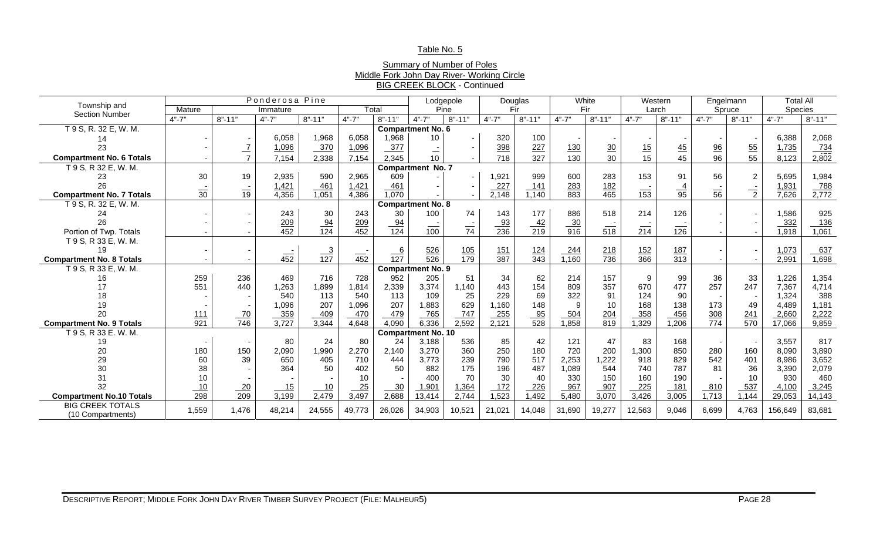Table No. 5

Summary of Number of Poles
Middle Fork John Day River- Working Circle
BIG CREEK BLOCK - Continued

| Township and Section Number | Ponderosa Pine | | | | | | Lodgepole Pine | | Douglas Fir | | White Fir | | Western Larch | | Engelmann Spruce | | Total All Species | |
|---|---|---|---|---|---|---|---|---|---|---|---|---|---|---|---|---|---|---|
| | Mature | | Immature | | Total | | | | | | | | | | | | | |
| | 4"-7" | 8"-11" | 4"-7" | 8"-11" | 4"-7" | 8"-11" | 4"-7" | 8"-11" | 4"-7" | 8"-11" | 4"-7" | 8"-11" | 4"-7" | 8"-11" | 4"-7" | 8"-11" | 4"-7" | 8"-11" |
| T 9 S, R. 32 E, W. M. | | | | | | | **Compartment No. 6** | | | | | | | | | | | |
| 14 | - | - | 6,058 | 1,968 | 6,058 | 1,968 | 10 | - | 320 | 100 | - | - | - | - | - | - | 6,388 | 2,068 |
| 23 | - | 7 | 1,096 | 370 | 1,096 | 377 | - | - | 398 | 227 | 130 | 30 | 15 | 45 | 96 | 55 | 1,735 | 734 |
| **Compartment No. 6 Totals** | - | 7 | 7,154 | 2,338 | 7,154 | 2,345 | 10 | - | 718 | 327 | 130 | 30 | 15 | 45 | 96 | 55 | 8,123 | 2,802 |
| T 9 S, R 32 E, W. M. | | | | | | | **Compartment No. 7** | | | | | | | | | | | |
| 23 | 30 | 19 | 2,935 | 590 | 2,965 | 609 | - | - | 1,921 | 999 | 600 | 283 | 153 | 91 | 56 | 2 | 5,695 | 1,984 |
| 26 | - | - | 1,421 | 461 | 1,421 | 461 | - | - | 227 | 141 | 283 | 182 | - | 4 | - | - | 1,931 | 788 |
| **Compartment No. 7 Totals** | 30 | 19 | 4,356 | 1,051 | 4,386 | 1,070 | - | - | 2,148 | 1,140 | 883 | 465 | 153 | 95 | 56 | 2 | 7,626 | 2,772 |
| T 9 S, R. 32 E, W. M. | | | | | | | **Compartment No. 8** | | | | | | | | | | | |
| 24 | - | - | 243 | 30 | 243 | 30 | 100 | 74 | 143 | 177 | 886 | 518 | 214 | 126 | - | - | 1,586 | 925 |
| 26 | - | - | 209 | 94 | 209 | 94 | - | - | 93 | 42 | 30 | - | - | - | - | - | 332 | 136 |
| Portion of Twp. Totals | - | - | 452 | 124 | 452 | 124 | 100 | 74 | 236 | 219 | 916 | 518 | 214 | 126 | - | - | 1,918 | 1,061 |
| T 9 S, R 33 E, W. M. | | | | | | | | | | | | | | | | | | |
| 19 | - | - | - | 3 | - | 6 | 526 | 105 | 151 | 124 | 244 | 218 | 152 | 187 | - | - | 1,073 | 637 |
| **Compartment No. 8 Totals** | - | - | 452 | 127 | 452 | 127 | 526 | 179 | 387 | 343 | 1,160 | 736 | 366 | 313 | - | - | 2,991 | 1,698 |
| T 9 S, R 33 E, W. M. | | | | | | | **Compartment No. 9** | | | | | | | | | | | |
| 16 | 259 | 236 | 469 | 716 | 728 | 952 | 205 | 51 | 34 | 62 | 214 | 157 | 9 | 99 | 36 | 33 | 1,226 | 1,354 |
| 17 | 551 | 440 | 1,263 | 1,899 | 1,814 | 2,339 | 3,374 | 1,140 | 443 | 154 | 809 | 357 | 670 | 477 | 257 | 247 | 7,367 | 4,714 |
| 18 | - | - | 540 | 113 | 540 | 113 | 109 | 25 | 229 | 69 | 322 | 91 | 124 | 90 | - | - | 1,324 | 388 |
| 19 | - | - | 1,096 | 207 | 1,096 | 207 | 1,883 | 629 | 1,160 | 148 | 9 | 10 | 168 | 138 | 173 | 49 | 4,489 | 1,181 |
| 20 | 111 | 70 | 359 | 409 | 470 | 479 | 765 | 747 | 255 | 95 | 504 | 204 | 358 | 456 | 308 | 241 | 2,660 | 2,222 |
| **Compartment No. 9 Totals** | 921 | 746 | 3,727 | 3,344 | 4,648 | 4,090 | 6,336 | 2,592 | 2,121 | 528 | 1,858 | 819 | 1,329 | 1,206 | 774 | 570 | 17,066 | 9,859 |
| T 9 S, R 33 E. W. M. | | | | | | | **Compartment No. 10** | | | | | | | | | | | |
| 19 | - | - | 80 | 24 | 80 | 24 | 3,188 | 536 | 85 | 42 | 121 | 47 | 83 | 168 | - | - | 3,557 | 817 |
| 20 | 180 | 150 | 2,090 | 1,990 | 2,270 | 2,140 | 3,270 | 360 | 250 | 180 | 720 | 200 | 1,300 | 850 | 280 | 160 | 8,090 | 3,890 |
| 29 | 60 | 39 | 650 | 405 | 710 | 444 | 3,773 | 239 | 790 | 517 | 2,253 | 1,222 | 918 | 829 | 542 | 401 | 8,986 | 3,652 |
| 30 | 38 | - | 364 | 50 | 402 | 50 | 882 | 175 | 196 | 487 | 1,089 | 544 | 740 | 787 | 81 | 36 | 3,390 | 2,079 |
| 31 | 10 | - | - | - | 10 | - | 400 | 70 | 30 | 40 | 330 | 150 | 160 | 190 | - | 10 | 930 | 460 |
| 32 | 10 | 20 | 15 | 10 | 25 | 30 | 1,901 | 1,364 | 172 | 226 | 967 | 907 | 225 | 181 | 810 | 537 | 4,100 | 3,245 |
| **Compartment No.10 Totals** | 298 | 209 | 3,199 | 2,479 | 3,497 | 2,688 | 13,414 | 2,744 | 1,523 | 1,492 | 5,480 | 3,070 | 3,426 | 3,005 | 1,713 | 1,144 | 29,053 | 14,143 |
| BIG CREEK TOTALS (10 Compartments) | 1,559 | 1,476 | 48,214 | 24,555 | 49,773 | 26,026 | 34,903 | 10,521 | 21,021 | 14,048 | 31,690 | 19,277 | 12,563 | 9,046 | 6,699 | 4,763 | 156,649 | 83,681 |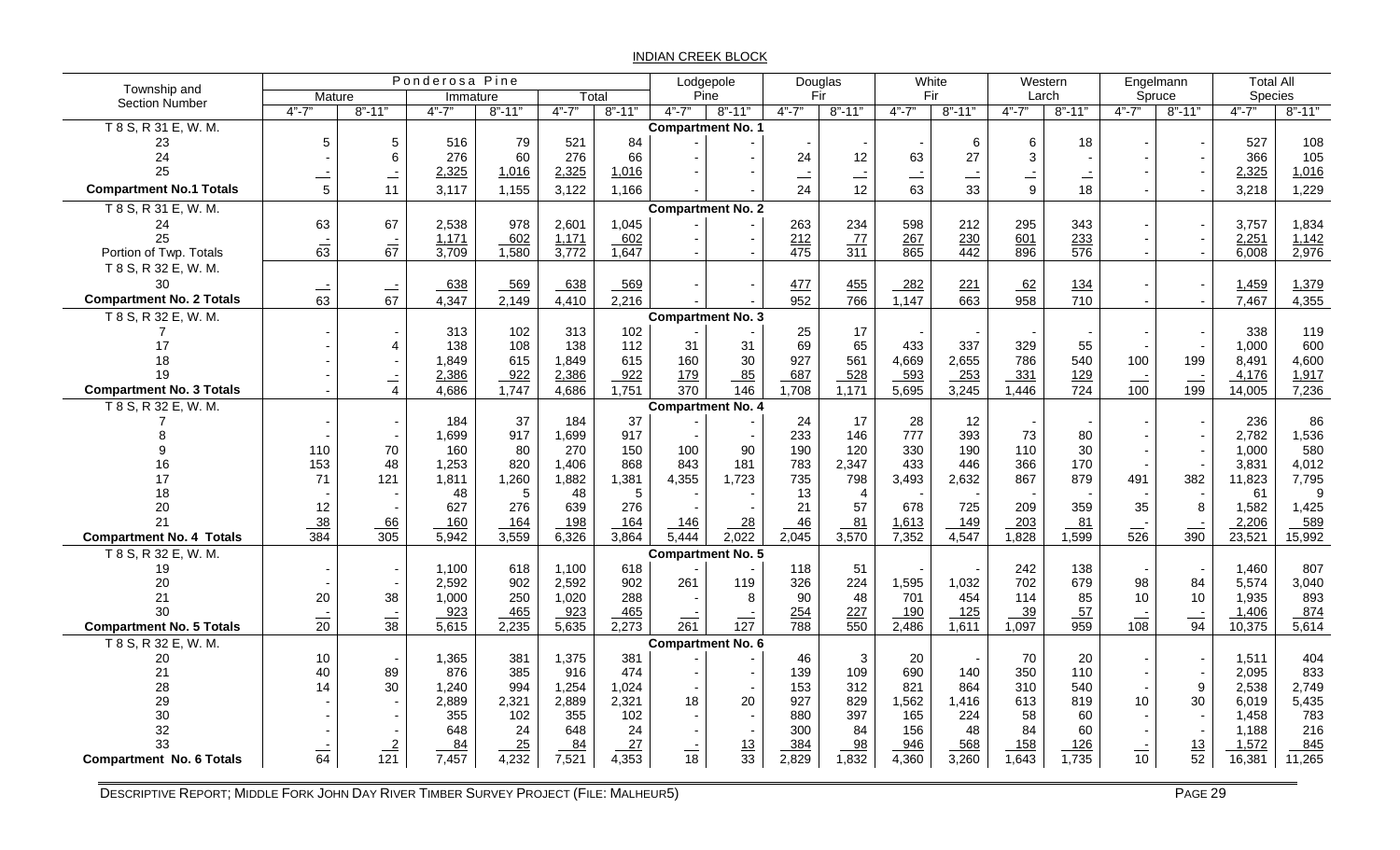## INDIAN CREEK BLOCK

| Township and Section Number | Ponderosa Pine | | | | | | Lodgepole Pine | | Douglas Fir | | White Fir | | Western Larch | | Engelmann Spruce | | Total All Species | |
|---|---|---|---|---|---|---|---|---|---|---|---|---|---|---|---|---|---|---|
| | Mature | | Immature | | Total | | | | | | | | | | | | | |
| | 4"-7" | 8"-11" | 4"-7" | 8"-11" | 4"-7" | 8"-11" | 4"-7" | 8"-11" | 4"-7" | 8"-11" | 4"-7" | 8"-11" | 4"-7" | 8"-11" | 4"-7" | 8"-11" | 4"-7" | 8"-11" |
| T 8 S, R 31 E, W. M. | | | | | | | **Compartment No. 1** | | | | | | | | | | | |
| 23 | 5 | 5 | 516 | 79 | 521 | 84 | - | - | - | - | - | 6 | 6 | 18 | - | - | 527 | 108 |
| 24 | - | 6 | 276 | 60 | 276 | 66 | - | - | 24 | 12 | 63 | 27 | 3 | - | - | - | 366 | 105 |
| 25 | - | - | 2,325 | 1,016 | 2,325 | 1,016 | - | - | - | - | - | - | - | - | - | - | 2,325 | 1,016 |
| **Compartment No.1 Totals** | 5 | 11 | 3,117 | 1,155 | 3,122 | 1,166 | - | - | 24 | 12 | 63 | 33 | 9 | 18 | - | - | 3,218 | 1,229 |
| T 8 S, R 31 E, W. M. | | | | | | | **Compartment No. 2** | | | | | | | | | | | |
| 24 | 63 | 67 | 2,538 | 978 | 2,601 | 1,045 | - | - | 263 | 234 | 598 | 212 | 295 | 343 | - | - | 3,757 | 1,834 |
| 25 | - | - | 1,171 | 602 | 1,171 | 602 | - | - | 212 | 77 | 267 | 230 | 601 | 233 | - | - | 2,251 | 1,142 |
| Portion of Twp. Totals | 63 | 67 | 3,709 | 1,580 | 3,772 | 1,647 | - | - | 475 | 311 | 865 | 442 | 896 | 576 | - | - | 6,008 | 2,976 |
| T 8 S, R 32 E, W. M. | | | | | | | | | | | | | | | | | | |
| 30 | - | - | 638 | 569 | 638 | 569 | - | - | 477 | 455 | 282 | 221 | 62 | 134 | - | - | 1,459 | 1,379 |
| **Compartment No. 2 Totals** | 63 | 67 | 4,347 | 2,149 | 4,410 | 2,216 | - | - | 952 | 766 | 1,147 | 663 | 958 | 710 | - | - | 7,467 | 4,355 |
| T 8 S, R 32 E, W. M. | | | | | | | **Compartment No. 3** | | | | | | | | | | | |
| 7 | - | - | 313 | 102 | 313 | 102 | - | - | 25 | 17 | - | - | - | - | - | - | 338 | 119 |
| 17 | - | 4 | 138 | 108 | 138 | 112 | 31 | 31 | 69 | 65 | 433 | 337 | 329 | 55 | - | - | 1,000 | 600 |
| 18 | - | - | 1,849 | 615 | 1,849 | 615 | 160 | 30 | 927 | 561 | 4,669 | 2,655 | 786 | 540 | 100 | 199 | 8,491 | 4,600 |
| 19 | - | - | 2,386 | 922 | 2,386 | 922 | 179 | 85 | 687 | 528 | 593 | 253 | 331 | 129 | - | - | 4,176 | 1,917 |
| **Compartment No. 3 Totals** | - | 4 | 4,686 | 1,747 | 4,686 | 1,751 | 370 | 146 | 1,708 | 1,171 | 5,695 | 3,245 | 1,446 | 724 | 100 | 199 | 14,005 | 7,236 |
| T 8 S, R 32 E, W. M. | | | | | | | **Compartment No. 4** | | | | | | | | | | | |
| 7 | - | - | 184 | 37 | 184 | 37 | - | - | 24 | 17 | 28 | 12 | - | - | - | - | 236 | 86 |
| 8 | - | - | 1,699 | 917 | 1,699 | 917 | - | - | 233 | 146 | 777 | 393 | 73 | 80 | - | - | 2,782 | 1,536 |
| 9 | 110 | 70 | 160 | 80 | 270 | 150 | 100 | 90 | 190 | 120 | 330 | 190 | 110 | 30 | - | - | 1,000 | 580 |
| 16 | 153 | 48 | 1,253 | 820 | 1,406 | 868 | 843 | 181 | 783 | 2,347 | 433 | 446 | 366 | 170 | - | - | 3,831 | 4,012 |
| 17 | 71 | 121 | 1,811 | 1,260 | 1,882 | 1,381 | 4,355 | 1,723 | 735 | 798 | 3,493 | 2,632 | 867 | 879 | 491 | 382 | 11,823 | 7,795 |
| 18 | - | - | 48 | 5 | 48 | 5 | - | - | 13 | 4 | - | - | - | - | - | - | 61 | 9 |
| 20 | 12 | - | 627 | 276 | 639 | 276 | - | - | 21 | 57 | 678 | 725 | 209 | 359 | 35 | 8 | 1,582 | 1,425 |
| 21 | 38 | 66 | 160 | 164 | 198 | 164 | 146 | 28 | 46 | 81 | 1,613 | 149 | 203 | 81 | - | - | 2,206 | 589 |
| **Compartment No. 4 Totals** | 384 | 305 | 5,942 | 3,559 | 6,326 | 3,864 | 5,444 | 2,022 | 2,045 | 3,570 | 7,352 | 4,547 | 1,828 | 1,599 | 526 | 390 | 23,521 | 15,992 |
| T 8 S, R 32 E, W. M. | | | | | | | **Compartment No. 5** | | | | | | | | | | | |
| 19 | - | - | 1,100 | 618 | 1,100 | 618 | - | - | 118 | 51 | - | - | 242 | 138 | - | - | 1,460 | 807 |
| 20 | - | - | 2,592 | 902 | 2,592 | 902 | 261 | 119 | 326 | 224 | 1,595 | 1,032 | 702 | 679 | 98 | 84 | 5,574 | 3,040 |
| 21 | 20 | 38 | 1,000 | 250 | 1,020 | 288 | - | 8 | 90 | 48 | 701 | 454 | 114 | 85 | 10 | 10 | 1,935 | 893 |
| 30 | - | - | 923 | 465 | 923 | 465 | - | - | 254 | 227 | 190 | 125 | 39 | 57 | - | - | 1,406 | 874 |
| **Compartment No. 5 Totals** | 20 | 38 | 5,615 | 2,235 | 5,635 | 2,273 | 261 | 127 | 788 | 550 | 2,486 | 1,611 | 1,097 | 959 | 108 | 94 | 10,375 | 5,614 |
| T 8 S, R 32 E, W. M. | | | | | | | **Compartment No. 6** | | | | | | | | | | | |
| 20 | 10 | - | 1,365 | 381 | 1,375 | 381 | - | - | 46 | 3 | 20 | - | 70 | 20 | - | - | 1,511 | 404 |
| 21 | 40 | 89 | 876 | 385 | 916 | 474 | - | - | 139 | 109 | 690 | 140 | 350 | 110 | - | - | 2,095 | 833 |
| 28 | 14 | 30 | 1,240 | 994 | 1,254 | 1,024 | - | - | 153 | 312 | 821 | 864 | 310 | 540 | - | 9 | 2,538 | 2,749 |
| 29 | - | - | 2,889 | 2,321 | 2,889 | 2,321 | 18 | 20 | 927 | 829 | 1,562 | 1,416 | 613 | 819 | 10 | 30 | 6,019 | 5,435 |
| 30 | - | - | 355 | 102 | 355 | 102 | - | - | 880 | 397 | 165 | 224 | 58 | 60 | - | - | 1,458 | 783 |
| 32 | - | - | 648 | 24 | 648 | 24 | - | - | 300 | 84 | 156 | 48 | 84 | 60 | - | - | 1,188 | 216 |
| 33 | - | 2 | 84 | 25 | 84 | 27 | - | 13 | 384 | 98 | 946 | 568 | 158 | 126 | - | 13 | 1,572 | 845 |
| **Compartment No. 6 Totals** | 64 | 121 | 7,457 | 4,232 | 7,521 | 4,353 | 18 | 33 | 2,829 | 1,832 | 4,360 | 3,260 | 1,643 | 1,735 | 10 | 52 | 16,381 | 11,265 |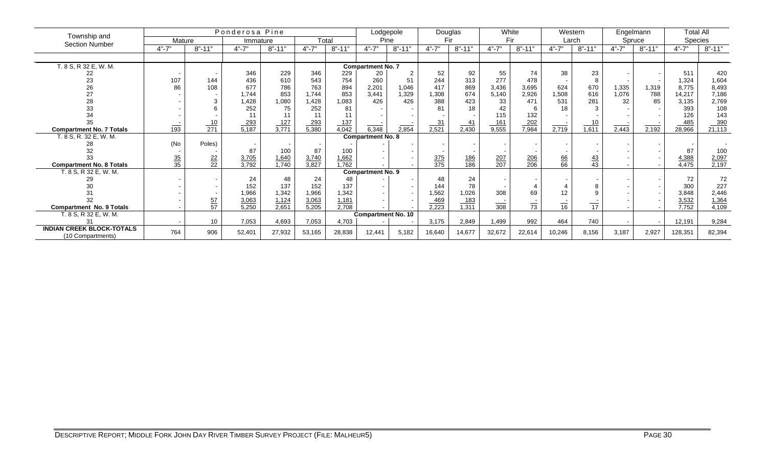| Township and Section Number | Ponderosa Pine | | | | | | Lodgepole Pine | | Douglas Fir | | White Fir | | Western Larch | | Engelmann Spruce | | Total All Species | |
|---|---|---|---|---|---|---|---|---|---|---|---|---|---|---|---|---|---|---|
| | Mature | | Immature | | Total | | | | | | | | | | | | | |
| | 4"-7" | 8"-11" | 4"-7" | 8"-11" | 4"-7" | 8"-11" | 4"-7" | 8"-11" | 4"-7" | 8"-11" | 4"-7" | 8"-11" | 4"-7" | 8"-11" | 4"-7" | 8"-11" | 4"-7" | 8"-11" |
| T. 8 S, R 32 E, W. M. | | | | | | | Compartment No. 7 | | | | | | | | | | | |
| 22 | - | - | 346 | 229 | 346 | 229 | 20 | 2 | 52 | 92 | 55 | 74 | 38 | 23 | - | - | 511 | 420 |
| 23 | 107 | 144 | 436 | 610 | 543 | 754 | 260 | 51 | 244 | 313 | 277 | 478 | - | 8 | - | - | 1,324 | 1,604 |
| 26 | 86 | 108 | 677 | 786 | 763 | 894 | 2,201 | 1,046 | 417 | 869 | 3,436 | 3,695 | 624 | 670 | 1,335 | 1,319 | 8,775 | 8,493 |
| 27 | - | - | 1,744 | 853 | 1,744 | 853 | 3,441 | 1,329 | 1,308 | 674 | 5,140 | 2,926 | 1,508 | 616 | 1,076 | 788 | 14,217 | 7,186 |
| 28 | - | 3 | 1,428 | 1,080 | 1,428 | 1,083 | 426 | 426 | 388 | 423 | 33 | 471 | 531 | 281 | 32 | 85 | 3,135 | 2,769 |
| 33 | - | 6 | 252 | 75 | 252 | 81 | - | - | 81 | 18 | 42 | 6 | 18 | 3 | - | - | 393 | 108 |
| 34 | - | - | 11 | 11 | 11 | 11 | - | - | - | - | 115 | 132 | - | - | - | - | 126 | 143 |
| 35 | - | 10 | 293 | 127 | 293 | 137 | - | - | 31 | 41 | 161 | 202 | - | 10 | - | - | 485 | 390 |
| **Compartment No. 7 Totals** | 193 | 271 | 5,187 | 3,771 | 5,380 | 4,042 | 6,348 | 2,854 | 2,521 | 2,430 | 9,555 | 7,984 | 2,719 | 1,611 | 2,443 | 2,192 | 28,966 | 21,113 |
| T. 8 S, R. 32 E, W. M. | | | | | | | Compartment No. 8 | | | | | | | | | | | |
| 28 | (No | Poles) | - | - | - | - | - | - | - | - | - | - | - | - | - | - | - | - |
| 32 | - | - | 87 | 100 | 87 | 100 | - | - | - | - | - | - | - | - | - | - | 87 | 100 |
| 33 | 35 | 22 | 3,705 | 1,640 | 3,740 | 1,662 | - | - | 375 | 186 | 207 | 206 | 66 | 43 | - | - | 4,388 | 2,097 |
| **Compartment No. 8 Totals** | 35 | 22 | 3,792 | 1,740 | 3,827 | 1,762 | - | - | 375 | 186 | 207 | 206 | 66 | 43 | - | - | 4,475 | 2,197 |
| T. 8 S, R 32 E, W. M. | | | | | | | Compartment No. 9 | | | | | | | | | | | |
| 29 | - | - | 24 | 48 | 24 | 48 | - | - | 48 | 24 | - | - | - | - | - | - | 72 | 72 |
| 30 | - | - | 152 | 137 | 152 | 137 | - | - | 144 | 78 | - | 4 | 4 | 8 | - | - | 300 | 227 |
| 31 | - | - | 1,966 | 1,342 | 1,966 | 1,342 | - | - | 1,562 | 1,026 | 308 | 69 | 12 | 9 | - | - | 3,848 | 2,446 |
| 32 | - | 57 | 3,063 | 1,124 | 3,063 | 1,181 | - | - | 469 | 183 | - | - | - | - | - | - | 3,532 | 1,364 |
| **Compartment No. 9 Totals** | - | 57 | 5,250 | 2,651 | 5,205 | 2,708 | - | - | 2,223 | 1,311 | 308 | 73 | 16 | 17 | - | - | 7,752 | 4,109 |
| T. 8 S, R 32 E, W. M. | | | | | | | Compartment No. 10 | | | | | | | | | | | |
| 31 | - | 10 | 7,053 | 4,693 | 7,053 | 4,703 | - | - | 3,175 | 2,849 | 1,499 | 992 | 464 | 740 | - | - | 12,191 | 9,284 |
| **INDIAN CREEK BLOCK-TOTALS** (10 Compartments) | 764 | 906 | 52,401 | 27,932 | 53,165 | 28,838 | 12,441 | 5,182 | 16,640 | 14,677 | 32,672 | 22,614 | 10,246 | 8,156 | 3,187 | 2,927 | 128,351 | 82,394 |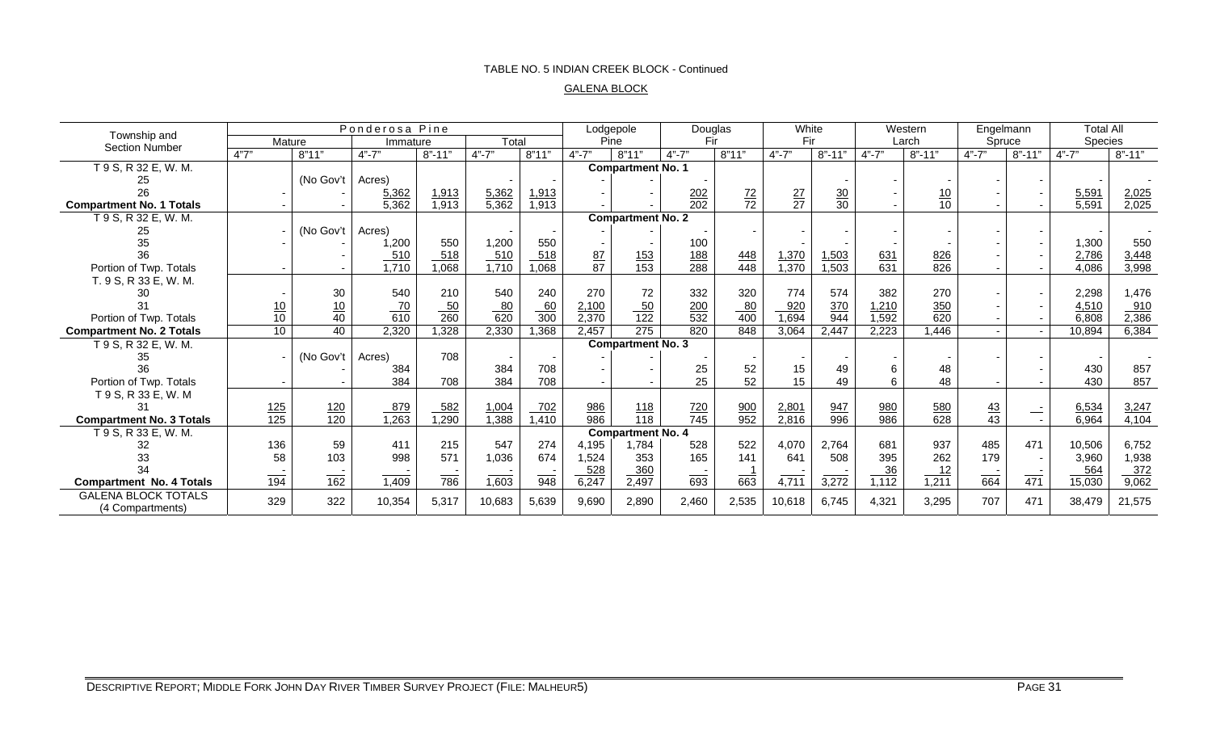TABLE NO. 5 INDIAN CREEK BLOCK - Continued

GALENA BLOCK

| Township and Section Number | Ponderosa Pine | | | | | | Lodgepole Pine | | Douglas Fir | | White Fir | | Western Larch | | Engelmann Spruce | | Total All Species | |
|---|---|---|---|---|---|---|---|---|---|---|---|---|---|---|---|---|---|---|
| | Mature | | Immature | | Total | | | | | | | | | | | | | |
| | 4"7" | 8"11" | 4"-7" | 8"-11" | 4"-7" | 8"11" | 4"-7" | 8"11" | 4"-7" | 8"11" | 4"-7" | 8"-11" | 4"-7" | 8"-11" | 4"-7" | 8"-11" | 4"-7" | 8"-11" |
| T 9 S, R 32 E, W. M. | | | | | | | Compartment No. 1 | | | | | | | | | | | |
| 25 | | (No Gov't | Acres) | | - | - | - | - | - | | | - | - | - | - | - | - | - |
| 26 | - | - | 5,362 | 1,913 | 5,362 | 1,913 | - | - | 202 | 72 | 27 | 30 | - | 10 | - | - | 5,591 | 2,025 |
| **Compartment No. 1 Totals** | - | - | 5,362 | 1,913 | 5,362 | 1,913 | - | - | 202 | 72 | 27 | 30 | - | 10 | - | - | 5,591 | 2,025 |
| T 9 S, R 32 E, W. M. | | | | | | | Compartment No. 2 | | | | | | | | | | | |
| 25 | - | (No Gov't | Acres) | | - | - | - | - | - | - | - | - | - | - | - | - | - | - |
| 35 | - | - | 1,200 | 550 | 1,200 | 550 | - | - | 100 | | - | - | - | - | - | - | 1,300 | 550 |
| 36 | | - | 510 | 518 | 510 | 518 | 87 | 153 | 188 | 448 | 1,370 | 1,503 | 631 | 826 | - | - | 2,786 | 3,448 |
| Portion of Twp. Totals | - | - | 1,710 | 1,068 | 1,710 | 1,068 | 87 | 153 | 288 | 448 | 1,370 | 1,503 | 631 | 826 | - | - | 4,086 | 3,998 |
| T. 9 S, R 33 E, W. M. | | | | | | | | | | | | | | | | | | |
| 30 | - | 30 | 540 | 210 | 540 | 240 | 270 | 72 | 332 | 320 | 774 | 574 | 382 | 270 | - | - | 2,298 | 1,476 |
| 31 | 10 | 10 | 70 | 50 | 80 | 60 | 2,100 | 50 | 200 | 80 | 920 | 370 | 1,210 | 350 | - | - | 4,510 | 910 |
| Portion of Twp. Totals | 10 | 40 | 610 | 260 | 620 | 300 | 2,370 | 122 | 532 | 400 | 1,694 | 944 | 1,592 | 620 | - | - | 6,808 | 2,386 |
| **Compartment No. 2 Totals** | 10 | 40 | 2,320 | 1,328 | 2,330 | 1,368 | 2,457 | 275 | 820 | 848 | 3,064 | 2,447 | 2,223 | 1,446 | - | - | 10,894 | 6,384 |
| T 9 S, R 32 E, W. M. | | | | | | | Compartment No. 3 | | | | | | | | | | | |
| 35 | - | (No Gov't | Acres) | 708 | - | - | - | - | - | - | - | - | - | - | - | - | - | - |
| 36 | | - | 384 | | 384 | 708 | - | - | 25 | 52 | 15 | 49 | 6 | 48 | | - | 430 | 857 |
| Portion of Twp. Totals | - | - | 384 | 708 | 384 | 708 | - | - | 25 | 52 | 15 | 49 | 6 | 48 | - | - | 430 | 857 |
| T 9 S, R 33 E, W. M | | | | | | | | | | | | | | | | | | |
| 31 | 125 | 120 | 879 | 582 | 1,004 | 702 | 986 | 118 | 720 | 900 | 2,801 | 947 | 980 | 580 | 43 | - | 6,534 | 3,247 |
| **Compartment No. 3 Totals** | 125 | 120 | 1,263 | 1,290 | 1,388 | 1,410 | 986 | 118 | 745 | 952 | 2,816 | 996 | 986 | 628 | 43 | - | 6,964 | 4,104 |
| T 9 S, R 33 E, W. M. | | | | | | | Compartment No. 4 | | | | | | | | | | | |
| 32 | 136 | 59 | 411 | 215 | 547 | 274 | 4,195 | 1,784 | 528 | 522 | 4,070 | 2,764 | 681 | 937 | 485 | 471 | 10,506 | 6,752 |
| 33 | 58 | 103 | 998 | 571 | 1,036 | 674 | 1,524 | 353 | 165 | 141 | 641 | 508 | 395 | 262 | 179 | - | 3,960 | 1,938 |
| 34 | - | - | - | - | - | - | 528 | 360 | - | 1 | - | - | 36 | 12 | - | - | 564 | 372 |
| **Compartment No. 4 Totals** | 194 | 162 | 1,409 | 786 | 1,603 | 948 | 6,247 | 2,497 | 693 | 663 | 4,711 | 3,272 | 1,112 | 1,211 | 664 | 471 | 15,030 | 9,062 |
| GALENA BLOCK TOTALS (4 Compartments) | 329 | 322 | 10,354 | 5,317 | 10,683 | 5,639 | 9,690 | 2,890 | 2,460 | 2,535 | 10,618 | 6,745 | 4,321 | 3,295 | 707 | 471 | 38,479 | 21,575 |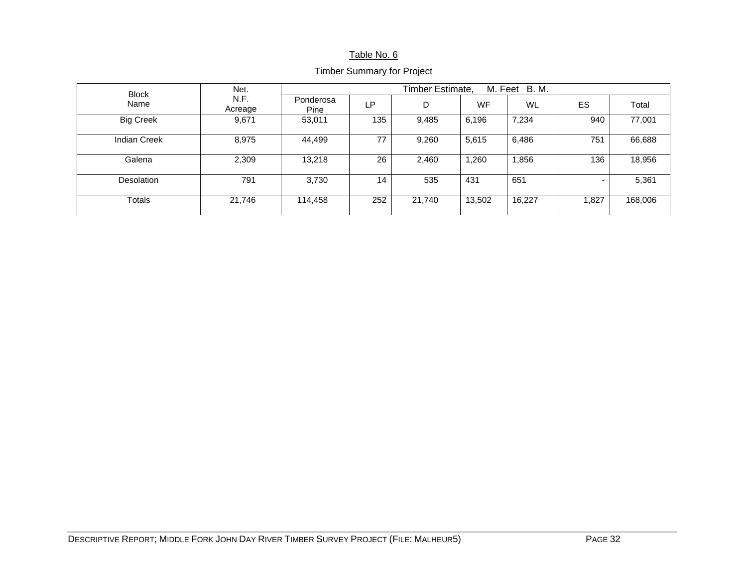Table No. 6

Timber Summary for Project

| Block Name | Net. N.F. Acreage | Timber Estimate, M. Feet B. M. | | | | | | |
|---|---|---|---|---|---|---|---|---|
| | | Ponderosa Pine | LP | D | WF | WL | ES | Total |
| Big Creek | 9,671 | 53,011 | 135 | 9,485 | 6,196 | 7,234 | 940 | 77,001 |
| Indian Creek | 8,975 | 44,499 | 77 | 9,260 | 5,615 | 6,486 | 751 | 66,688 |
| Galena | 2,309 | 13,218 | 26 | 2,460 | 1,260 | 1,856 | 136 | 18,956 |
| Desolation | 791 | 3,730 | 14 | 535 | 431 | 651 | - | 5,361 |
| Totals | 21,746 | 114,458 | 252 | 21,740 | 13,502 | 16,227 | 1,827 | 168,006 |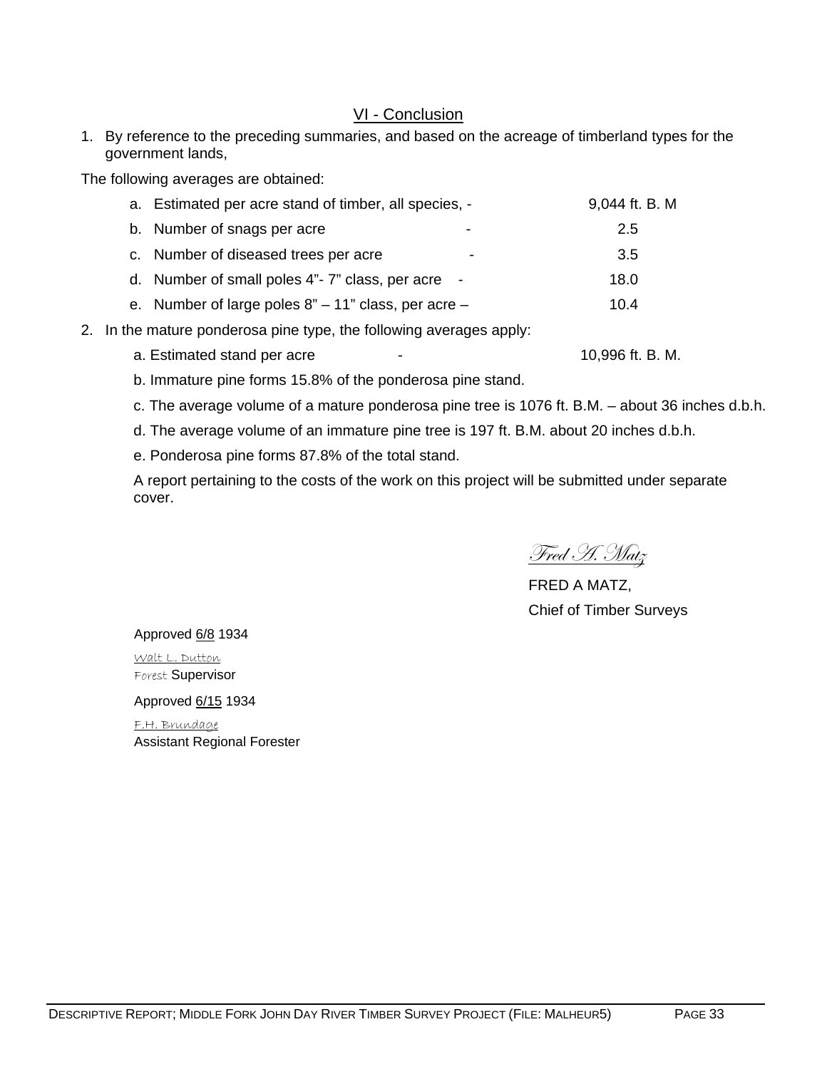## VI - Conclusion

1. By reference to the preceding summaries, and based on the acreage of timberland types for the government lands,

The following averages are obtained:

| | | |
|---|---|---|
| a. Estimated per acre stand of timber, all species, | - | 9,044 ft. B. M |
| b. Number of snags per acre | - | 2.5 |
| c. Number of diseased trees per acre | - | 3.5 |
| d. Number of small poles 4"- 7" class, per acre | - | 18.0 |
| e. Number of large poles 8" – 11" class, per acre | – | 10.4 |

2. In the mature ponderosa pine type, the following averages apply:

   a. Estimated stand per acre - 10,996 ft. B. M.

   b. Immature pine forms 15.8% of the ponderosa pine stand.

   c. The average volume of a mature ponderosa pine tree is 1076 ft. B.M. – about 36 inches d.b.h.

   d. The average volume of an immature pine tree is 197 ft. B.M. about 20 inches d.b.h.

   e. Ponderosa pine forms 87.8% of the total stand.

   A report pertaining to the costs of the work on this project will be submitted under separate cover.

*Fred A. Matz*

FRED A MATZ,
Chief of Timber Surveys

Approved 6/8 1934

*Walt L. Dutton*
Forest Supervisor

Approved 6/15 1934

*F.H. Brundage*
Assistant Regional Forester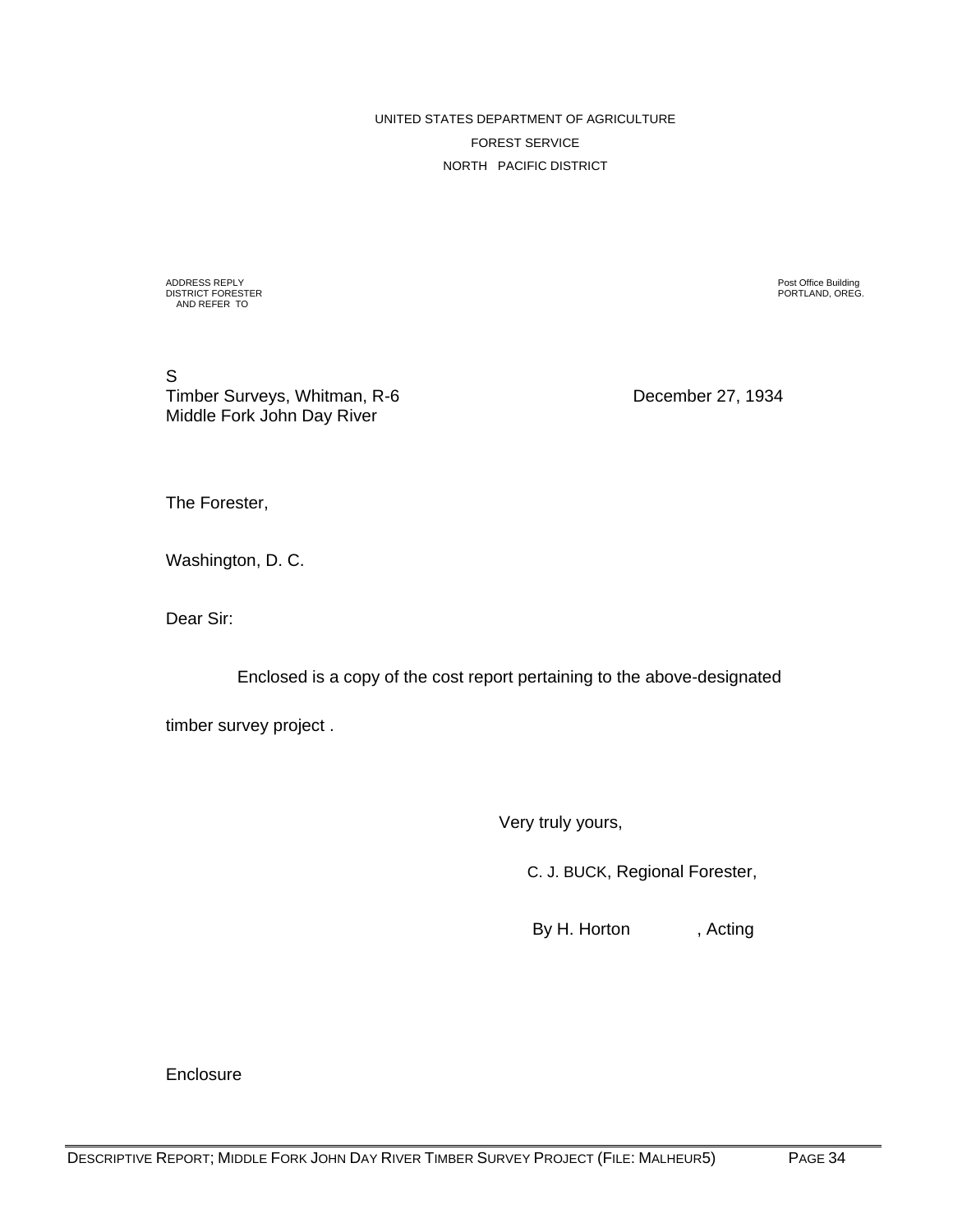UNITED STATES DEPARTMENT OF AGRICULTURE

FOREST SERVICE

NORTH PACIFIC DISTRICT

ADDRESS REPLY
DISTRICT FORESTER
AND REFER TO

Post Office Building
PORTLAND, OREG.

S
Timber Surveys, Whitman, R-6
Middle Fork John Day River

December 27, 1934

The Forester,

Washington, D. C.

Dear Sir:

Enclosed is a copy of the cost report pertaining to the above-designated timber survey project .

Very truly yours,

C. J. BUCK, Regional Forester,

By H. Horton , Acting

Enclosure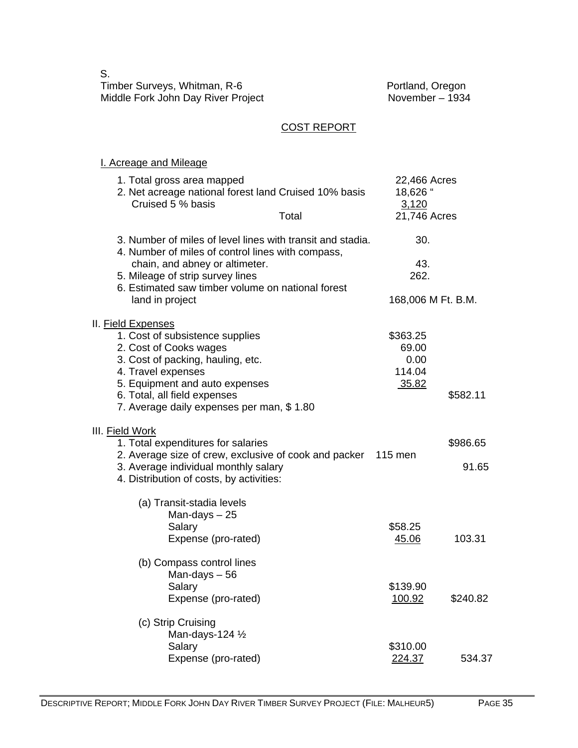S.
Timber Surveys, Whitman, R-6 — Portland, Oregon
Middle Fork John Day River Project — November – 1934

## COST REPORT

### I. Acreage and Mileage

| | | |
|---|---|---|
| 1. Total gross area mapped | 22,466 Acres | |
| 2. Net acreage national forest land Cruised 10% basis | 18,626 " | |
| Cruised 5 % basis | 3,120 | |
| Total | 21,746 Acres | |
| 3. Number of miles of level lines with transit and stadia. | 30. | |
| 4. Number of miles of control lines with compass, chain, and abney or altimeter. | 43. | |
| 5. Mileage of strip survey lines | 262. | |
| 6. Estimated saw timber volume on national forest land in project | 168,006 M Ft. B.M. | |

### II. Field Expenses

| | | |
|---|---|---|
| 1. Cost of subsistence supplies | $363.25 | |
| 2. Cost of Cooks wages | 69.00 | |
| 3. Cost of packing, hauling, etc. | 0.00 | |
| 4. Travel expenses | 114.04 | |
| 5. Equipment and auto expenses | 35.82 | |
| 6. Total, all field expenses | | $582.11 |
| 7. Average daily expenses per man, $ 1.80 | | |

### III. Field Work

| | | |
|---|---|---|
| 1. Total expenditures for salaries | | $986.65 |
| 2. Average size of crew, exclusive of cook and packer | 115 men | |
| 3. Average individual monthly salary | | 91.65 |
| 4. Distribution of costs, by activities: | | |
| (a) Transit-stadia levels | | |
| Man-days – 25 | | |
| Salary | $58.25 | |
| Expense (pro-rated) | 45.06 | 103.31 |
| (b) Compass control lines | | |
| Man-days – 56 | | |
| Salary | $139.90 | |
| Expense (pro-rated) | 100.92 | $240.82 |
| (c) Strip Cruising | | |
| Man-days-124 ½ | | |
| Salary | $310.00 | |
| Expense (pro-rated) | 224.37 | 534.37 |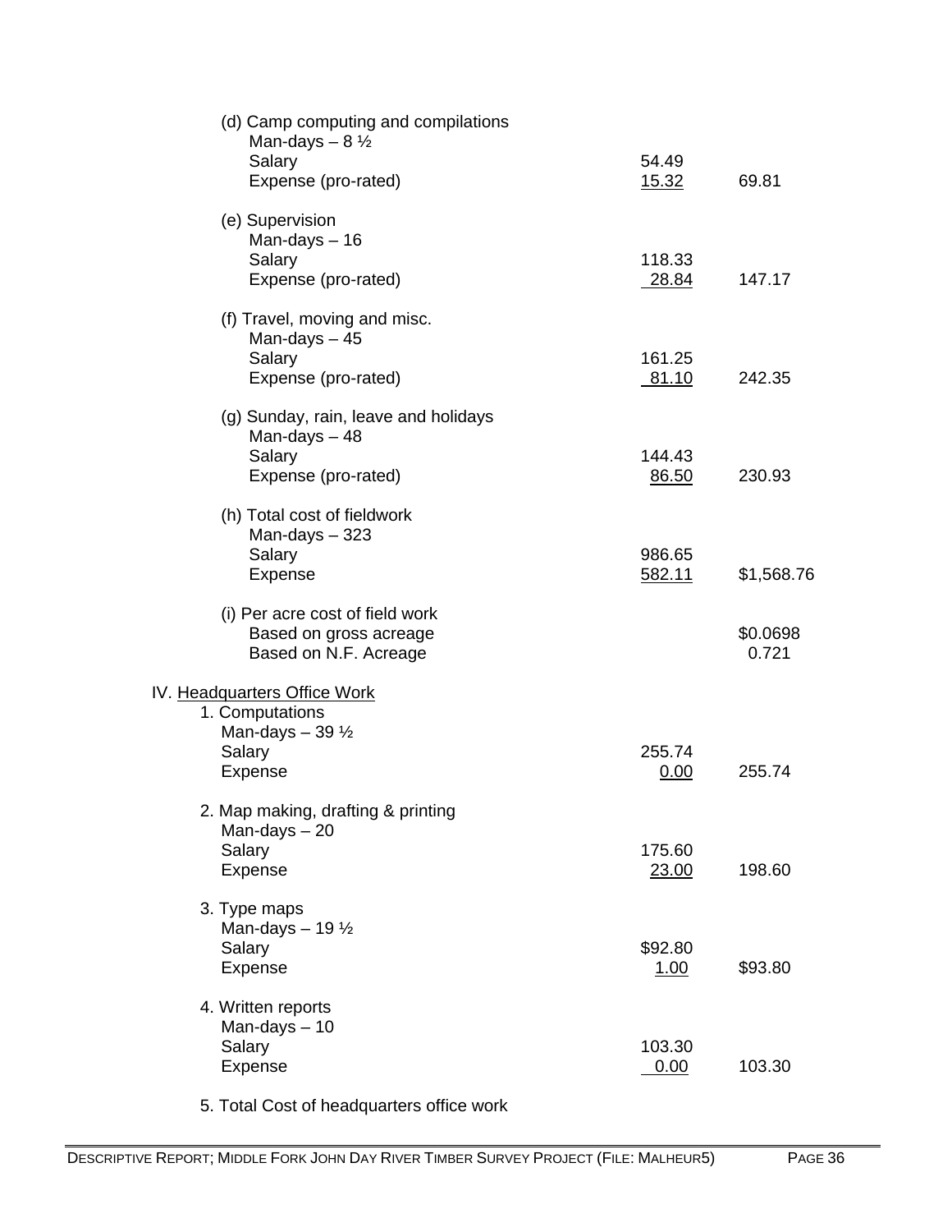(d) Camp computing and compilations

| | | |
|---|---|---|
| Man-days – 8 ½ | | |
| Salary | 54.49 | |
| Expense (pro-rated) | 15.32 | 69.81 |

(e) Supervision

| | | |
|---|---|---|
| Man-days – 16 | | |
| Salary | 118.33 | |
| Expense (pro-rated) | 28.84 | 147.17 |

(f) Travel, moving and misc.

| | | |
|---|---|---|
| Man-days – 45 | | |
| Salary | 161.25 | |
| Expense (pro-rated) | 81.10 | 242.35 |

(g) Sunday, rain, leave and holidays

| | | |
|---|---|---|
| Man-days – 48 | | |
| Salary | 144.43 | |
| Expense (pro-rated) | 86.50 | 230.93 |

(h) Total cost of fieldwork

| | | |
|---|---|---|
| Man-days – 323 | | |
| Salary | 986.65 | |
| Expense | 582.11 | $1,568.76 |

(i) Per acre cost of field work

| | | |
|---|---|---|
| Based on gross acreage | | $0.0698 |
| Based on N.F. Acreage | | 0.721 |

IV. Headquarters Office Work

1. Computations

| | | |
|---|---|---|
| Man-days – 39 ½ | | |
| Salary | 255.74 | |
| Expense | 0.00 | 255.74 |

2. Map making, drafting & printing

| | | |
|---|---|---|
| Man-days – 20 | | |
| Salary | 175.60 | |
| Expense | 23.00 | 198.60 |

3. Type maps

| | | |
|---|---|---|
| Man-days – 19 ½ | | |
| Salary | $92.80 | |
| Expense | 1.00 | $93.80 |

4. Written reports

| | | |
|---|---|---|
| Man-days – 10 | | |
| Salary | 103.30 | |
| Expense | 0.00 | 103.30 |

5. Total Cost of headquarters office work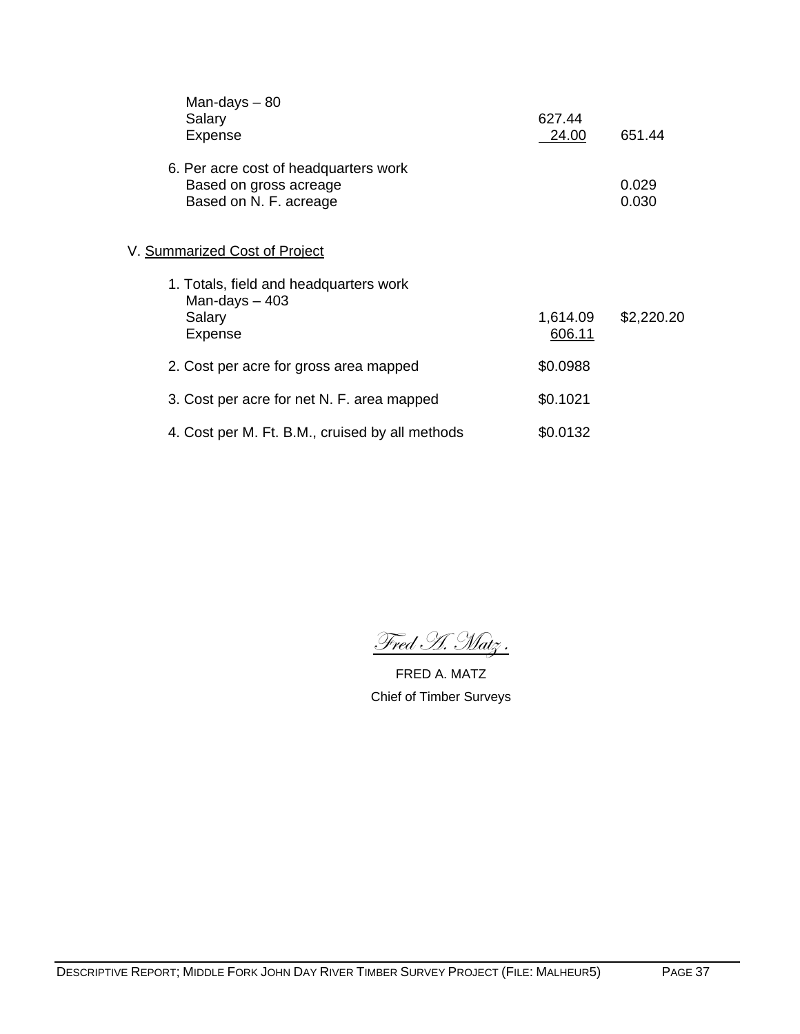| | | |
|---|---|---|
| Man-days – 80 | | |
| Salary | 627.44 | |
| Expense | 24.00 | 651.44 |
| | | |
| 6. Per acre cost of headquarters work | | |
| Based on gross acreage | | 0.029 |
| Based on N. F. acreage | | 0.030 |

V. <u>Summarized Cost of Project</u>

| | | |
|---|---|---|
| 1. Totals, field and headquarters work | | |
| Man-days – 403 | | |
| Salary | 1,614.09 | $2,220.20 |
| Expense | 606.11 | |
| 2. Cost per acre for gross area mapped | $0.0988 | |
| 3. Cost per acre for net N. F. area mapped | $0.1021 | |
| 4. Cost per M. Ft. B.M., cruised by all methods | $0.0132 | |

*Fred A. Matz.*

FRED A. MATZ
Chief of Timber Surveys